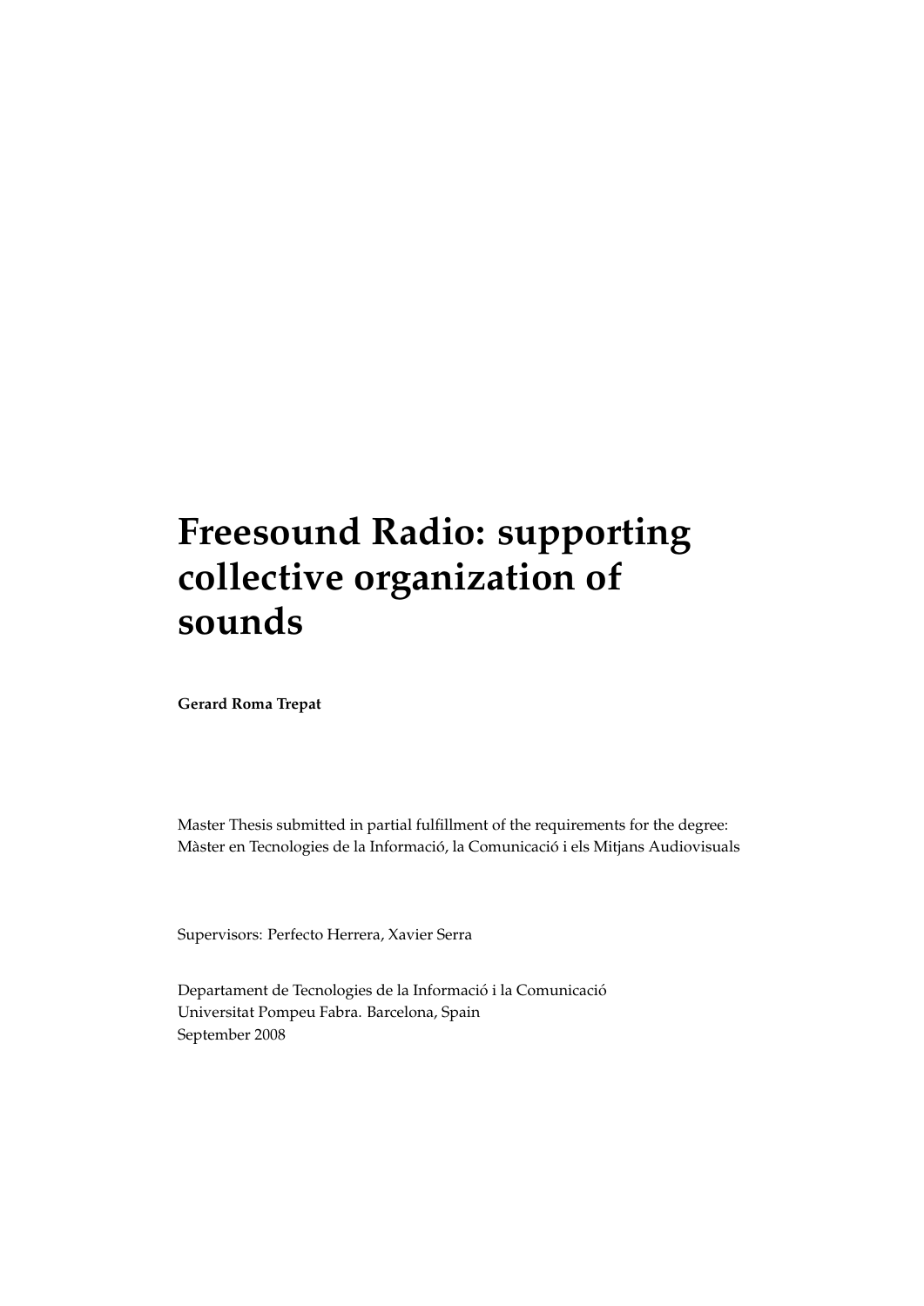# Freesound Radio: supporting collective organization of sounds

**Gerard Roma Trepat**

Master Thesis submitted in partial fulfillment of the requirements for the degree:
Màster en Tecnologies de la Informació, la Comunicació i els Mitjans Audiovisuals

Supervisors: Perfecto Herrera, Xavier Serra

Departament de Tecnologies de la Informació i la Comunicació
Universitat Pompeu Fabra. Barcelona, Spain
September 2008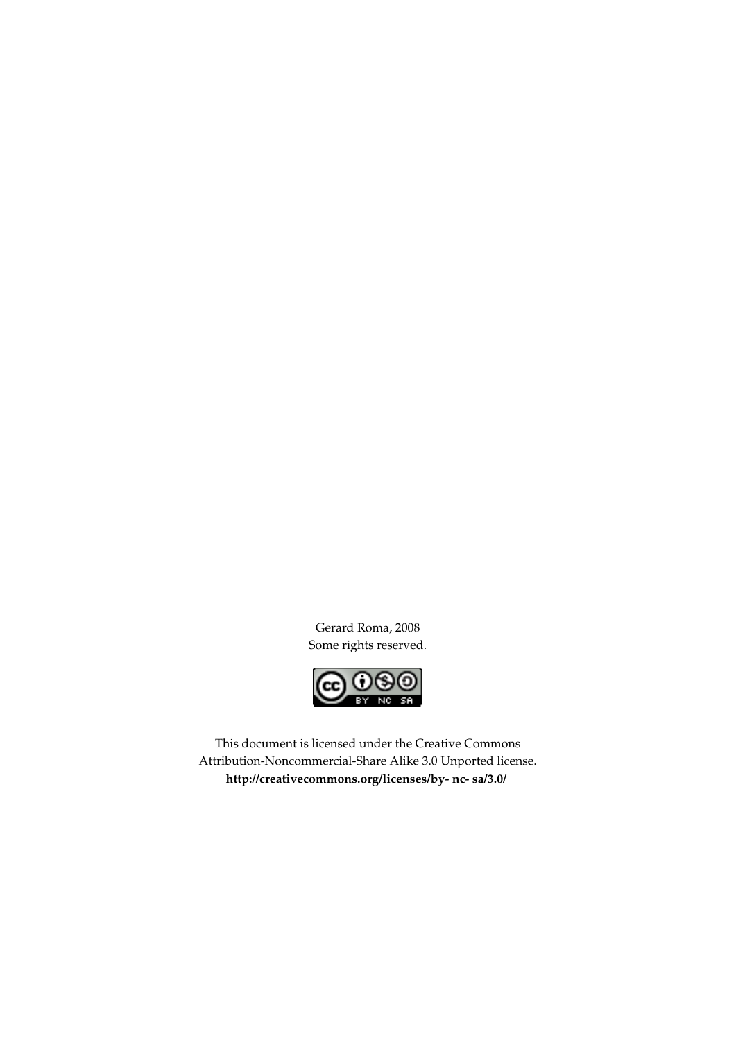Gerard Roma, 2008
Some rights reserved.

This document is licensed under the Creative Commons Attribution-Noncommercial-Share Alike 3.0 Unported license.
**http://creativecommons.org/licenses/by- nc- sa/3.0/**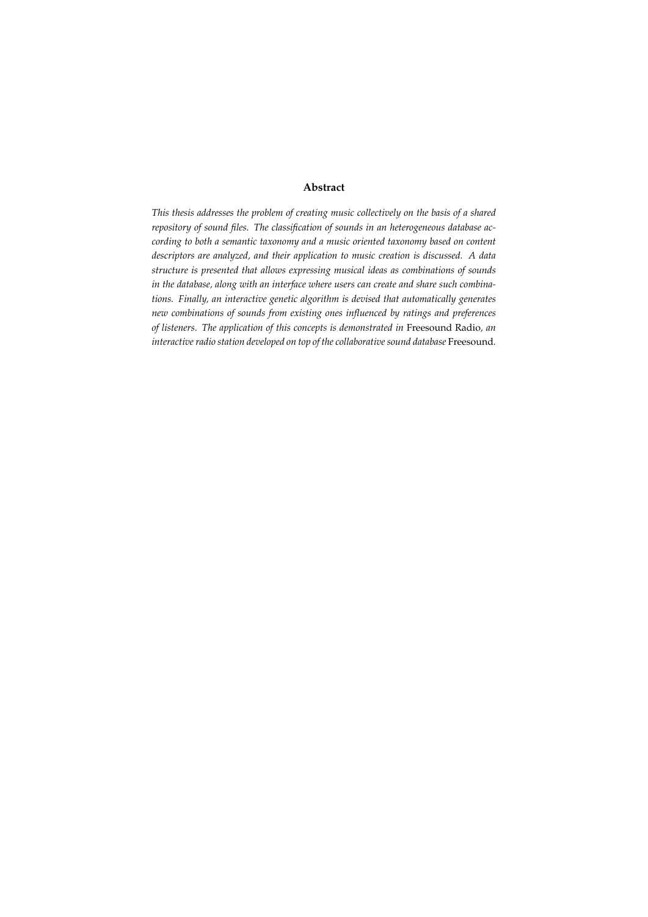**Abstract**

*This thesis addresses the problem of creating music collectively on the basis of a shared repository of sound files. The classification of sounds in an heterogeneous database according to both a semantic taxonomy and a music oriented taxonomy based on content descriptors are analyzed, and their application to music creation is discussed. A data structure is presented that allows expressing musical ideas as combinations of sounds in the database, along with an interface where users can create and share such combinations. Finally, an interactive genetic algorithm is devised that automatically generates new combinations of sounds from existing ones influenced by ratings and preferences of listeners. The application of this concepts is demonstrated in* Freesound Radio*, an interactive radio station developed on top of the collaborative sound database* Freesound.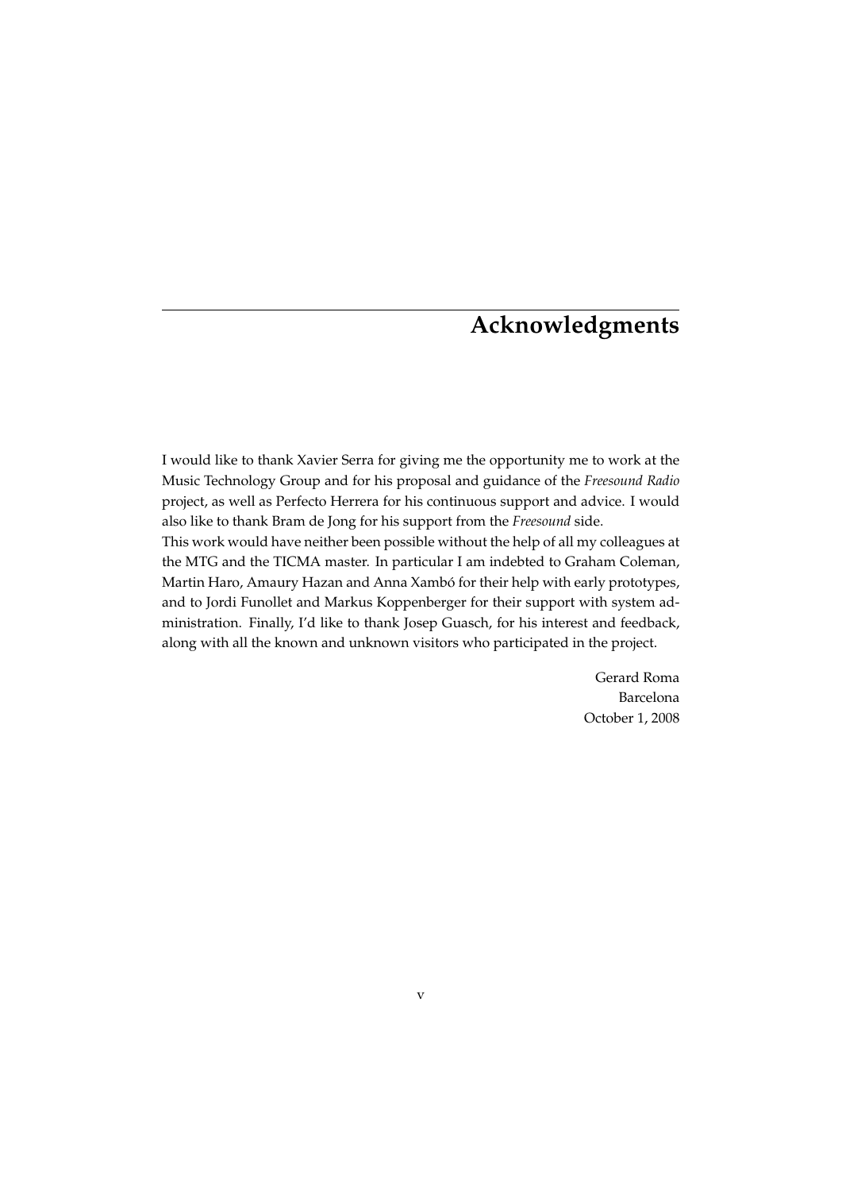# Acknowledgments

I would like to thank Xavier Serra for giving me the opportunity me to work at the Music Technology Group and for his proposal and guidance of the *Freesound Radio* project, as well as Perfecto Herrera for his continuous support and advice. I would also like to thank Bram de Jong for his support from the *Freesound* side.

This work would have neither been possible without the help of all my colleagues at the MTG and the TICMA master. In particular I am indebted to Graham Coleman, Martin Haro, Amaury Hazan and Anna Xambó for their help with early prototypes, and to Jordi Funollet and Markus Koppenberger for their support with system administration. Finally, I'd like to thank Josep Guasch, for his interest and feedback, along with all the known and unknown visitors who participated in the project.

Gerard Roma
Barcelona
October 1, 2008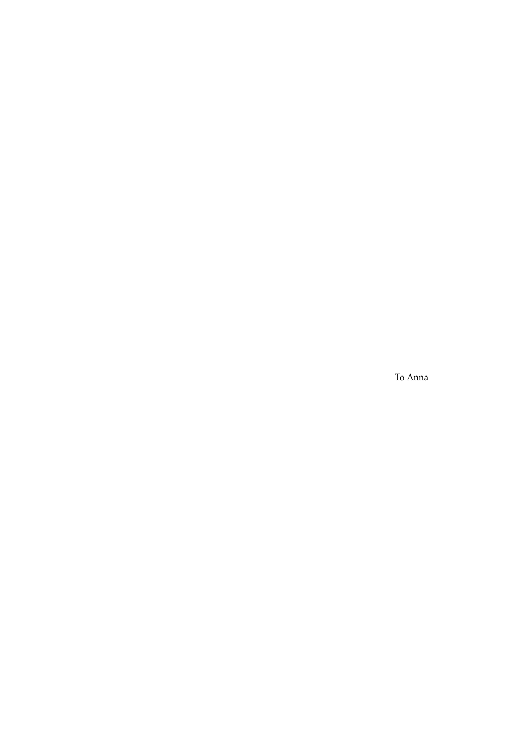To Anna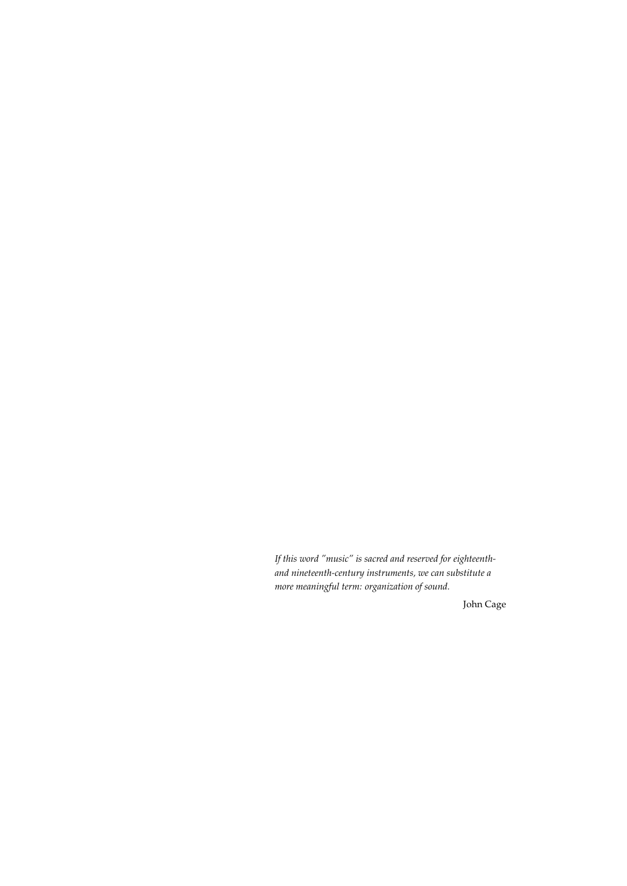*If this word "music" is sacred and reserved for eighteenth- and nineteenth-century instruments, we can substitute a more meaningful term: organization of sound.*

John Cage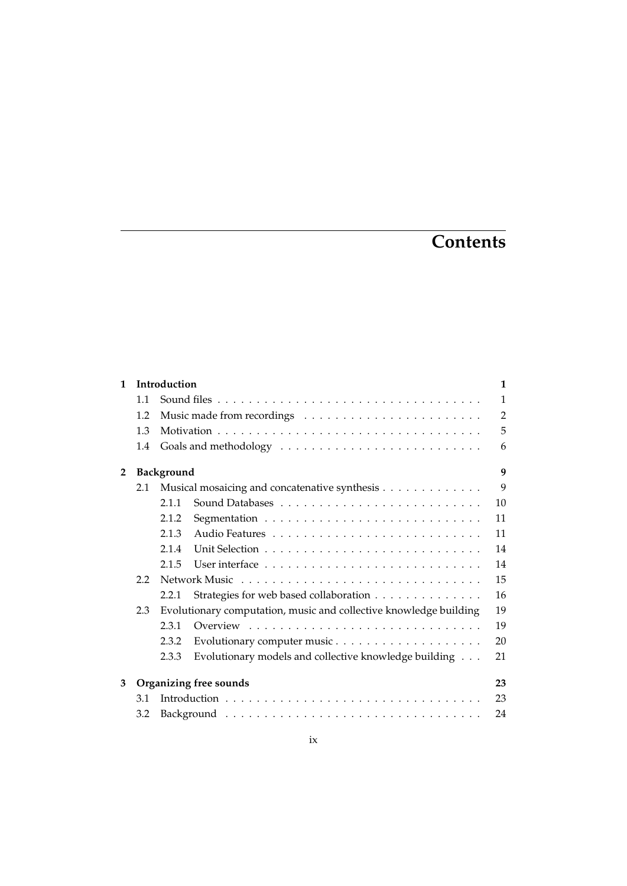# Contents

**1 Introduction** **1**

- 1.1 Sound files . . . 1
- 1.2 Music made from recordings . . . 2
- 1.3 Motivation . . . 5
- 1.4 Goals and methodology . . . 6

**2 Background** **9**

- 2.1 Musical mosaicing and concatenative synthesis . . . 9
  - 2.1.1 Sound Databases . . . 10
  - 2.1.2 Segmentation . . . 11
  - 2.1.3 Audio Features . . . 11
  - 2.1.4 Unit Selection . . . 14
  - 2.1.5 User interface . . . 14
- 2.2 Network Music . . . 15
  - 2.2.1 Strategies for web based collaboration . . . 16
- 2.3 Evolutionary computation, music and collective knowledge building 19
  - 2.3.1 Overview . . . 19
  - 2.3.2 Evolutionary computer music . . . 20
  - 2.3.3 Evolutionary models and collective knowledge building . . . 21

**3 Organizing free sounds** **23**

- 3.1 Introduction . . . 23
- 3.2 Background . . . 24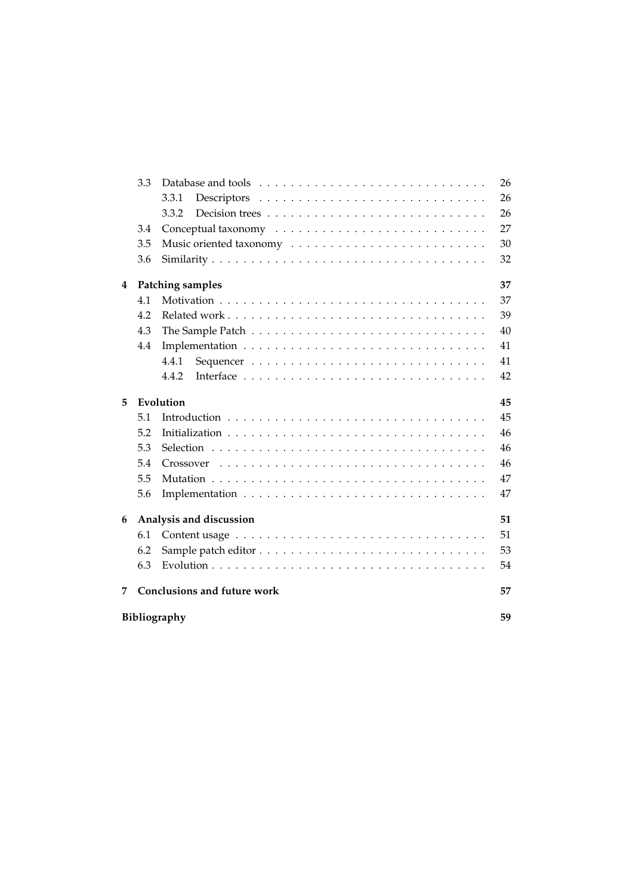3.3 Database and tools . . . . . . . . . . 26
  3.3.1 Descriptors . . . . . . . . . . 26
  3.3.2 Decision trees . . . . . . . . . . 26
3.4 Conceptual taxonomy . . . . . . . . . . 27
3.5 Music oriented taxonomy . . . . . . . . . . 30
3.6 Similarity . . . . . . . . . . 32

**4 Patching samples** **37**
4.1 Motivation . . . . . . . . . . 37
4.2 Related work . . . . . . . . . . 39
4.3 The Sample Patch . . . . . . . . . . 40
4.4 Implementation . . . . . . . . . . 41
  4.4.1 Sequencer . . . . . . . . . . 41
  4.4.2 Interface . . . . . . . . . . 42

**5 Evolution** **45**
5.1 Introduction . . . . . . . . . . 45
5.2 Initialization . . . . . . . . . . 46
5.3 Selection . . . . . . . . . . 46
5.4 Crossover . . . . . . . . . . 46
5.5 Mutation . . . . . . . . . . 47
5.6 Implementation . . . . . . . . . . 47

**6 Analysis and discussion** **51**
6.1 Content usage . . . . . . . . . . 51
6.2 Sample patch editor . . . . . . . . . . 53
6.3 Evolution . . . . . . . . . . 54

**7 Conclusions and future work** **57**

**Bibliography** **59**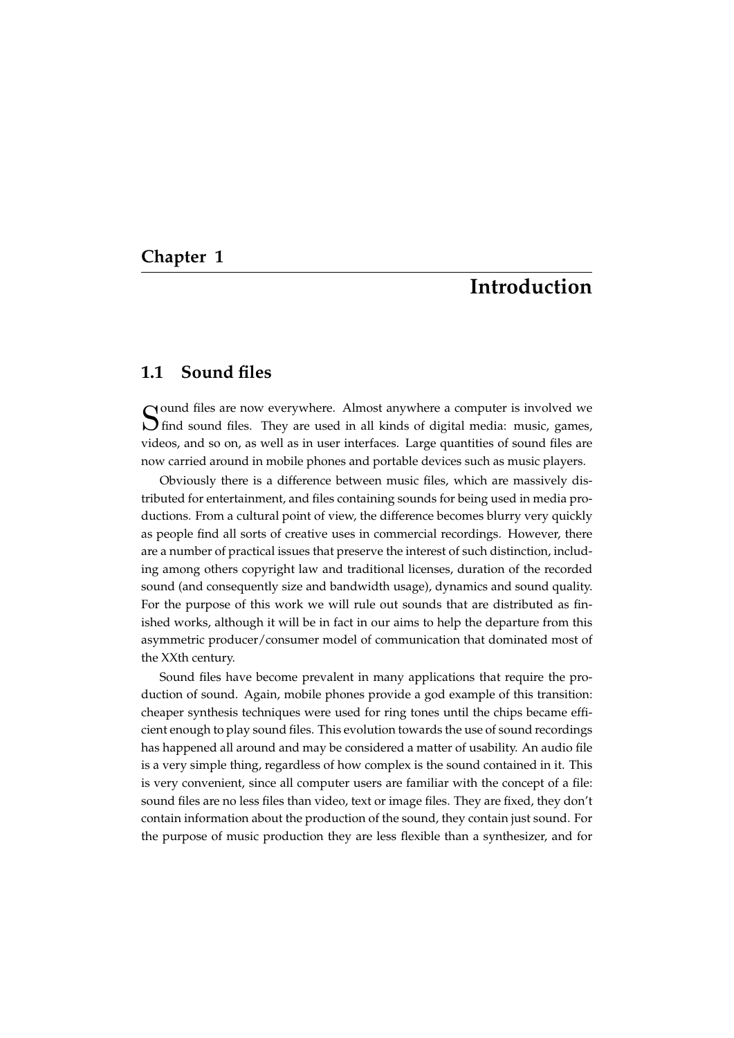# Chapter 1

# Introduction

## 1.1 Sound files

Sound files are now everywhere. Almost anywhere a computer is involved we find sound files. They are used in all kinds of digital media: music, games, videos, and so on, as well as in user interfaces. Large quantities of sound files are now carried around in mobile phones and portable devices such as music players.

Obviously there is a difference between music files, which are massively distributed for entertainment, and files containing sounds for being used in media productions. From a cultural point of view, the difference becomes blurry very quickly as people find all sorts of creative uses in commercial recordings. However, there are a number of practical issues that preserve the interest of such distinction, including among others copyright law and traditional licenses, duration of the recorded sound (and consequently size and bandwidth usage), dynamics and sound quality. For the purpose of this work we will rule out sounds that are distributed as finished works, although it will be in fact in our aims to help the departure from this asymmetric producer/consumer model of communication that dominated most of the XXth century.

Sound files have become prevalent in many applications that require the production of sound. Again, mobile phones provide a god example of this transition: cheaper synthesis techniques were used for ring tones until the chips became efficient enough to play sound files. This evolution towards the use of sound recordings has happened all around and may be considered a matter of usability. An audio file is a very simple thing, regardless of how complex is the sound contained in it. This is very convenient, since all computer users are familiar with the concept of a file: sound files are no less files than video, text or image files. They are fixed, they don't contain information about the production of the sound, they contain just sound. For the purpose of music production they are less flexible than a synthesizer, and for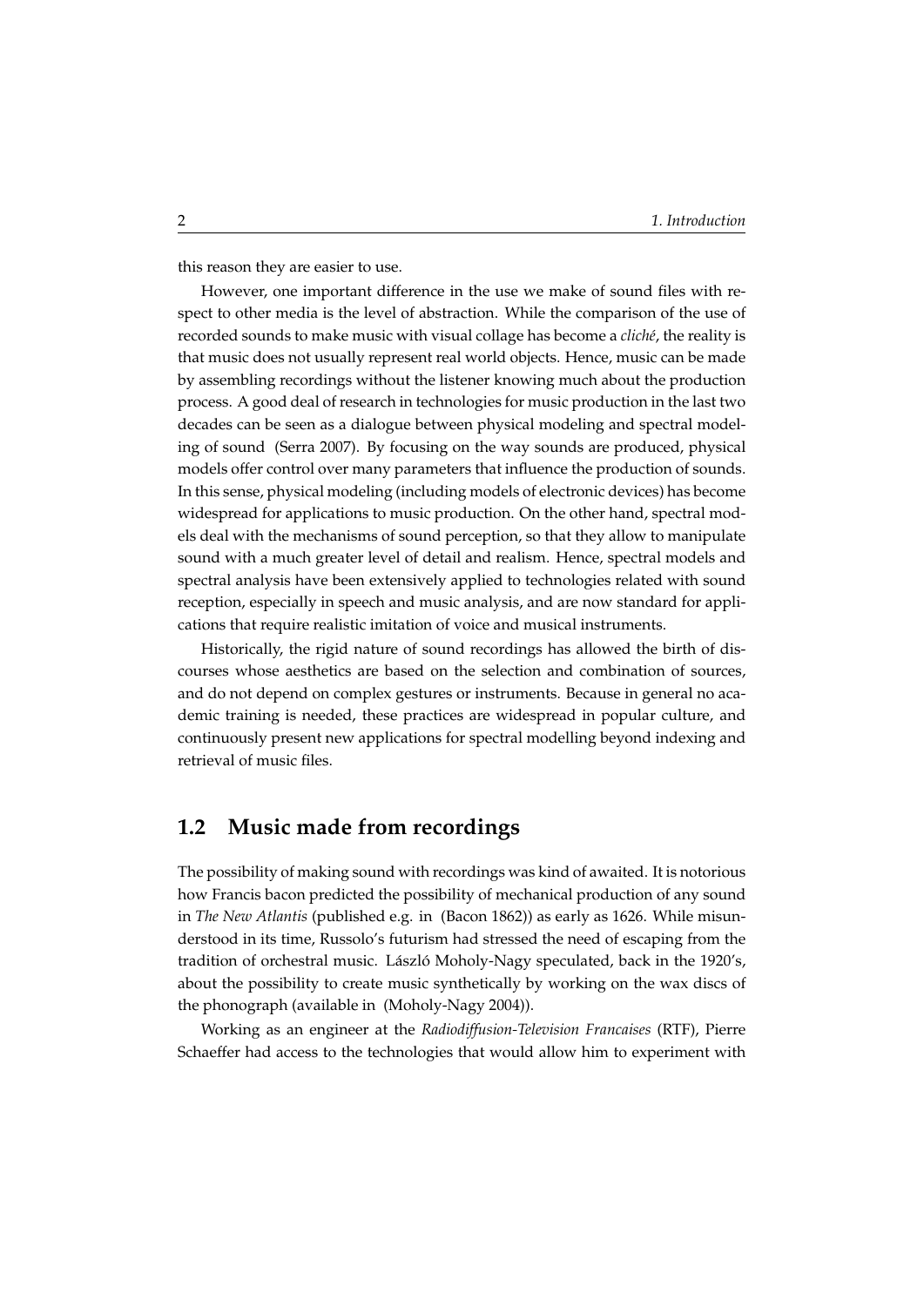this reason they are easier to use.

However, one important difference in the use we make of sound files with respect to other media is the level of abstraction. While the comparison of the use of recorded sounds to make music with visual collage has become a *cliché*, the reality is that music does not usually represent real world objects. Hence, music can be made by assembling recordings without the listener knowing much about the production process. A good deal of research in technologies for music production in the last two decades can be seen as a dialogue between physical modeling and spectral modeling of sound (Serra 2007). By focusing on the way sounds are produced, physical models offer control over many parameters that influence the production of sounds. In this sense, physical modeling (including models of electronic devices) has become widespread for applications to music production. On the other hand, spectral models deal with the mechanisms of sound perception, so that they allow to manipulate sound with a much greater level of detail and realism. Hence, spectral models and spectral analysis have been extensively applied to technologies related with sound reception, especially in speech and music analysis, and are now standard for applications that require realistic imitation of voice and musical instruments.

Historically, the rigid nature of sound recordings has allowed the birth of discourses whose aesthetics are based on the selection and combination of sources, and do not depend on complex gestures or instruments. Because in general no academic training is needed, these practices are widespread in popular culture, and continuously present new applications for spectral modelling beyond indexing and retrieval of music files.

## 1.2 Music made from recordings

The possibility of making sound with recordings was kind of awaited. It is notorious how Francis bacon predicted the possibility of mechanical production of any sound in *The New Atlantis* (published e.g. in (Bacon 1862)) as early as 1626. While misunderstood in its time, Russolo's futurism had stressed the need of escaping from the tradition of orchestral music. László Moholy-Nagy speculated, back in the 1920's, about the possibility to create music synthetically by working on the wax discs of the phonograph (available in (Moholy-Nagy 2004)).

Working as an engineer at the *Radiodiffusion-Television Francaises* (RTF), Pierre Schaeffer had access to the technologies that would allow him to experiment with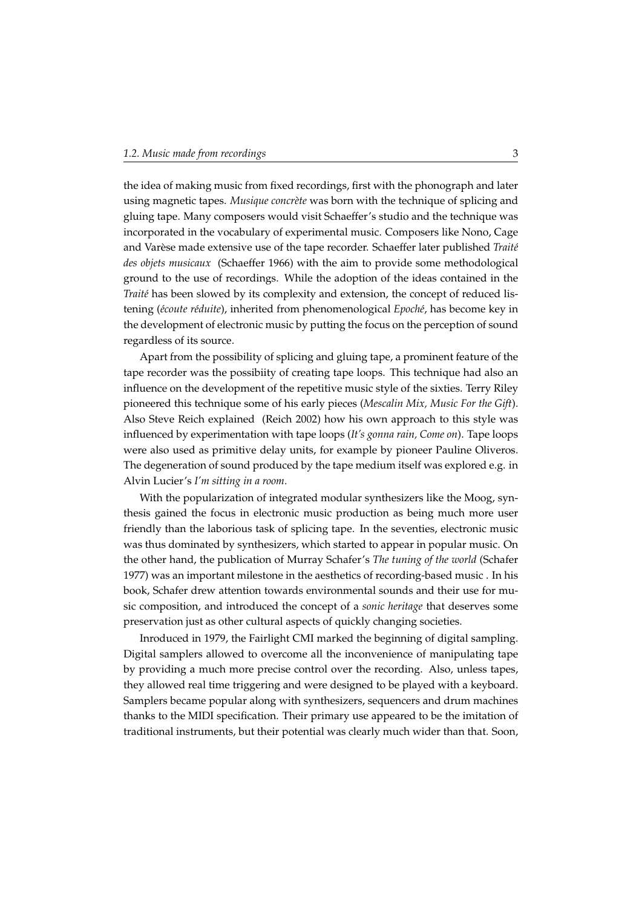the idea of making music from fixed recordings, first with the phonograph and later using magnetic tapes. *Musique concrète* was born with the technique of splicing and gluing tape. Many composers would visit Schaeffer's studio and the technique was incorporated in the vocabulary of experimental music. Composers like Nono, Cage and Varèse made extensive use of the tape recorder. Schaeffer later published *Traité des objets musicaux* (Schaeffer 1966) with the aim to provide some methodological ground to the use of recordings. While the adoption of the ideas contained in the *Traité* has been slowed by its complexity and extension, the concept of reduced listening (*écoute réduite*), inherited from phenomenological *Epoché*, has become key in the development of electronic music by putting the focus on the perception of sound regardless of its source.

Apart from the possibility of splicing and gluing tape, a prominent feature of the tape recorder was the possibiity of creating tape loops. This technique had also an influence on the development of the repetitive music style of the sixties. Terry Riley pioneered this technique some of his early pieces (*Mescalin Mix, Music For the Gift*). Also Steve Reich explained (Reich 2002) how his own approach to this style was influenced by experimentation with tape loops (*It's gonna rain, Come on*). Tape loops were also used as primitive delay units, for example by pioneer Pauline Oliveros. The degeneration of sound produced by the tape medium itself was explored e.g. in Alvin Lucier's *I'm sitting in a room*.

With the popularization of integrated modular synthesizers like the Moog, synthesis gained the focus in electronic music production as being much more user friendly than the laborious task of splicing tape. In the seventies, electronic music was thus dominated by synthesizers, which started to appear in popular music. On the other hand, the publication of Murray Schafer's *The tuning of the world* (Schafer 1977) was an important milestone in the aesthetics of recording-based music . In his book, Schafer drew attention towards environmental sounds and their use for music composition, and introduced the concept of a *sonic heritage* that deserves some preservation just as other cultural aspects of quickly changing societies.

Inroduced in 1979, the Fairlight CMI marked the beginning of digital sampling. Digital samplers allowed to overcome all the inconvenience of manipulating tape by providing a much more precise control over the recording. Also, unless tapes, they allowed real time triggering and were designed to be played with a keyboard. Samplers became popular along with synthesizers, sequencers and drum machines thanks to the MIDI specification. Their primary use appeared to be the imitation of traditional instruments, but their potential was clearly much wider than that. Soon,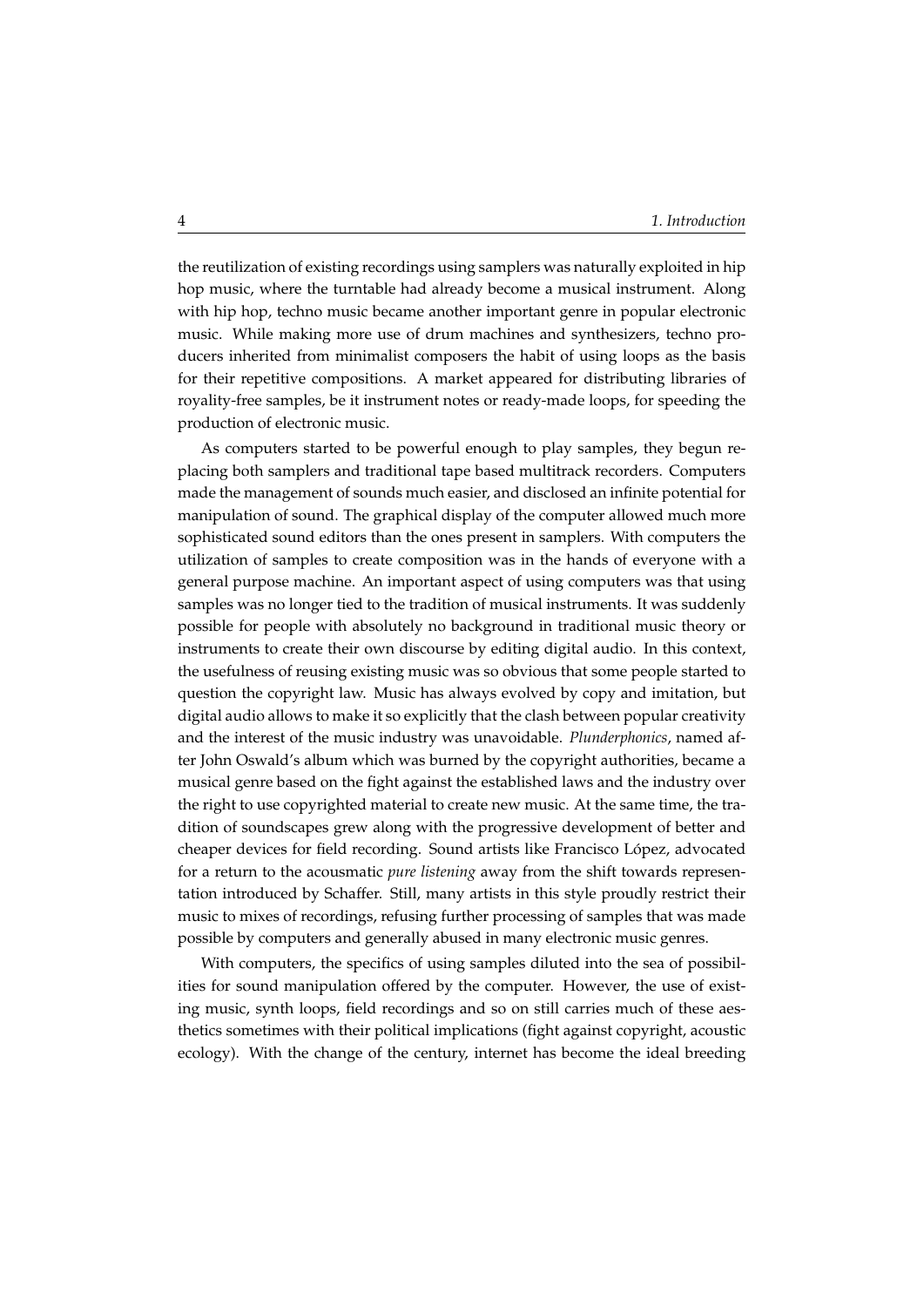the reutilization of existing recordings using samplers was naturally exploited in hip hop music, where the turntable had already become a musical instrument. Along with hip hop, techno music became another important genre in popular electronic music. While making more use of drum machines and synthesizers, techno producers inherited from minimalist composers the habit of using loops as the basis for their repetitive compositions. A market appeared for distributing libraries of royality-free samples, be it instrument notes or ready-made loops, for speeding the production of electronic music.

As computers started to be powerful enough to play samples, they begun replacing both samplers and traditional tape based multitrack recorders. Computers made the management of sounds much easier, and disclosed an infinite potential for manipulation of sound. The graphical display of the computer allowed much more sophisticated sound editors than the ones present in samplers. With computers the utilization of samples to create composition was in the hands of everyone with a general purpose machine. An important aspect of using computers was that using samples was no longer tied to the tradition of musical instruments. It was suddenly possible for people with absolutely no background in traditional music theory or instruments to create their own discourse by editing digital audio. In this context, the usefulness of reusing existing music was so obvious that some people started to question the copyright law. Music has always evolved by copy and imitation, but digital audio allows to make it so explicitly that the clash between popular creativity and the interest of the music industry was unavoidable. *Plunderphonics*, named after John Oswald's album which was burned by the copyright authorities, became a musical genre based on the fight against the established laws and the industry over the right to use copyrighted material to create new music. At the same time, the tradition of soundscapes grew along with the progressive development of better and cheaper devices for field recording. Sound artists like Francisco López, advocated for a return to the acousmatic *pure listening* away from the shift towards representation introduced by Schaffer. Still, many artists in this style proudly restrict their music to mixes of recordings, refusing further processing of samples that was made possible by computers and generally abused in many electronic music genres.

With computers, the specifics of using samples diluted into the sea of possibilities for sound manipulation offered by the computer. However, the use of existing music, synth loops, field recordings and so on still carries much of these aesthetics sometimes with their political implications (fight against copyright, acoustic ecology). With the change of the century, internet has become the ideal breeding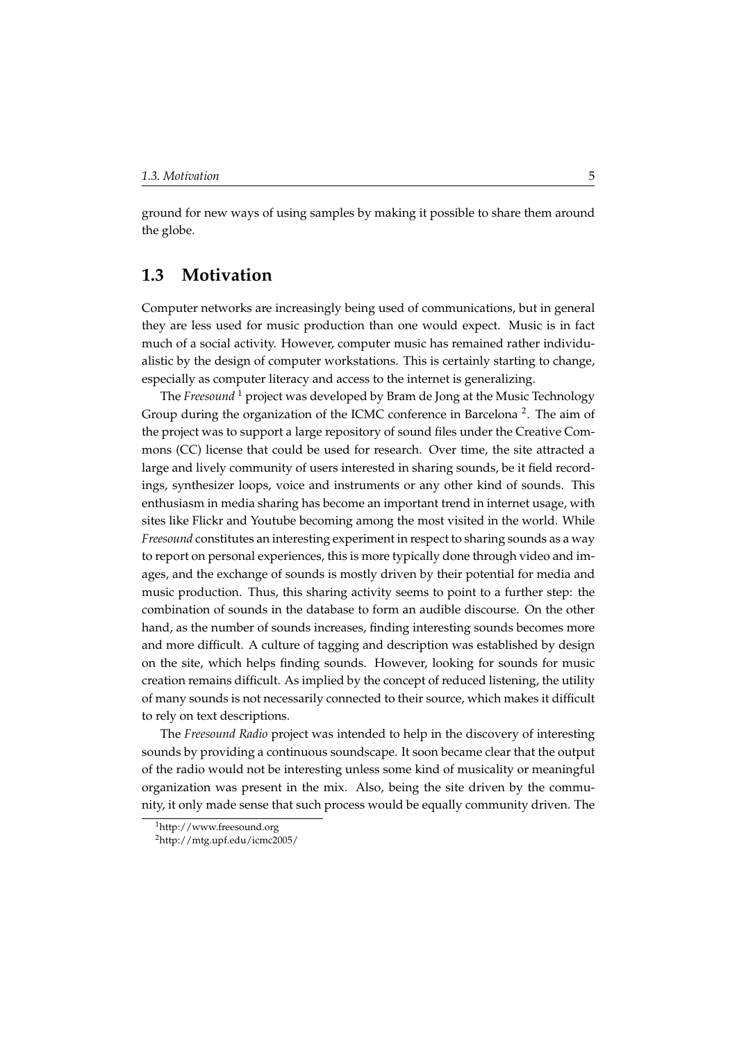ground for new ways of using samples by making it possible to share them around the globe.

## 1.3 Motivation

Computer networks are increasingly being used of communications, but in general they are less used for music production than one would expect. Music is in fact much of a social activity. However, computer music has remained rather individualistic by the design of computer workstations. This is certainly starting to change, especially as computer literacy and access to the internet is generalizing.

The *Freesound* [1] project was developed by Bram de Jong at the Music Technology Group during the organization of the ICMC conference in Barcelona [2]. The aim of the project was to support a large repository of sound files under the Creative Commons (CC) license that could be used for research. Over time, the site attracted a large and lively community of users interested in sharing sounds, be it field recordings, synthesizer loops, voice and instruments or any other kind of sounds. This enthusiasm in media sharing has become an important trend in internet usage, with sites like Flickr and Youtube becoming among the most visited in the world. While *Freesound* constitutes an interesting experiment in respect to sharing sounds as a way to report on personal experiences, this is more typically done through video and images, and the exchange of sounds is mostly driven by their potential for media and music production. Thus, this sharing activity seems to point to a further step: the combination of sounds in the database to form an audible discourse. On the other hand, as the number of sounds increases, finding interesting sounds becomes more and more difficult. A culture of tagging and description was established by design on the site, which helps finding sounds. However, looking for sounds for music creation remains difficult. As implied by the concept of reduced listening, the utility of many sounds is not necessarily connected to their source, which makes it difficult to rely on text descriptions.

The *Freesound Radio* project was intended to help in the discovery of interesting sounds by providing a continuous soundscape. It soon became clear that the output of the radio would not be interesting unless some kind of musicality or meaningful organization was present in the mix. Also, being the site driven by the community, it only made sense that such process would be equally community driven. The

[1] http://www.freesound.org

[2] http://mtg.upf.edu/icmc2005/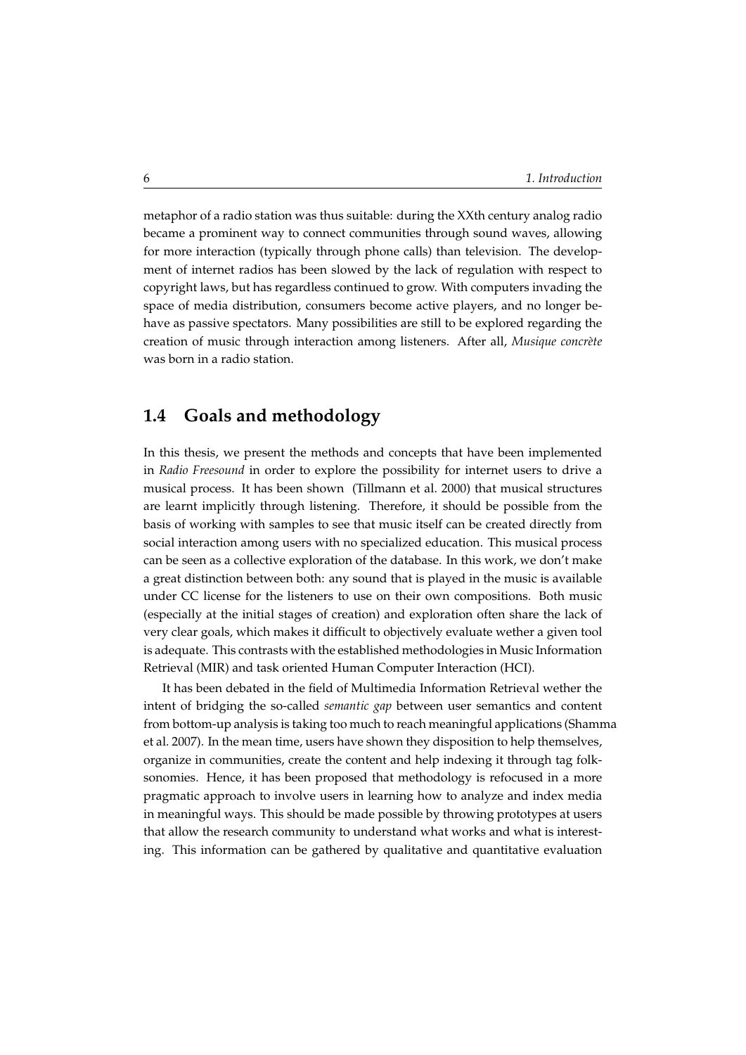metaphor of a radio station was thus suitable: during the XXth century analog radio became a prominent way to connect communities through sound waves, allowing for more interaction (typically through phone calls) than television. The development of internet radios has been slowed by the lack of regulation with respect to copyright laws, but has regardless continued to grow. With computers invading the space of media distribution, consumers become active players, and no longer behave as passive spectators. Many possibilities are still to be explored regarding the creation of music through interaction among listeners. After all, *Musique concrète* was born in a radio station.

## 1.4 Goals and methodology

In this thesis, we present the methods and concepts that have been implemented in *Radio Freesound* in order to explore the possibility for internet users to drive a musical process. It has been shown (Tillmann et al. 2000) that musical structures are learnt implicitly through listening. Therefore, it should be possible from the basis of working with samples to see that music itself can be created directly from social interaction among users with no specialized education. This musical process can be seen as a collective exploration of the database. In this work, we don't make a great distinction between both: any sound that is played in the music is available under CC license for the listeners to use on their own compositions. Both music (especially at the initial stages of creation) and exploration often share the lack of very clear goals, which makes it difficult to objectively evaluate wether a given tool is adequate. This contrasts with the established methodologies in Music Information Retrieval (MIR) and task oriented Human Computer Interaction (HCI).

It has been debated in the field of Multimedia Information Retrieval wether the intent of bridging the so-called *semantic gap* between user semantics and content from bottom-up analysis is taking too much to reach meaningful applications (Shamma et al. 2007). In the mean time, users have shown they disposition to help themselves, organize in communities, create the content and help indexing it through tag folksonomies. Hence, it has been proposed that methodology is refocused in a more pragmatic approach to involve users in learning how to analyze and index media in meaningful ways. This should be made possible by throwing prototypes at users that allow the research community to understand what works and what is interesting. This information can be gathered by qualitative and quantitative evaluation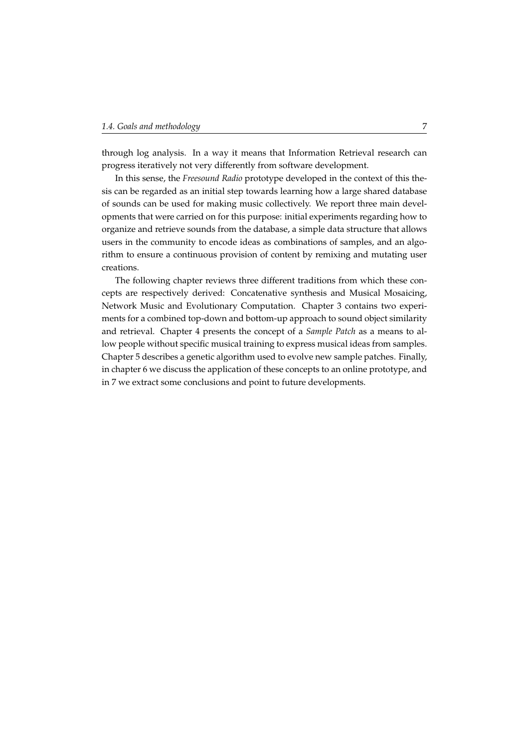through log analysis. In a way it means that Information Retrieval research can progress iteratively not very differently from software development.

In this sense, the *Freesound Radio* prototype developed in the context of this thesis can be regarded as an initial step towards learning how a large shared database of sounds can be used for making music collectively. We report three main developments that were carried on for this purpose: initial experiments regarding how to organize and retrieve sounds from the database, a simple data structure that allows users in the community to encode ideas as combinations of samples, and an algorithm to ensure a continuous provision of content by remixing and mutating user creations.

The following chapter reviews three different traditions from which these concepts are respectively derived: Concatenative synthesis and Musical Mosaicing, Network Music and Evolutionary Computation. Chapter 3 contains two experiments for a combined top-down and bottom-up approach to sound object similarity and retrieval. Chapter 4 presents the concept of a *Sample Patch* as a means to allow people without specific musical training to express musical ideas from samples. Chapter 5 describes a genetic algorithm used to evolve new sample patches. Finally, in chapter 6 we discuss the application of these concepts to an online prototype, and in 7 we extract some conclusions and point to future developments.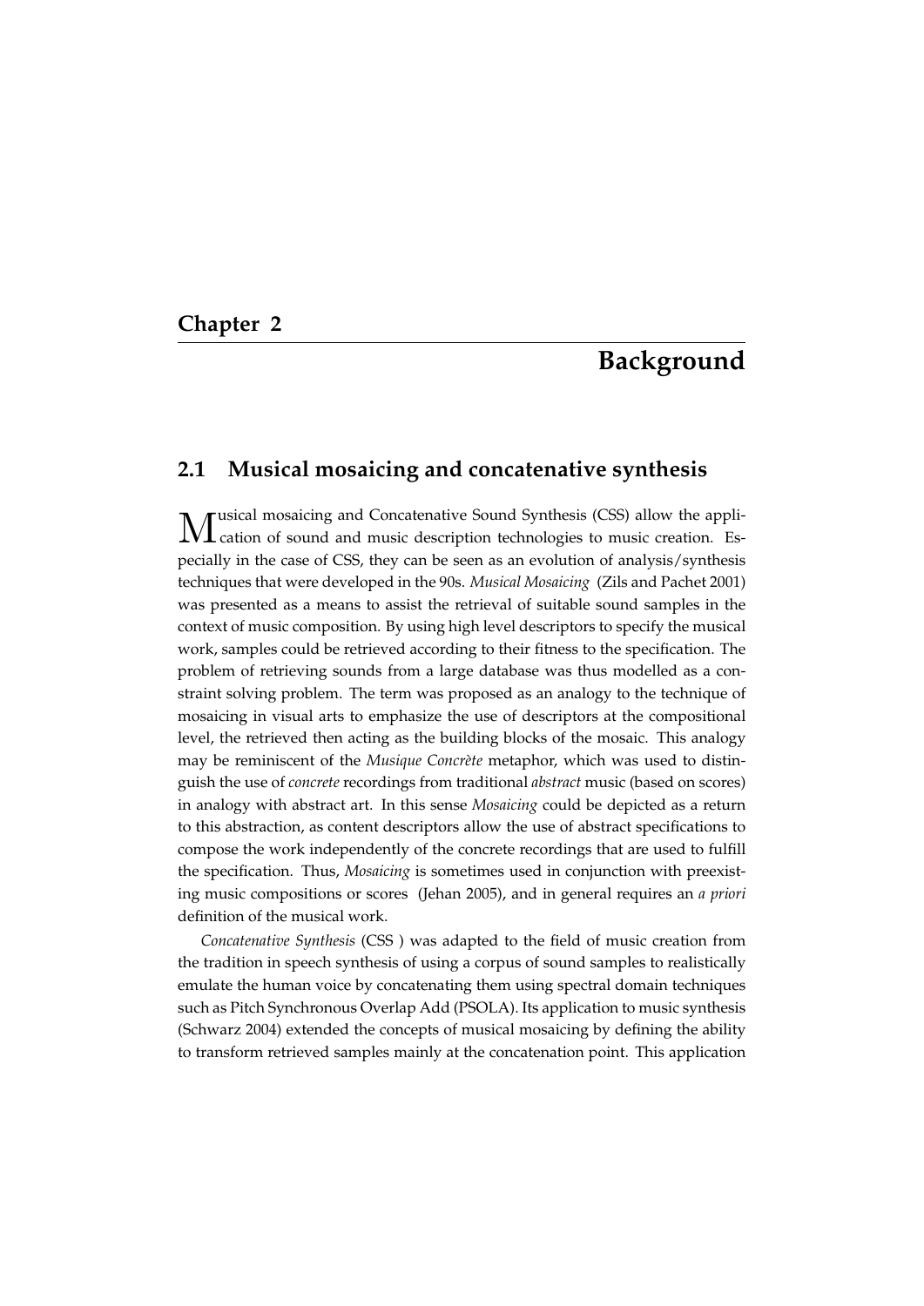# Chapter 2

# Background

## 2.1 Musical mosaicing and concatenative synthesis

Musical mosaicing and Concatenative Sound Synthesis (CSS) allow the application of sound and music description technologies to music creation. Especially in the case of CSS, they can be seen as an evolution of analysis/synthesis techniques that were developed in the 90s. *Musical Mosaicing* (Zils and Pachet 2001) was presented as a means to assist the retrieval of suitable sound samples in the context of music composition. By using high level descriptors to specify the musical work, samples could be retrieved according to their fitness to the specification. The problem of retrieving sounds from a large database was thus modelled as a constraint solving problem. The term was proposed as an analogy to the technique of mosaicing in visual arts to emphasize the use of descriptors at the compositional level, the retrieved then acting as the building blocks of the mosaic. This analogy may be reminiscent of the *Musique Concrète* metaphor, which was used to distinguish the use of *concrete* recordings from traditional *abstract* music (based on scores) in analogy with abstract art. In this sense *Mosaicing* could be depicted as a return to this abstraction, as content descriptors allow the use of abstract specifications to compose the work independently of the concrete recordings that are used to fulfill the specification. Thus, *Mosaicing* is sometimes used in conjunction with preexisting music compositions or scores (Jehan 2005), and in general requires an *a priori* definition of the musical work.

*Concatenative Synthesis* (CSS ) was adapted to the field of music creation from the tradition in speech synthesis of using a corpus of sound samples to realistically emulate the human voice by concatenating them using spectral domain techniques such as Pitch Synchronous Overlap Add (PSOLA). Its application to music synthesis (Schwarz 2004) extended the concepts of musical mosaicing by defining the ability to transform retrieved samples mainly at the concatenation point. This application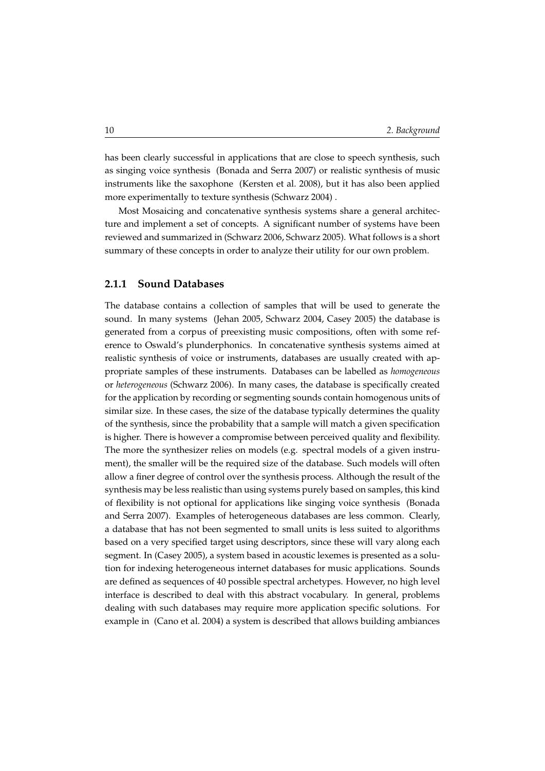has been clearly successful in applications that are close to speech synthesis, such as singing voice synthesis (Bonada and Serra 2007) or realistic synthesis of music instruments like the saxophone (Kersten et al. 2008), but it has also been applied more experimentally to texture synthesis (Schwarz 2004) .

Most Mosaicing and concatenative synthesis systems share a general architecture and implement a set of concepts. A significant number of systems have been reviewed and summarized in (Schwarz 2006, Schwarz 2005). What follows is a short summary of these concepts in order to analyze their utility for our own problem.

### 2.1.1 Sound Databases

The database contains a collection of samples that will be used to generate the sound. In many systems (Jehan 2005, Schwarz 2004, Casey 2005) the database is generated from a corpus of preexisting music compositions, often with some reference to Oswald's plunderphonics. In concatenative synthesis systems aimed at realistic synthesis of voice or instruments, databases are usually created with appropriate samples of these instruments. Databases can be labelled as *homogeneous* or *heterogeneous* (Schwarz 2006). In many cases, the database is specifically created for the application by recording or segmenting sounds contain homogenous units of similar size. In these cases, the size of the database typically determines the quality of the synthesis, since the probability that a sample will match a given specification is higher. There is however a compromise between perceived quality and flexibility. The more the synthesizer relies on models (e.g. spectral models of a given instrument), the smaller will be the required size of the database. Such models will often allow a finer degree of control over the synthesis process. Although the result of the synthesis may be less realistic than using systems purely based on samples, this kind of flexibility is not optional for applications like singing voice synthesis (Bonada and Serra 2007). Examples of heterogeneous databases are less common. Clearly, a database that has not been segmented to small units is less suited to algorithms based on a very specified target using descriptors, since these will vary along each segment. In (Casey 2005), a system based in acoustic lexemes is presented as a solution for indexing heterogeneous internet databases for music applications. Sounds are defined as sequences of 40 possible spectral archetypes. However, no high level interface is described to deal with this abstract vocabulary. In general, problems dealing with such databases may require more application specific solutions. For example in (Cano et al. 2004) a system is described that allows building ambiances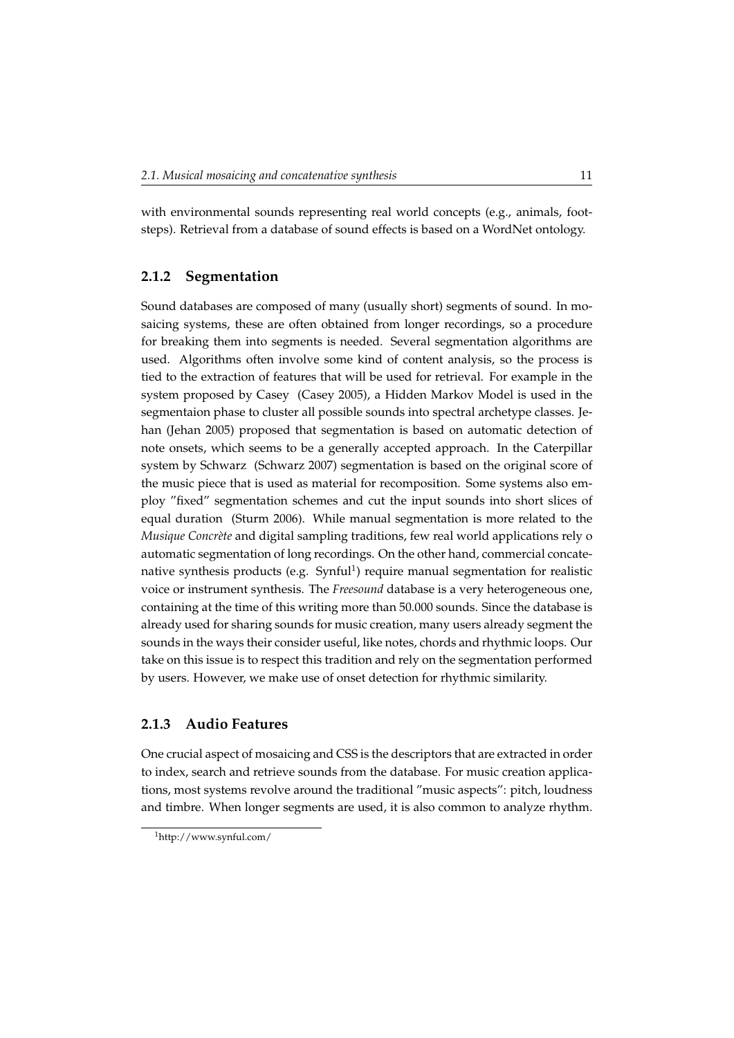with environmental sounds representing real world concepts (e.g., animals, footsteps). Retrieval from a database of sound effects is based on a WordNet ontology.

### 2.1.2 Segmentation

Sound databases are composed of many (usually short) segments of sound. In mosaicing systems, these are often obtained from longer recordings, so a procedure for breaking them into segments is needed. Several segmentation algorithms are used. Algorithms often involve some kind of content analysis, so the process is tied to the extraction of features that will be used for retrieval. For example in the system proposed by Casey (Casey 2005), a Hidden Markov Model is used in the segmentaion phase to cluster all possible sounds into spectral archetype classes. Jehan (Jehan 2005) proposed that segmentation is based on automatic detection of note onsets, which seems to be a generally accepted approach. In the Caterpillar system by Schwarz (Schwarz 2007) segmentation is based on the original score of the music piece that is used as material for recomposition. Some systems also employ "fixed" segmentation schemes and cut the input sounds into short slices of equal duration (Sturm 2006). While manual segmentation is more related to the *Musique Concrète* and digital sampling traditions, few real world applications rely o automatic segmentation of long recordings. On the other hand, commercial concatenative synthesis products (e.g. Synful[1]) require manual segmentation for realistic voice or instrument synthesis. The *Freesound* database is a very heterogeneous one, containing at the time of this writing more than 50.000 sounds. Since the database is already used for sharing sounds for music creation, many users already segment the sounds in the ways their consider useful, like notes, chords and rhythmic loops. Our take on this issue is to respect this tradition and rely on the segmentation performed by users. However, we make use of onset detection for rhythmic similarity.

### 2.1.3 Audio Features

One crucial aspect of mosaicing and CSS is the descriptors that are extracted in order to index, search and retrieve sounds from the database. For music creation applications, most systems revolve around the traditional "music aspects": pitch, loudness and timbre. When longer segments are used, it is also common to analyze rhythm.

[1] http://www.synful.com/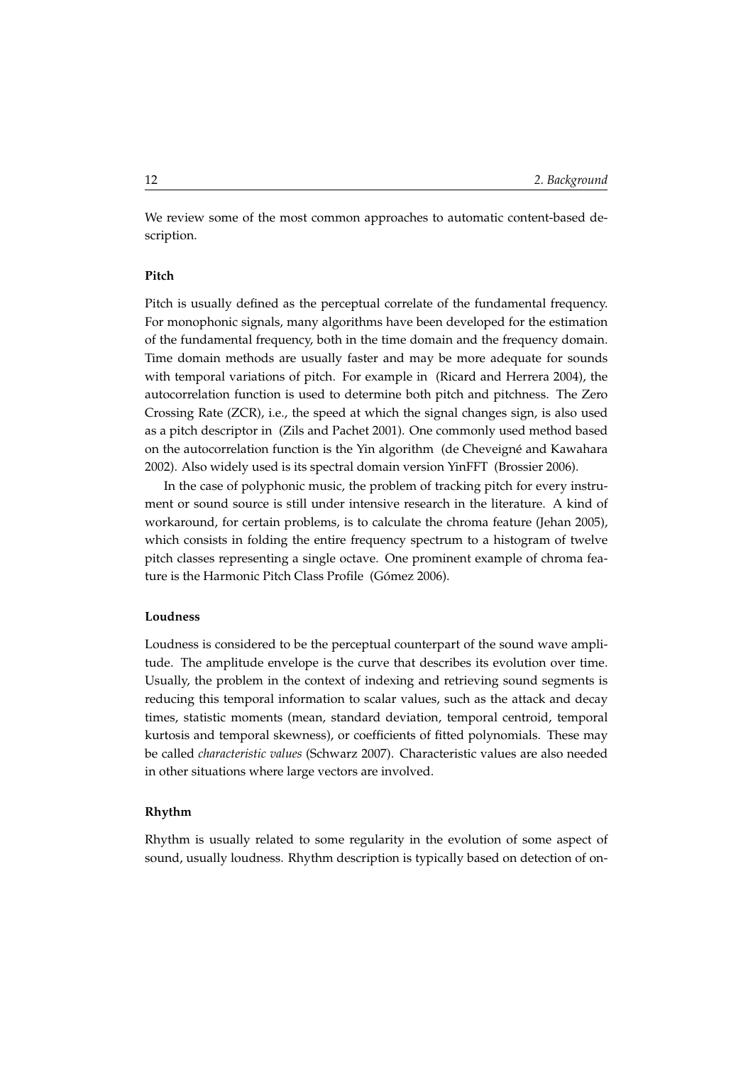We review some of the most common approaches to automatic content-based description.

### Pitch

Pitch is usually defined as the perceptual correlate of the fundamental frequency. For monophonic signals, many algorithms have been developed for the estimation of the fundamental frequency, both in the time domain and the frequency domain. Time domain methods are usually faster and may be more adequate for sounds with temporal variations of pitch. For example in (Ricard and Herrera 2004), the autocorrelation function is used to determine both pitch and pitchness. The Zero Crossing Rate (ZCR), i.e., the speed at which the signal changes sign, is also used as a pitch descriptor in (Zils and Pachet 2001). One commonly used method based on the autocorrelation function is the Yin algorithm (de Cheveigné and Kawahara 2002). Also widely used is its spectral domain version YinFFT (Brossier 2006).

In the case of polyphonic music, the problem of tracking pitch for every instrument or sound source is still under intensive research in the literature. A kind of workaround, for certain problems, is to calculate the chroma feature (Jehan 2005), which consists in folding the entire frequency spectrum to a histogram of twelve pitch classes representing a single octave. One prominent example of chroma feature is the Harmonic Pitch Class Profile (Gómez 2006).

### Loudness

Loudness is considered to be the perceptual counterpart of the sound wave amplitude. The amplitude envelope is the curve that describes its evolution over time. Usually, the problem in the context of indexing and retrieving sound segments is reducing this temporal information to scalar values, such as the attack and decay times, statistic moments (mean, standard deviation, temporal centroid, temporal kurtosis and temporal skewness), or coefficients of fitted polynomials. These may be called *characteristic values* (Schwarz 2007). Characteristic values are also needed in other situations where large vectors are involved.

### Rhythm

Rhythm is usually related to some regularity in the evolution of some aspect of sound, usually loudness. Rhythm description is typically based on detection of on-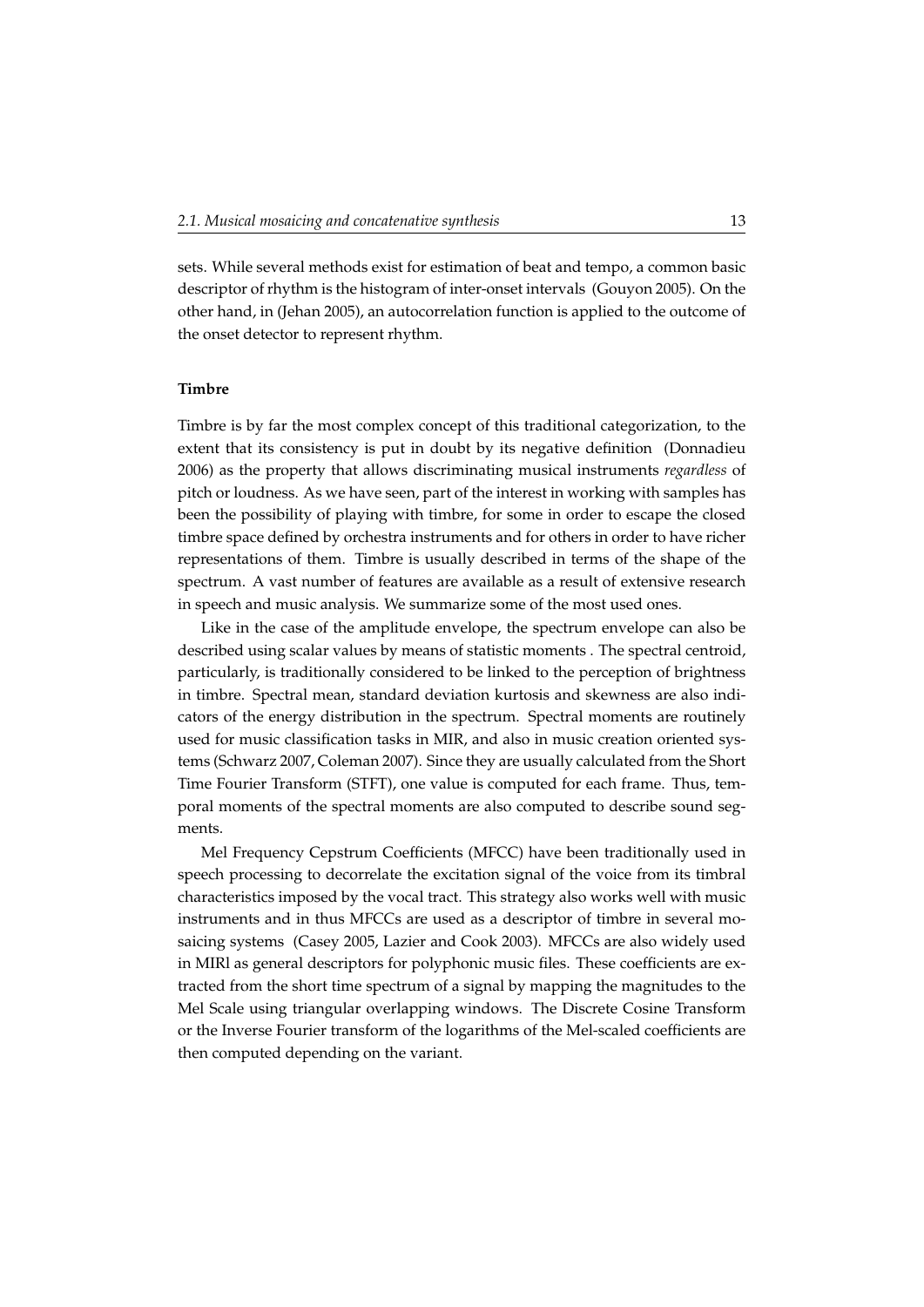sets. While several methods exist for estimation of beat and tempo, a common basic descriptor of rhythm is the histogram of inter-onset intervals (Gouyon 2005). On the other hand, in (Jehan 2005), an autocorrelation function is applied to the outcome of the onset detector to represent rhythm.

#### Timbre

Timbre is by far the most complex concept of this traditional categorization, to the extent that its consistency is put in doubt by its negative definition (Donnadieu 2006) as the property that allows discriminating musical instruments *regardless* of pitch or loudness. As we have seen, part of the interest in working with samples has been the possibility of playing with timbre, for some in order to escape the closed timbre space defined by orchestra instruments and for others in order to have richer representations of them. Timbre is usually described in terms of the shape of the spectrum. A vast number of features are available as a result of extensive research in speech and music analysis. We summarize some of the most used ones.

Like in the case of the amplitude envelope, the spectrum envelope can also be described using scalar values by means of statistic moments . The spectral centroid, particularly, is traditionally considered to be linked to the perception of brightness in timbre. Spectral mean, standard deviation kurtosis and skewness are also indicators of the energy distribution in the spectrum. Spectral moments are routinely used for music classification tasks in MIR, and also in music creation oriented systems (Schwarz 2007, Coleman 2007). Since they are usually calculated from the Short Time Fourier Transform (STFT), one value is computed for each frame. Thus, temporal moments of the spectral moments are also computed to describe sound segments.

Mel Frequency Cepstrum Coefficients (MFCC) have been traditionally used in speech processing to decorrelate the excitation signal of the voice from its timbral characteristics imposed by the vocal tract. This strategy also works well with music instruments and in thus MFCCs are used as a descriptor of timbre in several mosaicing systems (Casey 2005, Lazier and Cook 2003). MFCCs are also widely used in MIRl as general descriptors for polyphonic music files. These coefficients are extracted from the short time spectrum of a signal by mapping the magnitudes to the Mel Scale using triangular overlapping windows. The Discrete Cosine Transform or the Inverse Fourier transform of the logarithms of the Mel-scaled coefficients are then computed depending on the variant.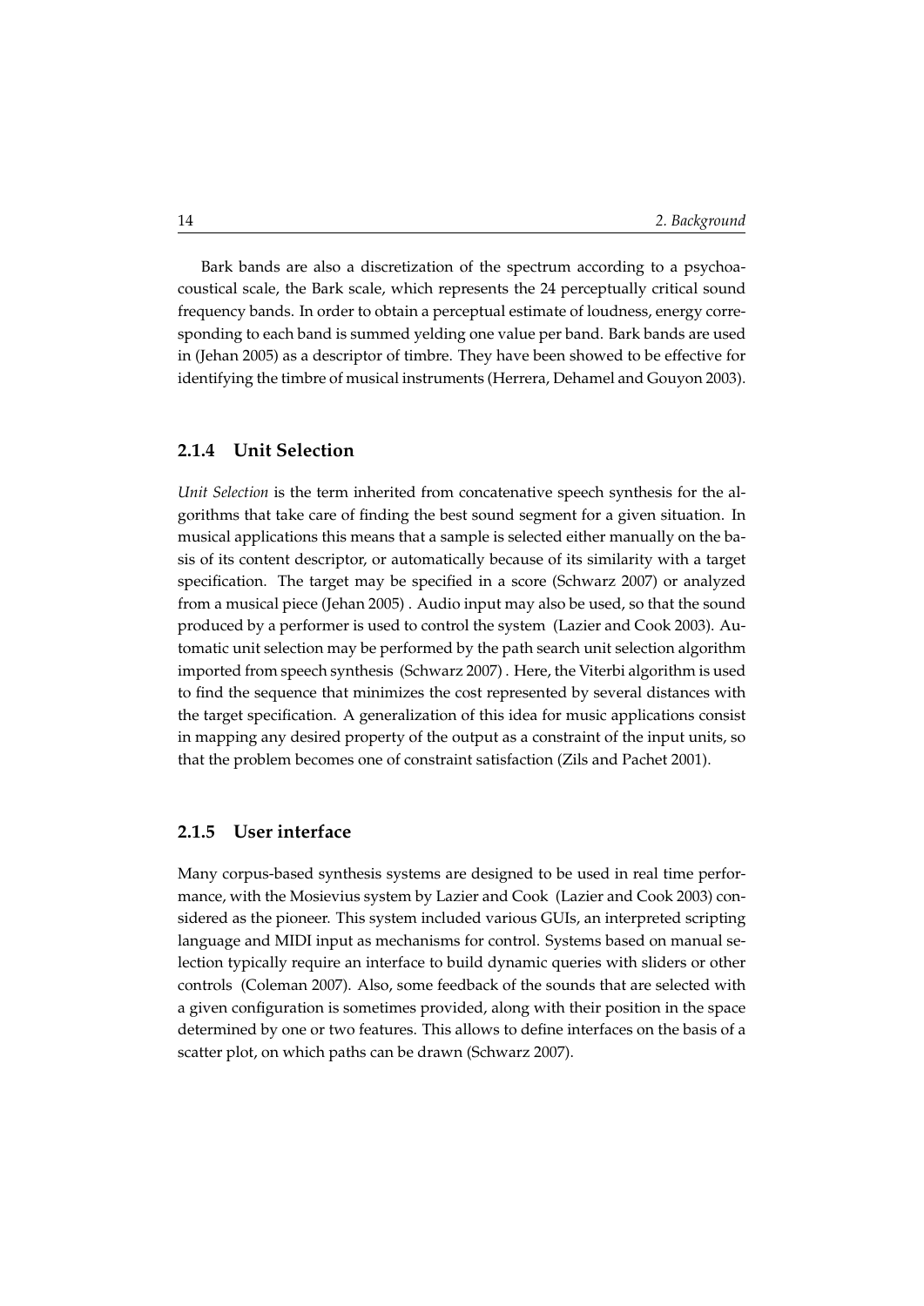Bark bands are also a discretization of the spectrum according to a psychoacoustical scale, the Bark scale, which represents the 24 perceptually critical sound frequency bands. In order to obtain a perceptual estimate of loudness, energy corresponding to each band is summed yelding one value per band. Bark bands are used in (Jehan 2005) as a descriptor of timbre. They have been showed to be effective for identifying the timbre of musical instruments (Herrera, Dehamel and Gouyon 2003).

### 2.1.4 Unit Selection

*Unit Selection* is the term inherited from concatenative speech synthesis for the algorithms that take care of finding the best sound segment for a given situation. In musical applications this means that a sample is selected either manually on the basis of its content descriptor, or automatically because of its similarity with a target specification. The target may be specified in a score (Schwarz 2007) or analyzed from a musical piece (Jehan 2005) . Audio input may also be used, so that the sound produced by a performer is used to control the system (Lazier and Cook 2003). Automatic unit selection may be performed by the path search unit selection algorithm imported from speech synthesis (Schwarz 2007) . Here, the Viterbi algorithm is used to find the sequence that minimizes the cost represented by several distances with the target specification. A generalization of this idea for music applications consist in mapping any desired property of the output as a constraint of the input units, so that the problem becomes one of constraint satisfaction (Zils and Pachet 2001).

### 2.1.5 User interface

Many corpus-based synthesis systems are designed to be used in real time performance, with the Mosievius system by Lazier and Cook (Lazier and Cook 2003) considered as the pioneer. This system included various GUIs, an interpreted scripting language and MIDI input as mechanisms for control. Systems based on manual selection typically require an interface to build dynamic queries with sliders or other controls (Coleman 2007). Also, some feedback of the sounds that are selected with a given configuration is sometimes provided, along with their position in the space determined by one or two features. This allows to define interfaces on the basis of a scatter plot, on which paths can be drawn (Schwarz 2007).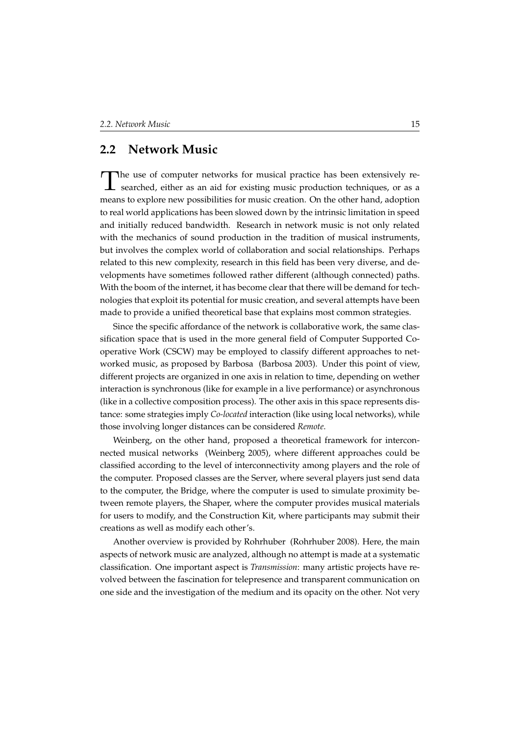## 2.2 Network Music

The use of computer networks for musical practice has been extensively researched, either as an aid for existing music production techniques, or as a means to explore new possibilities for music creation. On the other hand, adoption to real world applications has been slowed down by the intrinsic limitation in speed and initially reduced bandwidth. Research in network music is not only related with the mechanics of sound production in the tradition of musical instruments, but involves the complex world of collaboration and social relationships. Perhaps related to this new complexity, research in this field has been very diverse, and developments have sometimes followed rather different (although connected) paths. With the boom of the internet, it has become clear that there will be demand for technologies that exploit its potential for music creation, and several attempts have been made to provide a unified theoretical base that explains most common strategies.

Since the specific affordance of the network is collaborative work, the same classification space that is used in the more general field of Computer Supported Cooperative Work (CSCW) may be employed to classify different approaches to networked music, as proposed by Barbosa (Barbosa 2003). Under this point of view, different projects are organized in one axis in relation to time, depending on wether interaction is synchronous (like for example in a live performance) or asynchronous (like in a collective composition process). The other axis in this space represents distance: some strategies imply *Co-located* interaction (like using local networks), while those involving longer distances can be considered *Remote*.

Weinberg, on the other hand, proposed a theoretical framework for interconnected musical networks (Weinberg 2005), where different approaches could be classified according to the level of interconnectivity among players and the role of the computer. Proposed classes are the Server, where several players just send data to the computer, the Bridge, where the computer is used to simulate proximity between remote players, the Shaper, where the computer provides musical materials for users to modify, and the Construction Kit, where participants may submit their creations as well as modify each other's.

Another overview is provided by Rohrhuber (Rohrhuber 2008). Here, the main aspects of network music are analyzed, although no attempt is made at a systematic classification. One important aspect is *Transmission*: many artistic projects have revolved between the fascination for telepresence and transparent communication on one side and the investigation of the medium and its opacity on the other. Not very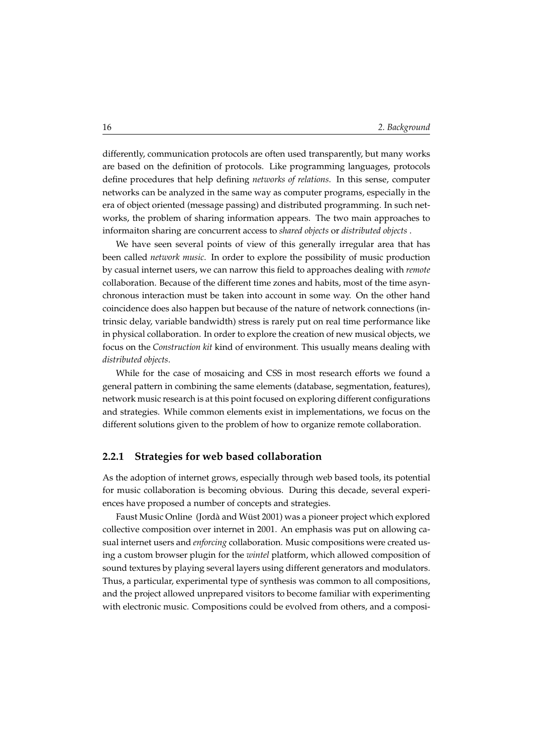differently, communication protocols are often used transparently, but many works are based on the definition of protocols. Like programming languages, protocols define procedures that help defining *networks of relations*. In this sense, computer networks can be analyzed in the same way as computer programs, especially in the era of object oriented (message passing) and distributed programming. In such networks, the problem of sharing information appears. The two main approaches to informaiton sharing are concurrent access to *shared objects* or *distributed objects* .

We have seen several points of view of this generally irregular area that has been called *network music*. In order to explore the possibility of music production by casual internet users, we can narrow this field to approaches dealing with *remote* collaboration. Because of the different time zones and habits, most of the time asynchronous interaction must be taken into account in some way. On the other hand coincidence does also happen but because of the nature of network connections (intrinsic delay, variable bandwidth) stress is rarely put on real time performance like in physical collaboration. In order to explore the creation of new musical objects, we focus on the *Construction kit* kind of environment. This usually means dealing with *distributed objects*.

While for the case of mosaicing and CSS in most research efforts we found a general pattern in combining the same elements (database, segmentation, features), network music research is at this point focused on exploring different configurations and strategies. While common elements exist in implementations, we focus on the different solutions given to the problem of how to organize remote collaboration.

### 2.2.1 Strategies for web based collaboration

As the adoption of internet grows, especially through web based tools, its potential for music collaboration is becoming obvious. During this decade, several experiences have proposed a number of concepts and strategies.

Faust Music Online (Jordà and Wüst 2001) was a pioneer project which explored collective composition over internet in 2001. An emphasis was put on allowing casual internet users and *enforcing* collaboration. Music compositions were created using a custom browser plugin for the *wintel* platform, which allowed composition of sound textures by playing several layers using different generators and modulators. Thus, a particular, experimental type of synthesis was common to all compositions, and the project allowed unprepared visitors to become familiar with experimenting with electronic music. Compositions could be evolved from others, and a composi-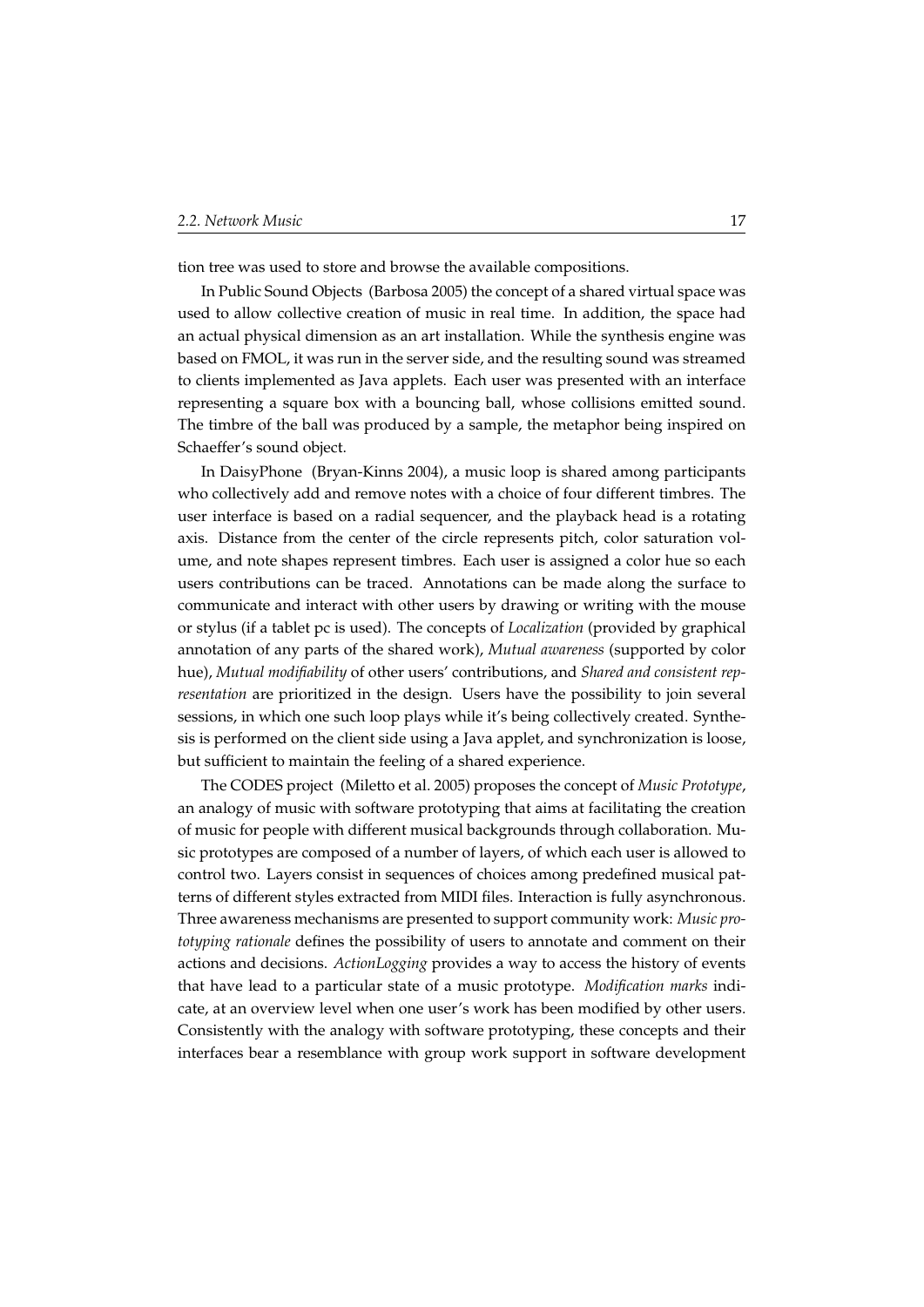tion tree was used to store and browse the available compositions.

In Public Sound Objects (Barbosa 2005) the concept of a shared virtual space was used to allow collective creation of music in real time. In addition, the space had an actual physical dimension as an art installation. While the synthesis engine was based on FMOL, it was run in the server side, and the resulting sound was streamed to clients implemented as Java applets. Each user was presented with an interface representing a square box with a bouncing ball, whose collisions emitted sound. The timbre of the ball was produced by a sample, the metaphor being inspired on Schaeffer's sound object.

In DaisyPhone (Bryan-Kinns 2004), a music loop is shared among participants who collectively add and remove notes with a choice of four different timbres. The user interface is based on a radial sequencer, and the playback head is a rotating axis. Distance from the center of the circle represents pitch, color saturation volume, and note shapes represent timbres. Each user is assigned a color hue so each users contributions can be traced. Annotations can be made along the surface to communicate and interact with other users by drawing or writing with the mouse or stylus (if a tablet pc is used). The concepts of *Localization* (provided by graphical annotation of any parts of the shared work), *Mutual awareness* (supported by color hue), *Mutual modifiability* of other users' contributions, and *Shared and consistent representation* are prioritized in the design. Users have the possibility to join several sessions, in which one such loop plays while it's being collectively created. Synthesis is performed on the client side using a Java applet, and synchronization is loose, but sufficient to maintain the feeling of a shared experience.

The CODES project (Miletto et al. 2005) proposes the concept of *Music Prototype*, an analogy of music with software prototyping that aims at facilitating the creation of music for people with different musical backgrounds through collaboration. Music prototypes are composed of a number of layers, of which each user is allowed to control two. Layers consist in sequences of choices among predefined musical patterns of different styles extracted from MIDI files. Interaction is fully asynchronous. Three awareness mechanisms are presented to support community work: *Music prototyping rationale* defines the possibility of users to annotate and comment on their actions and decisions. *ActionLogging* provides a way to access the history of events that have lead to a particular state of a music prototype. *Modification marks* indicate, at an overview level when one user's work has been modified by other users. Consistently with the analogy with software prototyping, these concepts and their interfaces bear a resemblance with group work support in software development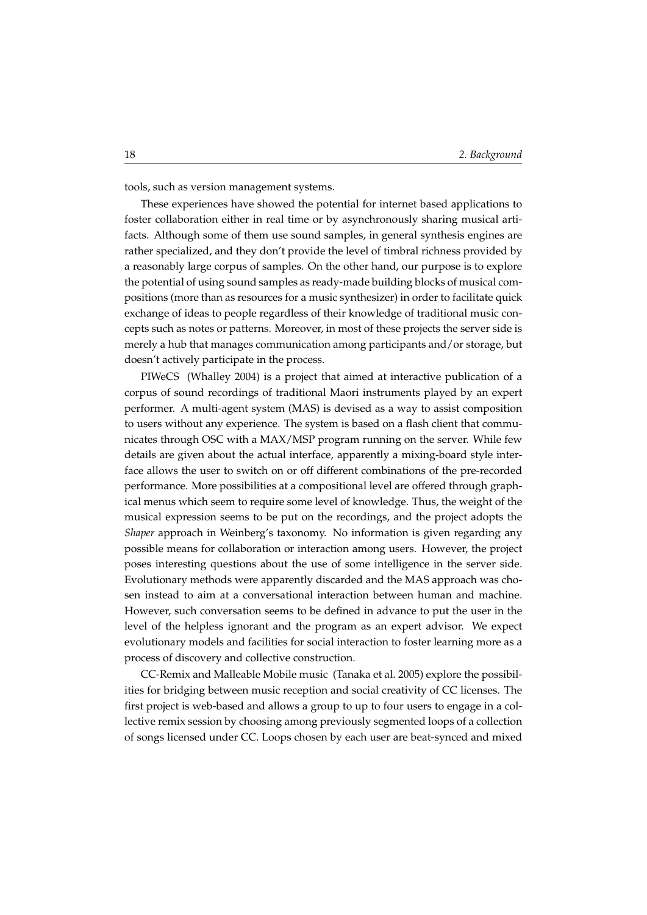tools, such as version management systems.

These experiences have showed the potential for internet based applications to foster collaboration either in real time or by asynchronously sharing musical artifacts. Although some of them use sound samples, in general synthesis engines are rather specialized, and they don't provide the level of timbral richness provided by a reasonably large corpus of samples. On the other hand, our purpose is to explore the potential of using sound samples as ready-made building blocks of musical compositions (more than as resources for a music synthesizer) in order to facilitate quick exchange of ideas to people regardless of their knowledge of traditional music concepts such as notes or patterns. Moreover, in most of these projects the server side is merely a hub that manages communication among participants and/or storage, but doesn't actively participate in the process.

PIWeCS (Whalley 2004) is a project that aimed at interactive publication of a corpus of sound recordings of traditional Maori instruments played by an expert performer. A multi-agent system (MAS) is devised as a way to assist composition to users without any experience. The system is based on a flash client that communicates through OSC with a MAX/MSP program running on the server. While few details are given about the actual interface, apparently a mixing-board style interface allows the user to switch on or off different combinations of the pre-recorded performance. More possibilities at a compositional level are offered through graphical menus which seem to require some level of knowledge. Thus, the weight of the musical expression seems to be put on the recordings, and the project adopts the *Shaper* approach in Weinberg's taxonomy. No information is given regarding any possible means for collaboration or interaction among users. However, the project poses interesting questions about the use of some intelligence in the server side. Evolutionary methods were apparently discarded and the MAS approach was chosen instead to aim at a conversational interaction between human and machine. However, such conversation seems to be defined in advance to put the user in the level of the helpless ignorant and the program as an expert advisor. We expect evolutionary models and facilities for social interaction to foster learning more as a process of discovery and collective construction.

CC-Remix and Malleable Mobile music (Tanaka et al. 2005) explore the possibilities for bridging between music reception and social creativity of CC licenses. The first project is web-based and allows a group to up to four users to engage in a collective remix session by choosing among previously segmented loops of a collection of songs licensed under CC. Loops chosen by each user are beat-synced and mixed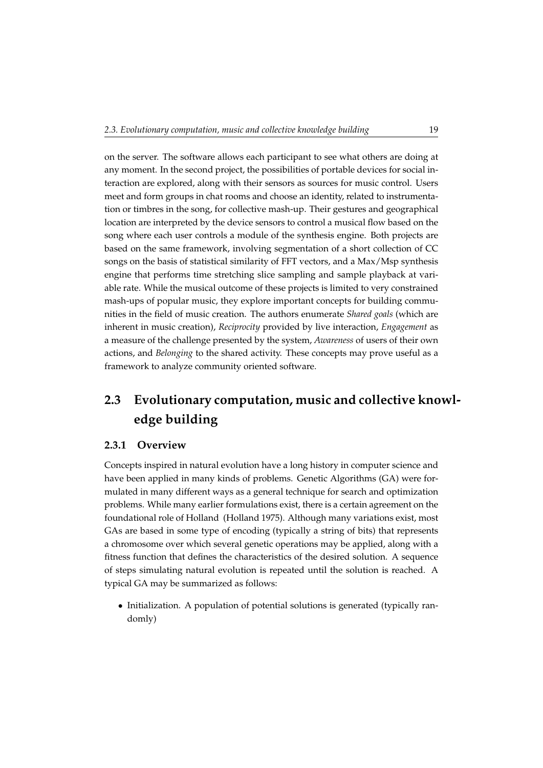on the server. The software allows each participant to see what others are doing at any moment. In the second project, the possibilities of portable devices for social interaction are explored, along with their sensors as sources for music control. Users meet and form groups in chat rooms and choose an identity, related to instrumentation or timbres in the song, for collective mash-up. Their gestures and geographical location are interpreted by the device sensors to control a musical flow based on the song where each user controls a module of the synthesis engine. Both projects are based on the same framework, involving segmentation of a short collection of CC songs on the basis of statistical similarity of FFT vectors, and a Max/Msp synthesis engine that performs time stretching slice sampling and sample playback at variable rate. While the musical outcome of these projects is limited to very constrained mash-ups of popular music, they explore important concepts for building communities in the field of music creation. The authors enumerate *Shared goals* (which are inherent in music creation), *Reciprocity* provided by live interaction, *Engagement* as a measure of the challenge presented by the system, *Awareness* of users of their own actions, and *Belonging* to the shared activity. These concepts may prove useful as a framework to analyze community oriented software.

## 2.3 Evolutionary computation, music and collective knowledge building

### 2.3.1 Overview

Concepts inspired in natural evolution have a long history in computer science and have been applied in many kinds of problems. Genetic Algorithms (GA) were formulated in many different ways as a general technique for search and optimization problems. While many earlier formulations exist, there is a certain agreement on the foundational role of Holland (Holland 1975). Although many variations exist, most GAs are based in some type of encoding (typically a string of bits) that represents a chromosome over which several genetic operations may be applied, along with a fitness function that defines the characteristics of the desired solution. A sequence of steps simulating natural evolution is repeated until the solution is reached. A typical GA may be summarized as follows:

- Initialization. A population of potential solutions is generated (typically randomly)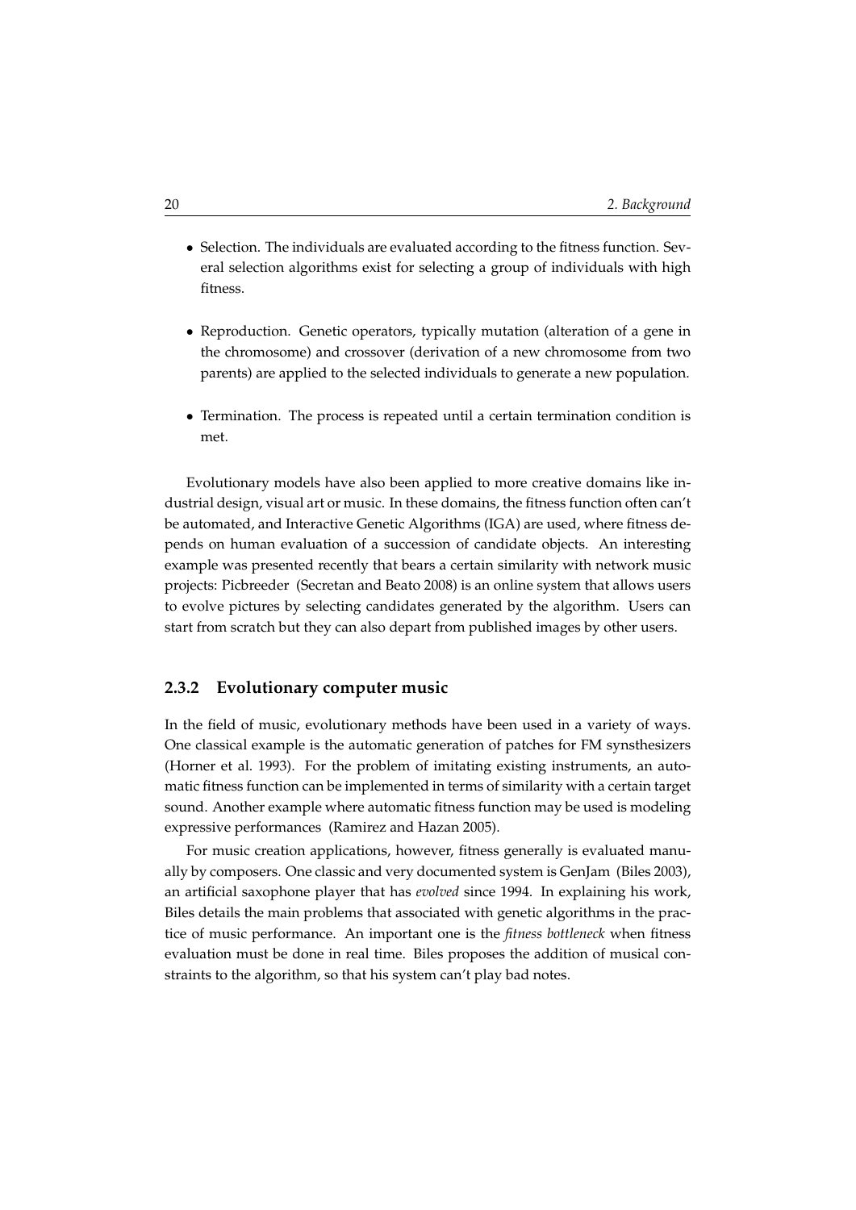- Selection. The individuals are evaluated according to the fitness function. Several selection algorithms exist for selecting a group of individuals with high fitness.

- Reproduction. Genetic operators, typically mutation (alteration of a gene in the chromosome) and crossover (derivation of a new chromosome from two parents) are applied to the selected individuals to generate a new population.

- Termination. The process is repeated until a certain termination condition is met.

Evolutionary models have also been applied to more creative domains like industrial design, visual art or music. In these domains, the fitness function often can't be automated, and Interactive Genetic Algorithms (IGA) are used, where fitness depends on human evaluation of a succession of candidate objects. An interesting example was presented recently that bears a certain similarity with network music projects: Picbreeder (Secretan and Beato 2008) is an online system that allows users to evolve pictures by selecting candidates generated by the algorithm. Users can start from scratch but they can also depart from published images by other users.

### 2.3.2 Evolutionary computer music

In the field of music, evolutionary methods have been used in a variety of ways. One classical example is the automatic generation of patches for FM synsthesizers (Horner et al. 1993). For the problem of imitating existing instruments, an automatic fitness function can be implemented in terms of similarity with a certain target sound. Another example where automatic fitness function may be used is modeling expressive performances (Ramirez and Hazan 2005).

For music creation applications, however, fitness generally is evaluated manually by composers. One classic and very documented system is GenJam (Biles 2003), an artificial saxophone player that has *evolved* since 1994. In explaining his work, Biles details the main problems that associated with genetic algorithms in the practice of music performance. An important one is the *fitness bottleneck* when fitness evaluation must be done in real time. Biles proposes the addition of musical constraints to the algorithm, so that his system can't play bad notes.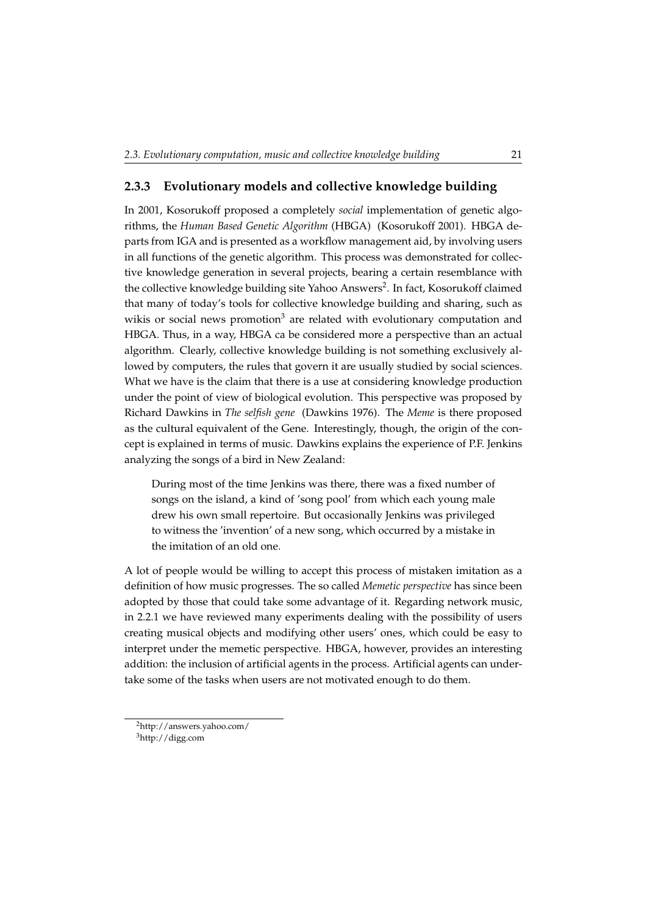### 2.3.3 Evolutionary models and collective knowledge building

In 2001, Kosorukoff proposed a completely *social* implementation of genetic algorithms, the *Human Based Genetic Algorithm* (HBGA) (Kosorukoff 2001). HBGA departs from IGA and is presented as a workflow management aid, by involving users in all functions of the genetic algorithm. This process was demonstrated for collective knowledge generation in several projects, bearing a certain resemblance with the collective knowledge building site Yahoo Answers[2]. In fact, Kosorukoff claimed that many of today's tools for collective knowledge building and sharing, such as wikis or social news promotion[3] are related with evolutionary computation and HBGA. Thus, in a way, HBGA ca be considered more a perspective than an actual algorithm. Clearly, collective knowledge building is not something exclusively allowed by computers, the rules that govern it are usually studied by social sciences. What we have is the claim that there is a use at considering knowledge production under the point of view of biological evolution. This perspective was proposed by Richard Dawkins in *The selfish gene* (Dawkins 1976). The *Meme* is there proposed as the cultural equivalent of the Gene. Interestingly, though, the origin of the concept is explained in terms of music. Dawkins explains the experience of P.F. Jenkins analyzing the songs of a bird in New Zealand:

> During most of the time Jenkins was there, there was a fixed number of songs on the island, a kind of 'song pool' from which each young male drew his own small repertoire. But occasionally Jenkins was privileged to witness the 'invention' of a new song, which occurred by a mistake in the imitation of an old one.

A lot of people would be willing to accept this process of mistaken imitation as a definition of how music progresses. The so called *Memetic perspective* has since been adopted by those that could take some advantage of it. Regarding network music, in 2.2.1 we have reviewed many experiments dealing with the possibility of users creating musical objects and modifying other users' ones, which could be easy to interpret under the memetic perspective. HBGA, however, provides an interesting addition: the inclusion of artificial agents in the process. Artificial agents can undertake some of the tasks when users are not motivated enough to do them.

[2] http://answers.yahoo.com/

[3] http://digg.com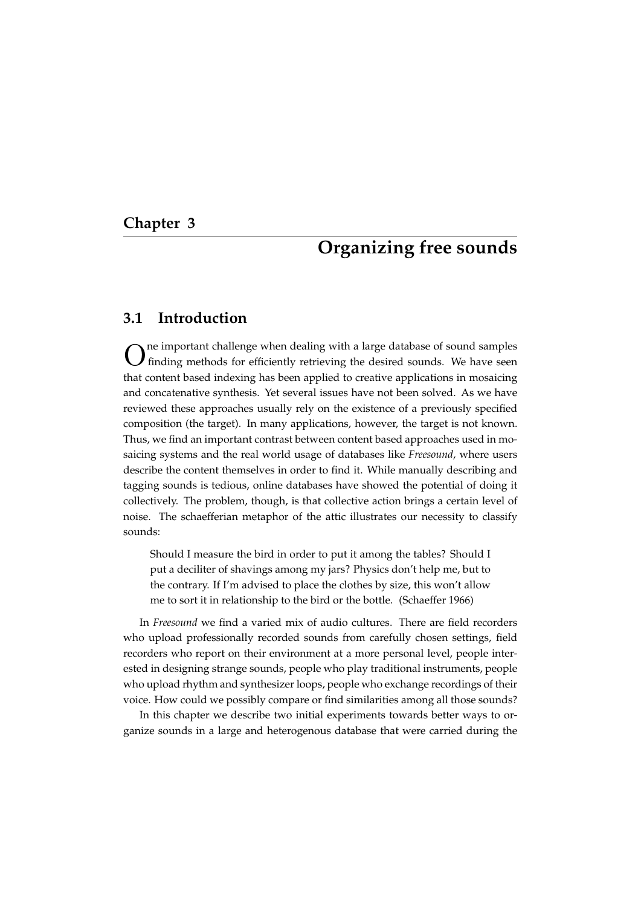# Chapter 3

# Organizing free sounds

## 3.1 Introduction

One important challenge when dealing with a large database of sound samples finding methods for efficiently retrieving the desired sounds. We have seen that content based indexing has been applied to creative applications in mosaicing and concatenative synthesis. Yet several issues have not been solved. As we have reviewed these approaches usually rely on the existence of a previously specified composition (the target). In many applications, however, the target is not known. Thus, we find an important contrast between content based approaches used in mosaicing systems and the real world usage of databases like *Freesound*, where users describe the content themselves in order to find it. While manually describing and tagging sounds is tedious, online databases have showed the potential of doing it collectively. The problem, though, is that collective action brings a certain level of noise. The schaefferian metaphor of the attic illustrates our necessity to classify sounds:

> Should I measure the bird in order to put it among the tables? Should I put a deciliter of shavings among my jars? Physics don't help me, but to the contrary. If I'm advised to place the clothes by size, this won't allow me to sort it in relationship to the bird or the bottle. (Schaeffer 1966)

In *Freesound* we find a varied mix of audio cultures. There are field recorders who upload professionally recorded sounds from carefully chosen settings, field recorders who report on their environment at a more personal level, people interested in designing strange sounds, people who play traditional instruments, people who upload rhythm and synthesizer loops, people who exchange recordings of their voice. How could we possibly compare or find similarities among all those sounds?

In this chapter we describe two initial experiments towards better ways to organize sounds in a large and heterogenous database that were carried during the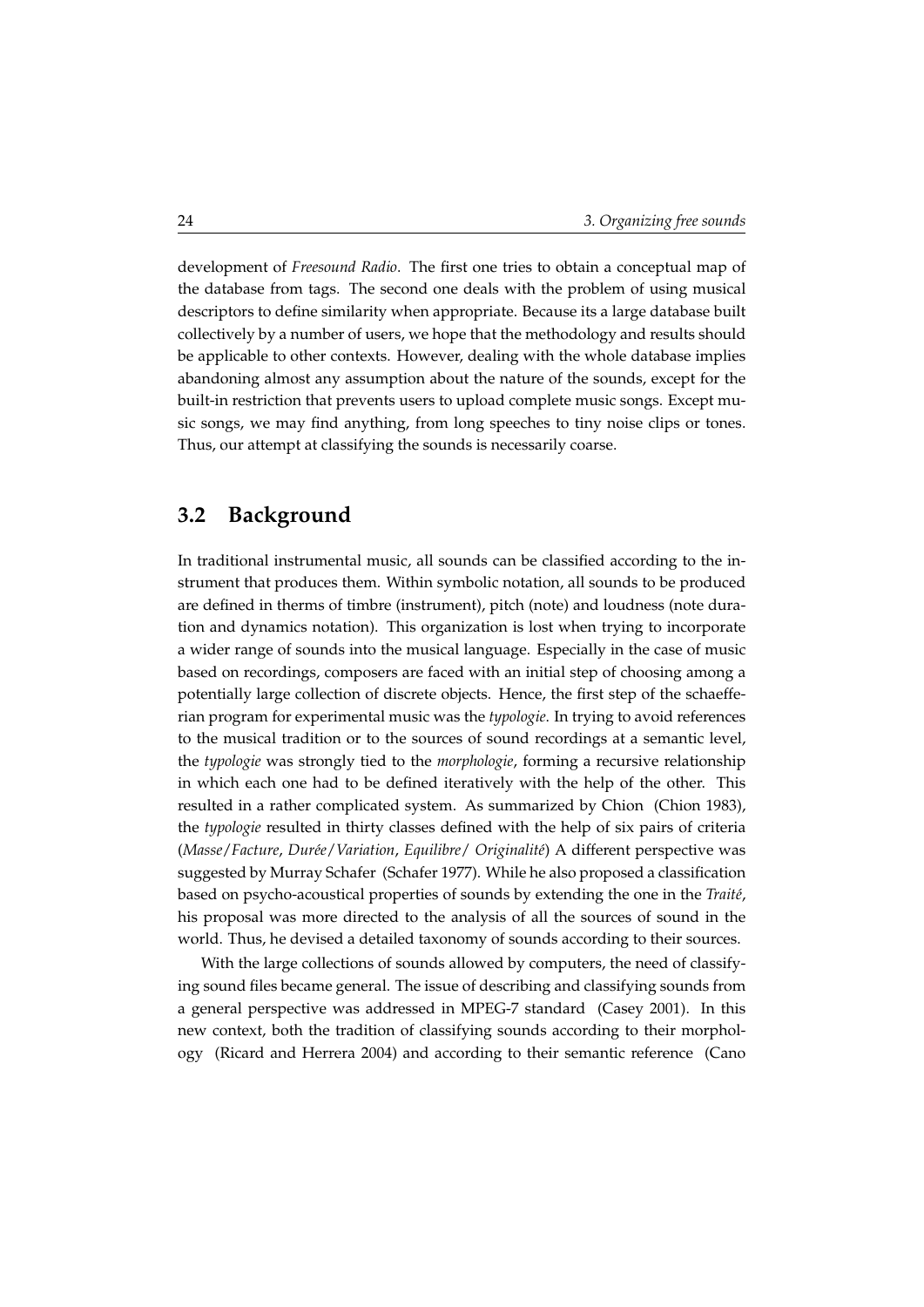development of *Freesound Radio*. The first one tries to obtain a conceptual map of the database from tags. The second one deals with the problem of using musical descriptors to define similarity when appropriate. Because its a large database built collectively by a number of users, we hope that the methodology and results should be applicable to other contexts. However, dealing with the whole database implies abandoning almost any assumption about the nature of the sounds, except for the built-in restriction that prevents users to upload complete music songs. Except music songs, we may find anything, from long speeches to tiny noise clips or tones. Thus, our attempt at classifying the sounds is necessarily coarse.

## 3.2 Background

In traditional instrumental music, all sounds can be classified according to the instrument that produces them. Within symbolic notation, all sounds to be produced are defined in therms of timbre (instrument), pitch (note) and loudness (note duration and dynamics notation). This organization is lost when trying to incorporate a wider range of sounds into the musical language. Especially in the case of music based on recordings, composers are faced with an initial step of choosing among a potentially large collection of discrete objects. Hence, the first step of the schaefferian program for experimental music was the *typologie*. In trying to avoid references to the musical tradition or to the sources of sound recordings at a semantic level, the *typologie* was strongly tied to the *morphologie*, forming a recursive relationship in which each one had to be defined iteratively with the help of the other. This resulted in a rather complicated system. As summarized by Chion (Chion 1983), the *typologie* resulted in thirty classes defined with the help of six pairs of criteria (*Masse*/*Facture*, *Durée*/*Variation*, *Equilibre*/ *Originalité*) A different perspective was suggested by Murray Schafer (Schafer 1977). While he also proposed a classification based on psycho-acoustical properties of sounds by extending the one in the *Traité*, his proposal was more directed to the analysis of all the sources of sound in the world. Thus, he devised a detailed taxonomy of sounds according to their sources.

With the large collections of sounds allowed by computers, the need of classifying sound files became general. The issue of describing and classifying sounds from a general perspective was addressed in MPEG-7 standard (Casey 2001). In this new context, both the tradition of classifying sounds according to their morphology (Ricard and Herrera 2004) and according to their semantic reference (Cano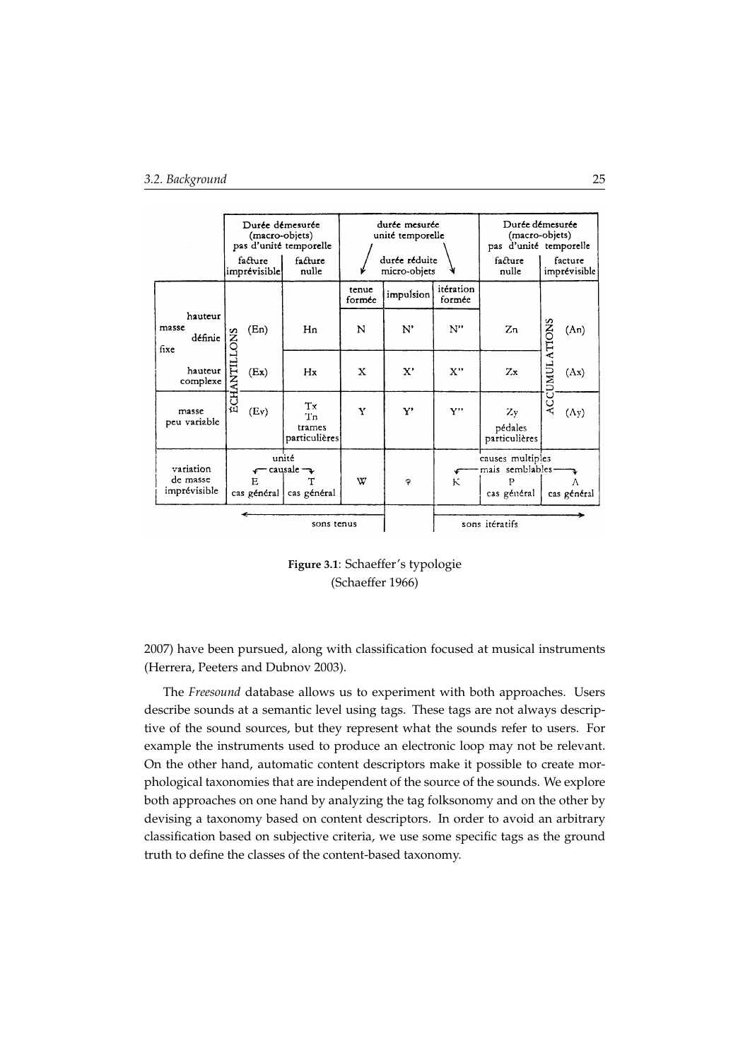| | Durée démesurée (macro-objets) pas d'unité temporelle | | durée mesurée unité temporelle — durée réduite micro-objets | | | Durée démesurée (macro-objets) pas d'unité temporelle | |
|---|---|---|---|---|---|---|---|
| | facture imprévisible | facture nulle | tenue formée | impulsion | itération formée | facture nulle | facture imprévisible |
| masse fixe — hauteur définie | ÉCHANTILLONS (En) | Hn | N | N' | N'' | Zn | ACCUMULATIONS (An) |
| masse fixe — hauteur complexe | (Ex) | Hx | X | X' | X'' | Zx | (Ax) |
| masse peu variable | (Ev) | Tx Tn trames particulières | Y | Y' | Y'' | Zy pédales particulières | (Ay) |
| variation de masse imprévisible | unité causale: E cas général | T cas général | W | φ | K | causes multiples mais semblables: P cas général | A cas général |
| | sons tenus | | | | sons itératifs | | |

**Figure 3.1**: Schaeffer's typologie (Schaeffer 1966)

2007) have been pursued, along with classification focused at musical instruments (Herrera, Peeters and Dubnov 2003).

The *Freesound* database allows us to experiment with both approaches. Users describe sounds at a semantic level using tags. These tags are not always descriptive of the sound sources, but they represent what the sounds refer to users. For example the instruments used to produce an electronic loop may not be relevant. On the other hand, automatic content descriptors make it possible to create morphological taxonomies that are independent of the source of the sounds. We explore both approaches on one hand by analyzing the tag folksonomy and on the other by devising a taxonomy based on content descriptors. In order to avoid an arbitrary classification based on subjective criteria, we use some specific tags as the ground truth to define the classes of the content-based taxonomy.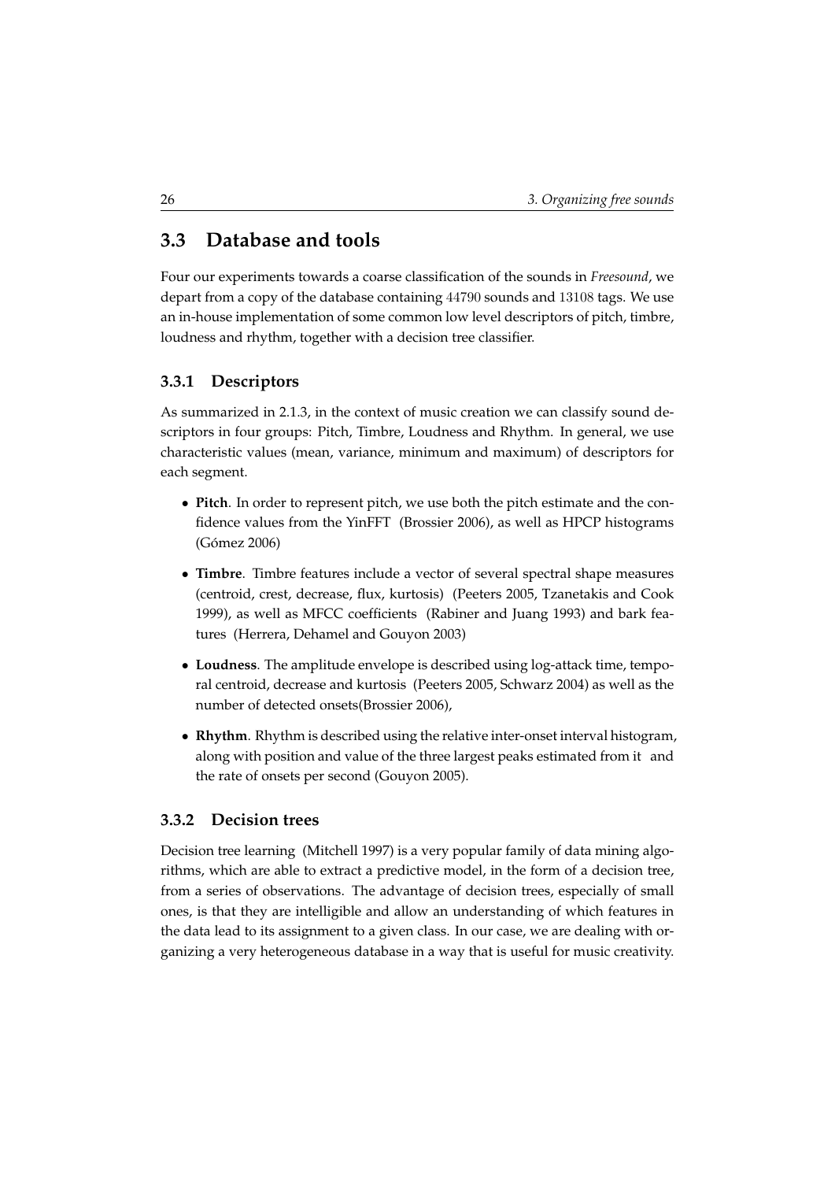## 3.3 Database and tools

Four our experiments towards a coarse classification of the sounds in *Freesound*, we depart from a copy of the database containing 44790 sounds and 13108 tags. We use an in-house implementation of some common low level descriptors of pitch, timbre, loudness and rhythm, together with a decision tree classifier.

### 3.3.1 Descriptors

As summarized in 2.1.3, in the context of music creation we can classify sound descriptors in four groups: Pitch, Timbre, Loudness and Rhythm. In general, we use characteristic values (mean, variance, minimum and maximum) of descriptors for each segment.

- **Pitch**. In order to represent pitch, we use both the pitch estimate and the confidence values from the YinFFT (Brossier 2006), as well as HPCP histograms (Gómez 2006)
- **Timbre**. Timbre features include a vector of several spectral shape measures (centroid, crest, decrease, flux, kurtosis) (Peeters 2005, Tzanetakis and Cook 1999), as well as MFCC coefficients (Rabiner and Juang 1993) and bark features (Herrera, Dehamel and Gouyon 2003)
- **Loudness**. The amplitude envelope is described using log-attack time, temporal centroid, decrease and kurtosis (Peeters 2005, Schwarz 2004) as well as the number of detected onsets(Brossier 2006),
- **Rhythm**. Rhythm is described using the relative inter-onset interval histogram, along with position and value of the three largest peaks estimated from it and the rate of onsets per second (Gouyon 2005).

### 3.3.2 Decision trees

Decision tree learning (Mitchell 1997) is a very popular family of data mining algorithms, which are able to extract a predictive model, in the form of a decision tree, from a series of observations. The advantage of decision trees, especially of small ones, is that they are intelligible and allow an understanding of which features in the data lead to its assignment to a given class. In our case, we are dealing with organizing a very heterogeneous database in a way that is useful for music creativity.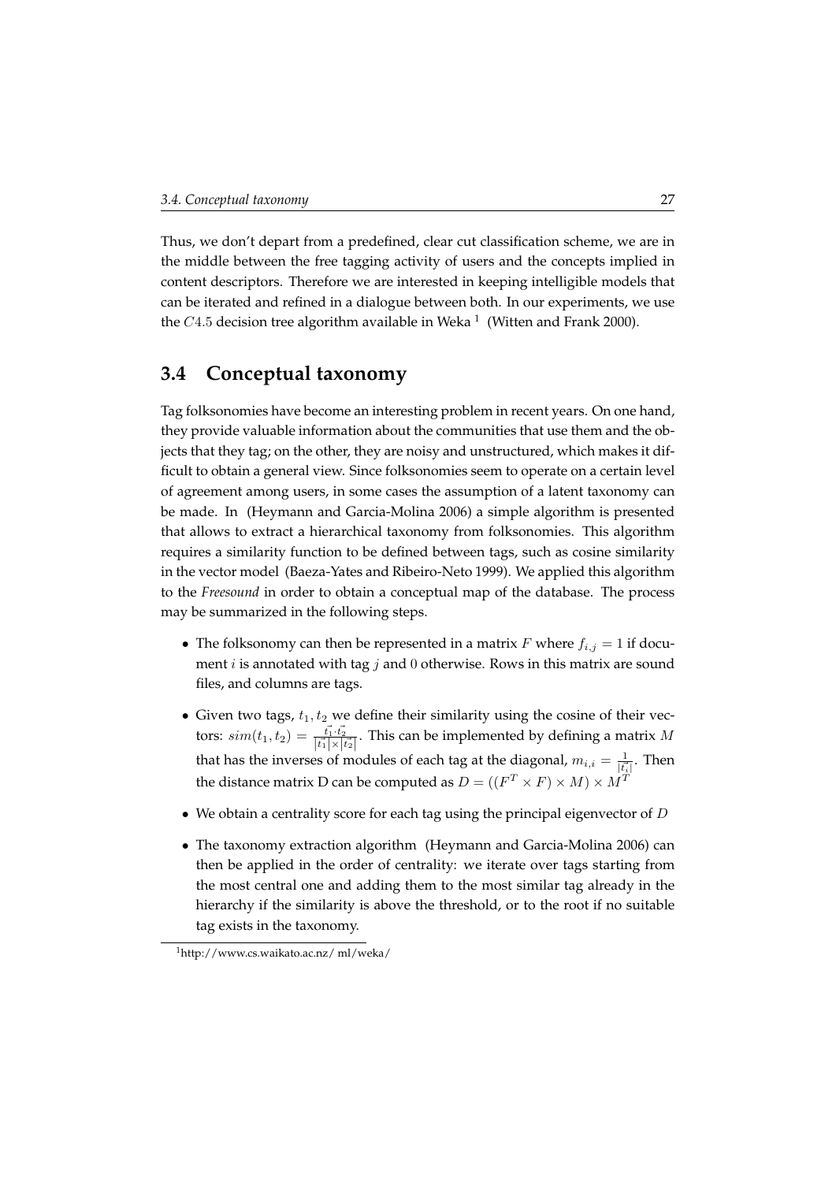Thus, we don't depart from a predefined, clear cut classification scheme, we are in the middle between the free tagging activity of users and the concepts implied in content descriptors. Therefore we are interested in keeping intelligible models that can be iterated and refined in a dialogue between both. In our experiments, we use the $C4.5$ decision tree algorithm available in Weka [1] (Witten and Frank 2000).

## 3.4 Conceptual taxonomy

Tag folksonomies have become an interesting problem in recent years. On one hand, they provide valuable information about the communities that use them and the objects that they tag; on the other, they are noisy and unstructured, which makes it difficult to obtain a general view. Since folksonomies seem to operate on a certain level of agreement among users, in some cases the assumption of a latent taxonomy can be made. In (Heymann and Garcia-Molina 2006) a simple algorithm is presented that allows to extract a hierarchical taxonomy from folksonomies. This algorithm requires a similarity function to be defined between tags, such as cosine similarity in the vector model (Baeza-Yates and Ribeiro-Neto 1999). We applied this algorithm to the *Freesound* in order to obtain a conceptual map of the database. The process may be summarized in the following steps.

- The folksonomy can then be represented in a matrix $F$ where $f_{i,j} = 1$ if document $i$ is annotated with tag $j$ and $0$ otherwise. Rows in this matrix are sound files, and columns are tags.
- Given two tags, $t_1, t_2$ we define their similarity using the cosine of their vectors: $sim(t_1, t_2) = \frac{\vec{t_1} \cdot \vec{t_2}}{|\vec{t_1}| \times |\vec{t_2}|}$. This can be implemented by defining a matrix $M$ that has the inverses of modules of each tag at the diagonal, $m_{i,i} = \frac{1}{|\vec{t_i}|}$. Then the distance matrix D can be computed as $D = ((F^T \times F) \times M) \times M^T$
- We obtain a centrality score for each tag using the principal eigenvector of $D$
- The taxonomy extraction algorithm (Heymann and Garcia-Molina 2006) can then be applied in the order of centrality: we iterate over tags starting from the most central one and adding them to the most similar tag already in the hierarchy if the similarity is above the threshold, or to the root if no suitable tag exists in the taxonomy.

[1] http://www.cs.waikato.ac.nz/ ml/weka/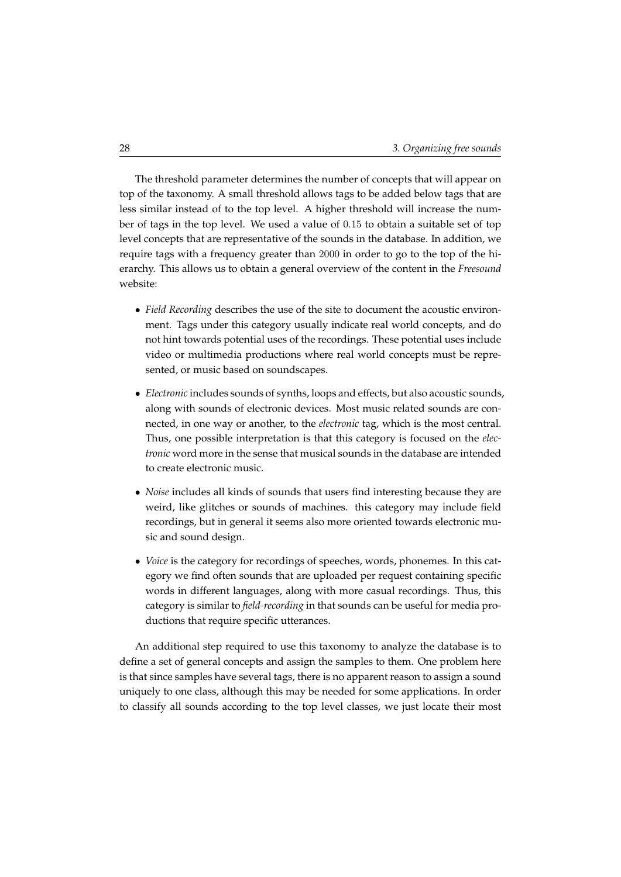The threshold parameter determines the number of concepts that will appear on top of the taxonomy. A small threshold allows tags to be added below tags that are less similar instead of to the top level. A higher threshold will increase the number of tags in the top level. We used a value of $0.15$ to obtain a suitable set of top level concepts that are representative of the sounds in the database. In addition, we require tags with a frequency greater than $2000$ in order to go to the top of the hierarchy. This allows us to obtain a general overview of the content in the *Freesound* website:

- *Field Recording* describes the use of the site to document the acoustic environment. Tags under this category usually indicate real world concepts, and do not hint towards potential uses of the recordings. These potential uses include video or multimedia productions where real world concepts must be represented, or music based on soundscapes.

- *Electronic* includes sounds of synths, loops and effects, but also acoustic sounds, along with sounds of electronic devices. Most music related sounds are connected, in one way or another, to the *electronic* tag, which is the most central. Thus, one possible interpretation is that this category is focused on the *electronic* word more in the sense that musical sounds in the database are intended to create electronic music.

- *Noise* includes all kinds of sounds that users find interesting because they are weird, like glitches or sounds of machines. this category may include field recordings, but in general it seems also more oriented towards electronic music and sound design.

- *Voice* is the category for recordings of speeches, words, phonemes. In this category we find often sounds that are uploaded per request containing specific words in different languages, along with more casual recordings. Thus, this category is similar to *field-recording* in that sounds can be useful for media productions that require specific utterances.

An additional step required to use this taxonomy to analyze the database is to define a set of general concepts and assign the samples to them. One problem here is that since samples have several tags, there is no apparent reason to assign a sound uniquely to one class, although this may be needed for some applications. In order to classify all sounds according to the top level classes, we just locate their most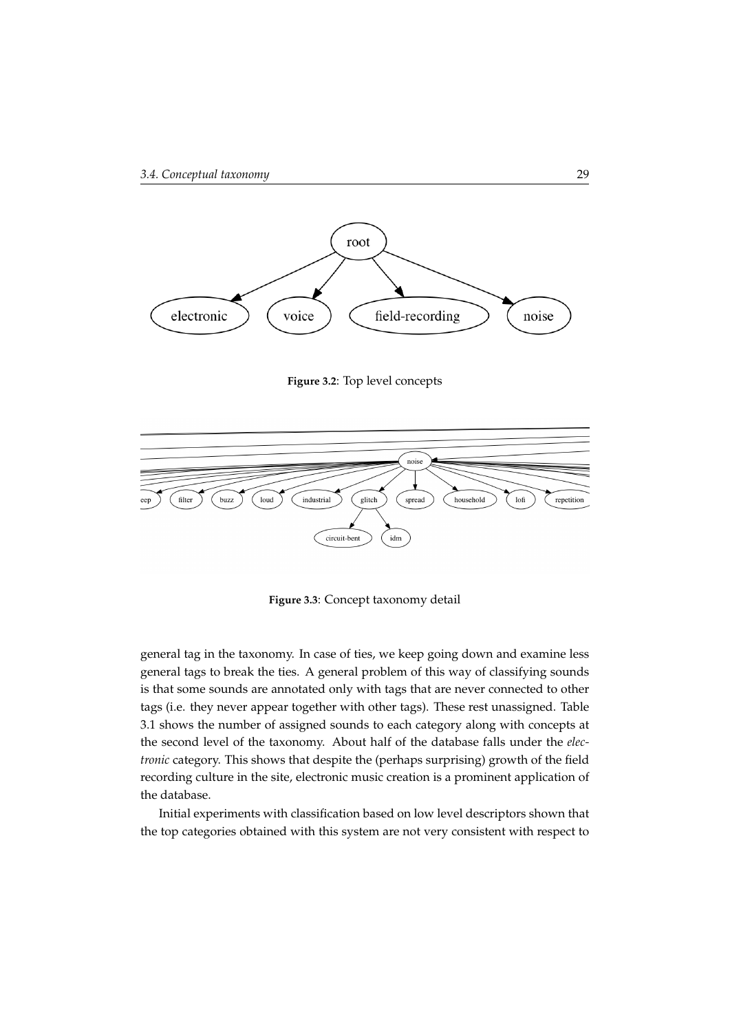**Figure 3.2**: Top level concepts

**Figure 3.3**: Concept taxonomy detail

general tag in the taxonomy. In case of ties, we keep going down and examine less general tags to break the ties. A general problem of this way of classifying sounds is that some sounds are annotated only with tags that are never connected to other tags (i.e. they never appear together with other tags). These rest unassigned. Table 3.1 shows the number of assigned sounds to each category along with concepts at the second level of the taxonomy. About half of the database falls under the *electronic* category. This shows that despite the (perhaps surprising) growth of the field recording culture in the site, electronic music creation is a prominent application of the database.

Initial experiments with classification based on low level descriptors shown that the top categories obtained with this system are not very consistent with respect to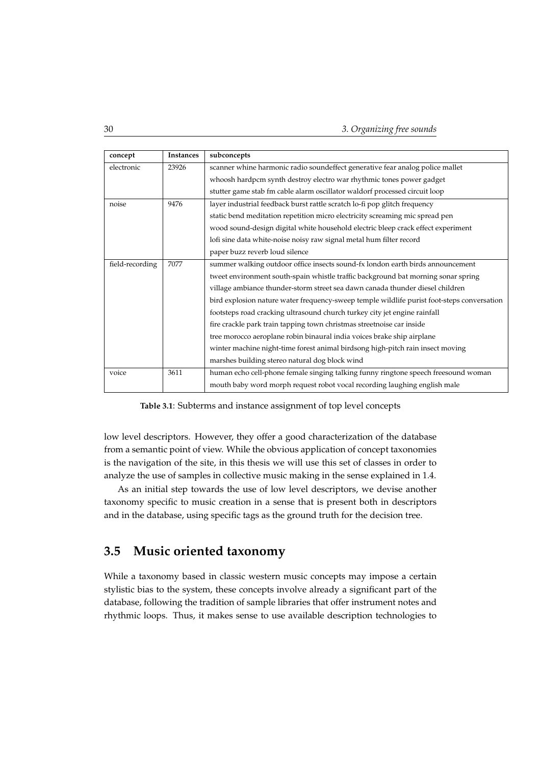| concept | Instances | subconcepts |
|---|---|---|
| electronic | 23926 | scanner whine harmonic radio soundeffect generative fear analog police mallet whoosh hardpcm synth destroy electro war rhythmic tones power gadget stutter game stab fm cable alarm oscillator waldorf processed circuit loop |
| noise | 9476 | layer industrial feedback burst rattle scratch lo-fi pop glitch frequency static bend meditation repetition micro electricity screaming mic spread pen wood sound-design digital white household electric bleep crack effect experiment lofi sine data white-noise noisy raw signal metal hum filter record paper buzz reverb loud silence |
| field-recording | 7077 | summer walking outdoor office insects sound-fx london earth birds announcement tweet environment south-spain whistle traffic background bat morning sonar spring village ambiance thunder-storm street sea dawn canada thunder diesel children bird explosion nature water frequency-sweep temple wildlife purist foot-steps conversation footsteps road cracking ultrasound church turkey city jet engine rainfall fire crackle park train tapping town christmas streetnoise car inside tree morocco aeroplane robin binaural india voices brake ship airplane winter machine night-time forest animal birdsong high-pitch rain insect moving marshes building stereo natural dog block wind |
| voice | 3611 | human echo cell-phone female singing talking funny ringtone speech freesound woman mouth baby word morph request robot vocal recording laughing english male |

**Table 3.1**: Subterms and instance assignment of top level concepts

low level descriptors. However, they offer a good characterization of the database from a semantic point of view. While the obvious application of concept taxonomies is the navigation of the site, in this thesis we will use this set of classes in order to analyze the use of samples in collective music making in the sense explained in 1.4.

As an initial step towards the use of low level descriptors, we devise another taxonomy specific to music creation in a sense that is present both in descriptors and in the database, using specific tags as the ground truth for the decision tree.

## 3.5 Music oriented taxonomy

While a taxonomy based in classic western music concepts may impose a certain stylistic bias to the system, these concepts involve already a significant part of the database, following the tradition of sample libraries that offer instrument notes and rhythmic loops. Thus, it makes sense to use available description technologies to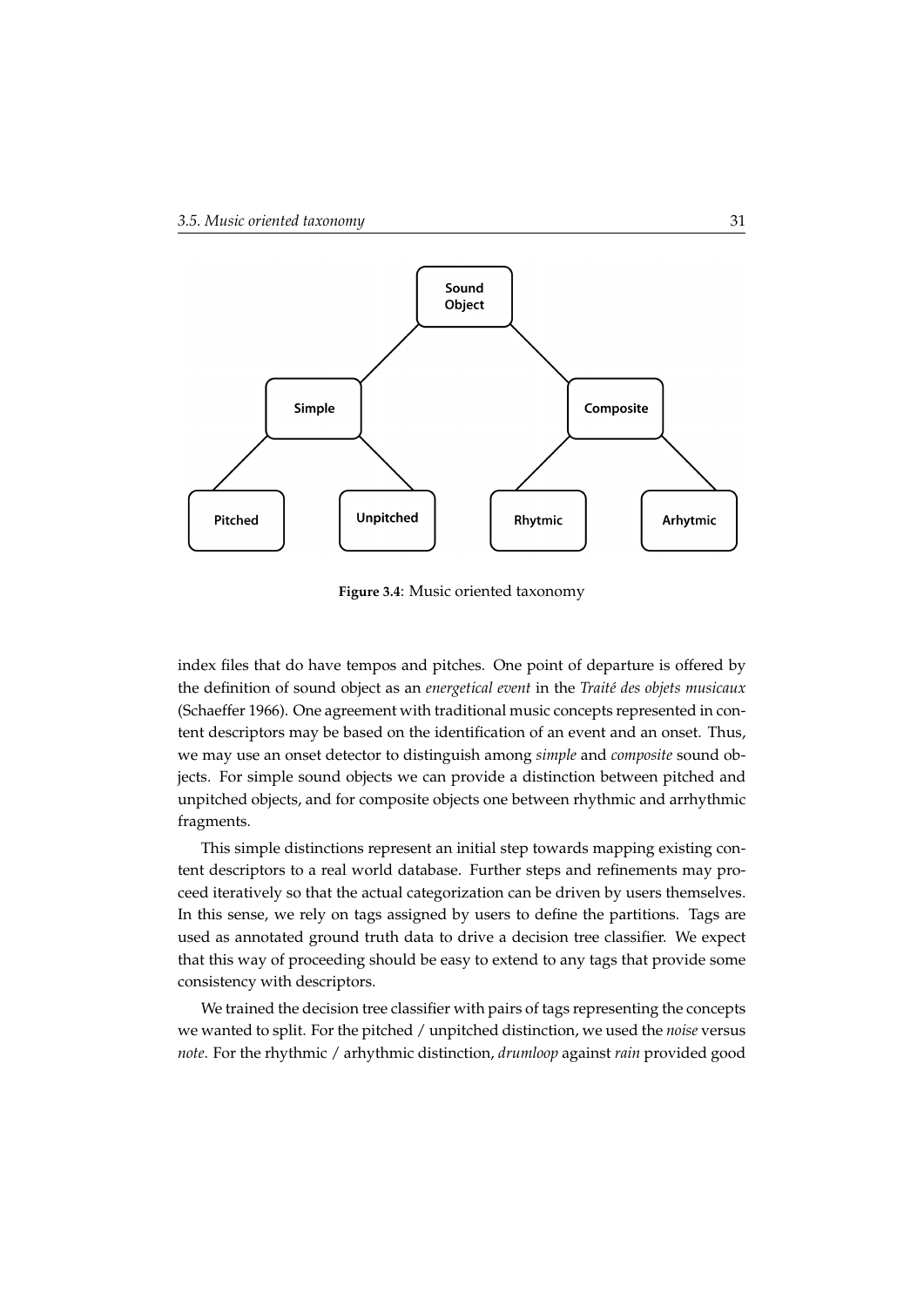**Figure 3.4**: Music oriented taxonomy

index files that do have tempos and pitches. One point of departure is offered by the definition of sound object as an *energetical event* in the *Traité des objets musicaux* (Schaeffer 1966). One agreement with traditional music concepts represented in content descriptors may be based on the identification of an event and an onset. Thus, we may use an onset detector to distinguish among *simple* and *composite* sound objects. For simple sound objects we can provide a distinction between pitched and unpitched objects, and for composite objects one between rhythmic and arrhythmic fragments.

This simple distinctions represent an initial step towards mapping existing content descriptors to a real world database. Further steps and refinements may proceed iteratively so that the actual categorization can be driven by users themselves. In this sense, we rely on tags assigned by users to define the partitions. Tags are used as annotated ground truth data to drive a decision tree classifier. We expect that this way of proceeding should be easy to extend to any tags that provide some consistency with descriptors.

We trained the decision tree classifier with pairs of tags representing the concepts we wanted to split. For the pitched / unpitched distinction, we used the *noise* versus *note*. For the rhythmic / arhythmic distinction, *drumloop* against *rain* provided good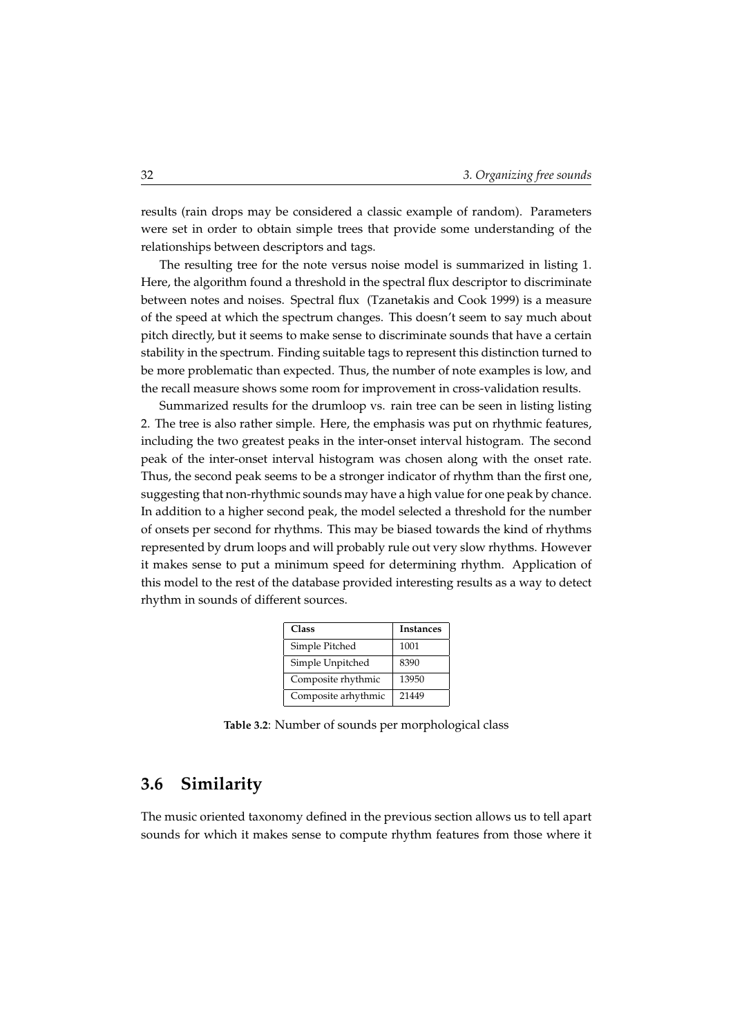results (rain drops may be considered a classic example of random). Parameters were set in order to obtain simple trees that provide some understanding of the relationships between descriptors and tags.

The resulting tree for the note versus noise model is summarized in listing 1. Here, the algorithm found a threshold in the spectral flux descriptor to discriminate between notes and noises. Spectral flux (Tzanetakis and Cook 1999) is a measure of the speed at which the spectrum changes. This doesn't seem to say much about pitch directly, but it seems to make sense to discriminate sounds that have a certain stability in the spectrum. Finding suitable tags to represent this distinction turned to be more problematic than expected. Thus, the number of note examples is low, and the recall measure shows some room for improvement in cross-validation results.

Summarized results for the drumloop vs. rain tree can be seen in listing listing 2. The tree is also rather simple. Here, the emphasis was put on rhythmic features, including the two greatest peaks in the inter-onset interval histogram. The second peak of the inter-onset interval histogram was chosen along with the onset rate. Thus, the second peak seems to be a stronger indicator of rhythm than the first one, suggesting that non-rhythmic sounds may have a high value for one peak by chance. In addition to a higher second peak, the model selected a threshold for the number of onsets per second for rhythms. This may be biased towards the kind of rhythms represented by drum loops and will probably rule out very slow rhythms. However it makes sense to put a minimum speed for determining rhythm. Application of this model to the rest of the database provided interesting results as a way to detect rhythm in sounds of different sources.

| Class | Instances |
|---|---|
| Simple Pitched | 1001 |
| Simple Unpitched | 8390 |
| Composite rhythmic | 13950 |
| Composite arhythmic | 21449 |

**Table 3.2**: Number of sounds per morphological class

## 3.6 Similarity

The music oriented taxonomy defined in the previous section allows us to tell apart sounds for which it makes sense to compute rhythm features from those where it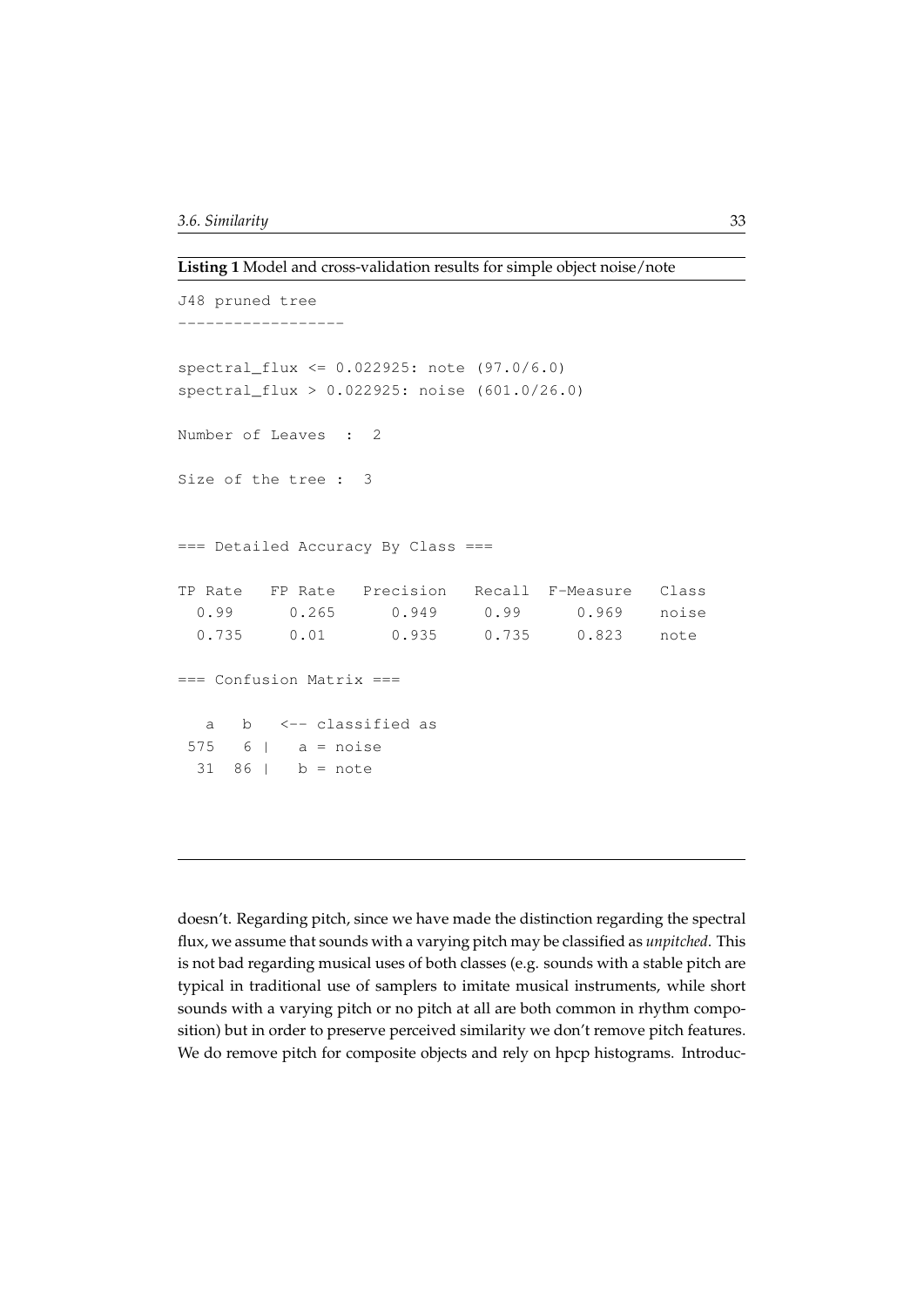**Listing 1** Model and cross-validation results for simple object noise/note

```
J48 pruned tree
------------------

spectral_flux <= 0.022925: note (97.0/6.0)
spectral_flux > 0.022925: noise (601.0/26.0)

Number of Leaves  :  2

Size of the tree :  3


=== Detailed Accuracy By Class ===

TP Rate   FP Rate   Precision   Recall  F-Measure   Class
  0.99      0.265      0.949     0.99      0.969    noise
  0.735     0.01       0.935     0.735     0.823    note

=== Confusion Matrix ===

   a   b   <-- classified as
 575   6 |   a = noise
  31  86 |   b = note
```

doesn't. Regarding pitch, since we have made the distinction regarding the spectral flux, we assume that sounds with a varying pitch may be classified as *unpitched*. This is not bad regarding musical uses of both classes (e.g. sounds with a stable pitch are typical in traditional use of samplers to imitate musical instruments, while short sounds with a varying pitch or no pitch at all are both common in rhythm composition) but in order to preserve perceived similarity we don't remove pitch features. We do remove pitch for composite objects and rely on hpcp histograms. Introduc-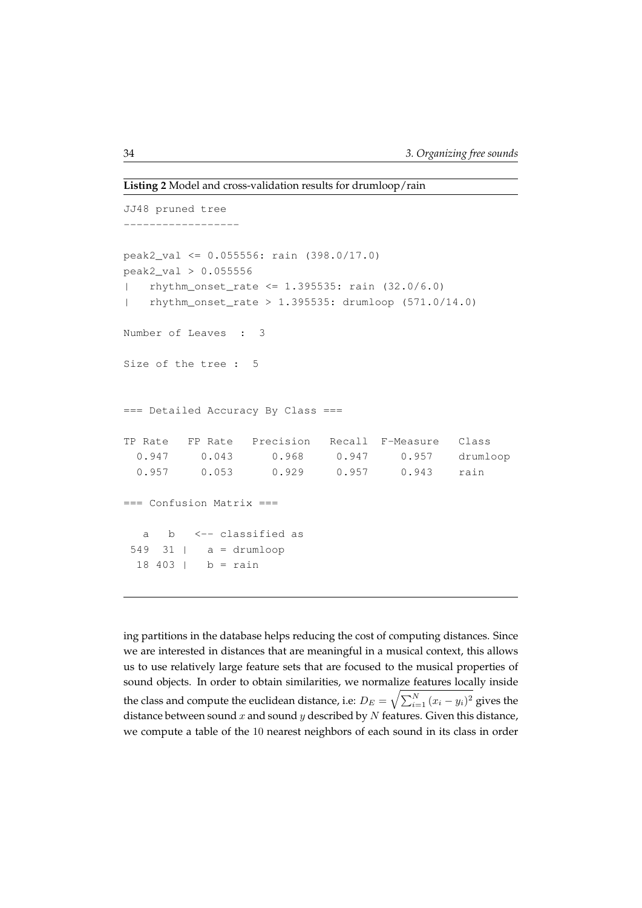**Listing 2** Model and cross-validation results for drumloop/rain

```
JJ48 pruned tree
------------------

peak2_val <= 0.055556: rain (398.0/17.0)
peak2_val > 0.055556
|   rhythm_onset_rate <= 1.395535: rain (32.0/6.0)
|   rhythm_onset_rate > 1.395535: drumloop (571.0/14.0)

Number of Leaves  :  3

Size of the tree :  5


=== Detailed Accuracy By Class ===

TP Rate   FP Rate   Precision   Recall  F-Measure   Class
  0.947     0.043      0.968     0.947     0.957    drumloop
  0.957     0.053      0.929     0.957     0.943    rain

=== Confusion Matrix ===

   a   b   <-- classified as
 549  31 |   a = drumloop
  18 403 |   b = rain
```

ing partitions in the database helps reducing the cost of computing distances. Since we are interested in distances that are meaningful in a musical context, this allows us to use relatively large feature sets that are focused to the musical properties of sound objects. In order to obtain similarities, we normalize features locally inside the class and compute the euclidean distance, i.e: $D_E = \sqrt{\sum_{i=1}^{N}(x_i - y_i)^2}$ gives the distance between sound $x$ and sound $y$ described by $N$ features. Given this distance, we compute a table of the 10 nearest neighbors of each sound in its class in order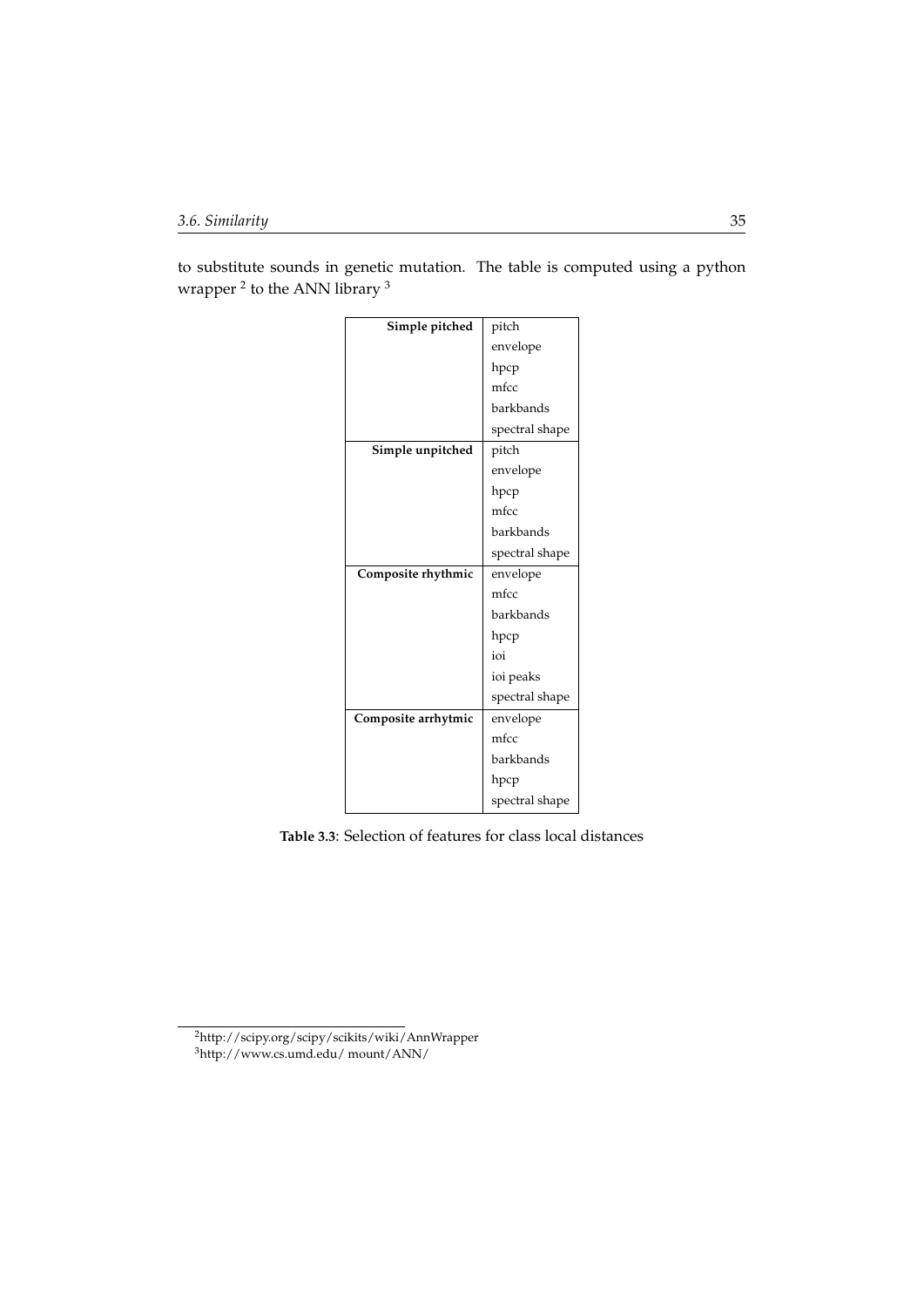to substitute sounds in genetic mutation. The table is computed using a python wrapper [2] to the ANN library [3]

| **Simple pitched** | pitch |
|---|---|
| | envelope |
| | hpcp |
| | mfcc |
| | barkbands |
| | spectral shape |
| **Simple unpitched** | pitch |
| | envelope |
| | hpcp |
| | mfcc |
| | barkbands |
| | spectral shape |
| **Composite rhythmic** | envelope |
| | mfcc |
| | barkbands |
| | hpcp |
| | ioi |
| | ioi peaks |
| | spectral shape |
| **Composite arrhytmic** | envelope |
| | mfcc |
| | barkbands |
| | hpcp |
| | spectral shape |

**Table 3.3**: Selection of features for class local distances

[2] http://scipy.org/scipy/scikits/wiki/AnnWrapper
[3] http://www.cs.umd.edu/ mount/ANN/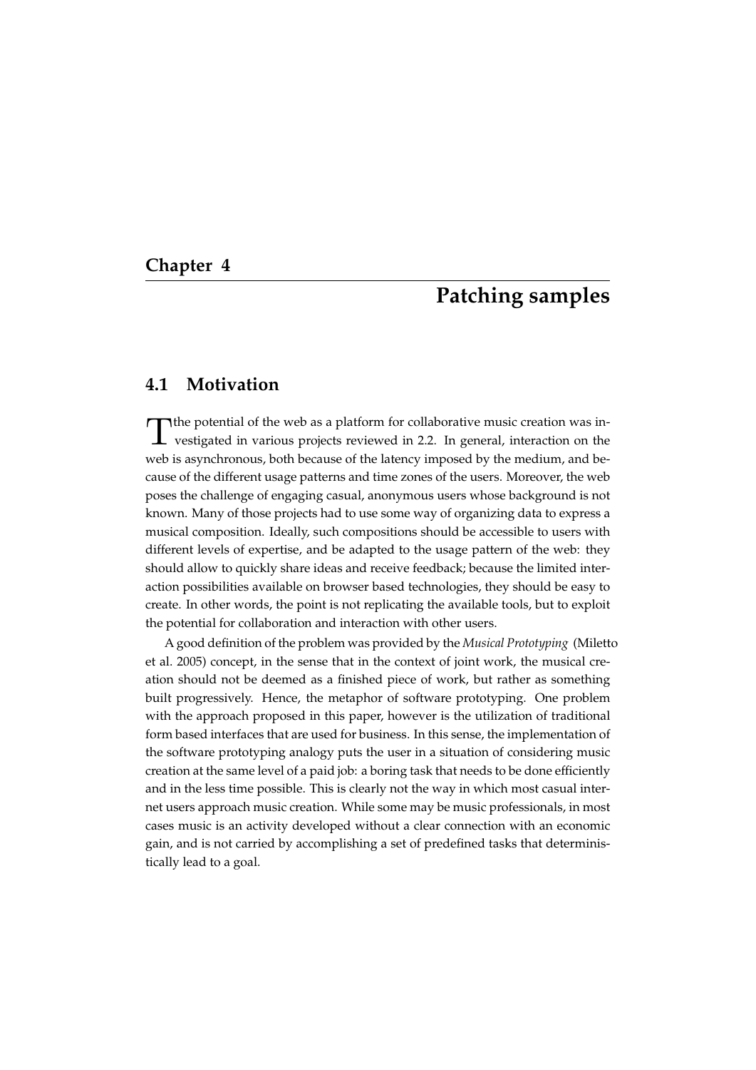# Chapter 4

# Patching samples

## 4.1 Motivation

The potential of the web as a platform for collaborative music creation was investigated in various projects reviewed in 2.2. In general, interaction on the web is asynchronous, both because of the latency imposed by the medium, and because of the different usage patterns and time zones of the users. Moreover, the web poses the challenge of engaging casual, anonymous users whose background is not known. Many of those projects had to use some way of organizing data to express a musical composition. Ideally, such compositions should be accessible to users with different levels of expertise, and be adapted to the usage pattern of the web: they should allow to quickly share ideas and receive feedback; because the limited interaction possibilities available on browser based technologies, they should be easy to create. In other words, the point is not replicating the available tools, but to exploit the potential for collaboration and interaction with other users.

A good definition of the problem was provided by the *Musical Prototyping* (Miletto et al. 2005) concept, in the sense that in the context of joint work, the musical creation should not be deemed as a finished piece of work, but rather as something built progressively. Hence, the metaphor of software prototyping. One problem with the approach proposed in this paper, however is the utilization of traditional form based interfaces that are used for business. In this sense, the implementation of the software prototyping analogy puts the user in a situation of considering music creation at the same level of a paid job: a boring task that needs to be done efficiently and in the less time possible. This is clearly not the way in which most casual internet users approach music creation. While some may be music professionals, in most cases music is an activity developed without a clear connection with an economic gain, and is not carried by accomplishing a set of predefined tasks that deterministically lead to a goal.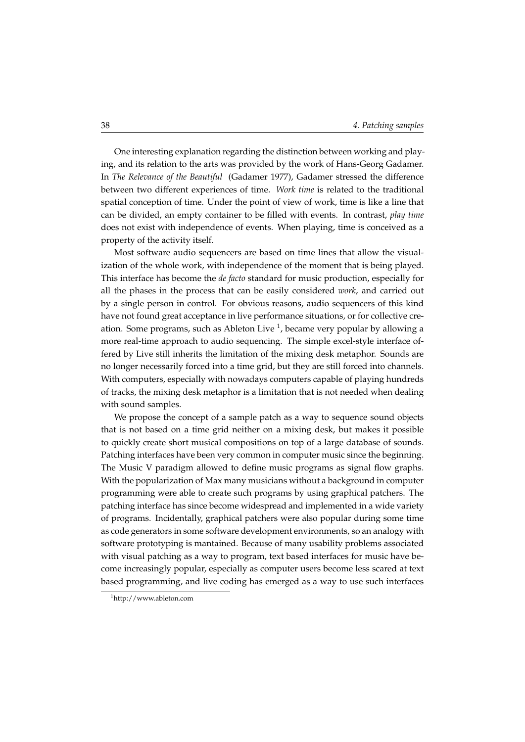One interesting explanation regarding the distinction between working and playing, and its relation to the arts was provided by the work of Hans-Georg Gadamer. In *The Relevance of the Beautiful* (Gadamer 1977), Gadamer stressed the difference between two different experiences of time. *Work time* is related to the traditional spatial conception of time. Under the point of view of work, time is like a line that can be divided, an empty container to be filled with events. In contrast, *play time* does not exist with independence of events. When playing, time is conceived as a property of the activity itself.

Most software audio sequencers are based on time lines that allow the visualization of the whole work, with independence of the moment that is being played. This interface has become the *de facto* standard for music production, especially for all the phases in the process that can be easily considered *work*, and carried out by a single person in control. For obvious reasons, audio sequencers of this kind have not found great acceptance in live performance situations, or for collective creation. Some programs, such as Ableton Live [1], became very popular by allowing a more real-time approach to audio sequencing. The simple excel-style interface offered by Live still inherits the limitation of the mixing desk metaphor. Sounds are no longer necessarily forced into a time grid, but they are still forced into channels. With computers, especially with nowadays computers capable of playing hundreds of tracks, the mixing desk metaphor is a limitation that is not needed when dealing with sound samples.

We propose the concept of a sample patch as a way to sequence sound objects that is not based on a time grid neither on a mixing desk, but makes it possible to quickly create short musical compositions on top of a large database of sounds. Patching interfaces have been very common in computer music since the beginning. The Music V paradigm allowed to define music programs as signal flow graphs. With the popularization of Max many musicians without a background in computer programming were able to create such programs by using graphical patchers. The patching interface has since become widespread and implemented in a wide variety of programs. Incidentally, graphical patchers were also popular during some time as code generators in some software development environments, so an analogy with software prototyping is mantained. Because of many usability problems associated with visual patching as a way to program, text based interfaces for music have become increasingly popular, especially as computer users become less scared at text based programming, and live coding has emerged as a way to use such interfaces

[1] http://www.ableton.com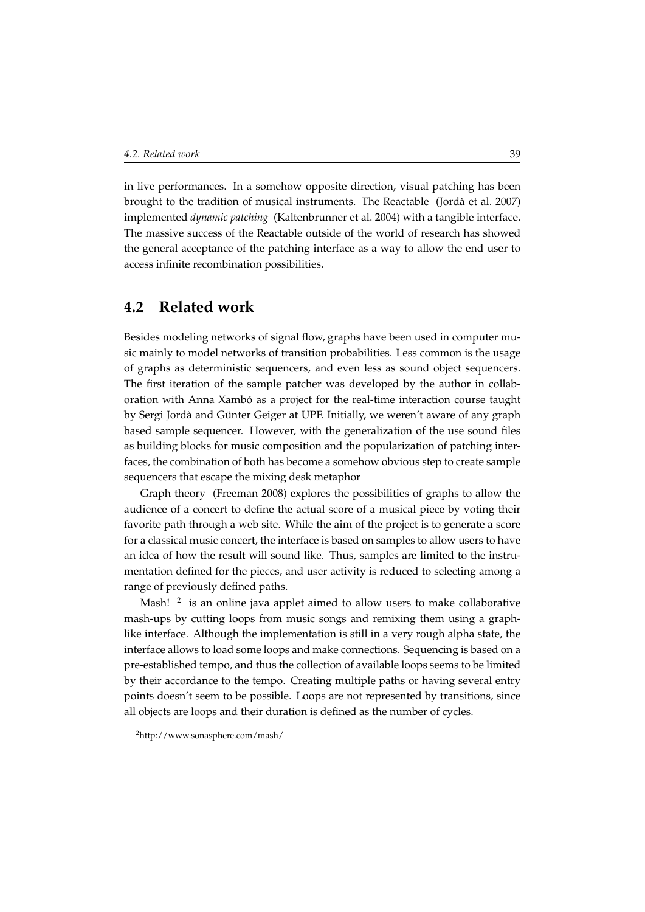in live performances. In a somehow opposite direction, visual patching has been brought to the tradition of musical instruments. The Reactable (Jordà et al. 2007) implemented *dynamic patching* (Kaltenbrunner et al. 2004) with a tangible interface. The massive success of the Reactable outside of the world of research has showed the general acceptance of the patching interface as a way to allow the end user to access infinite recombination possibilities.

## 4.2 Related work

Besides modeling networks of signal flow, graphs have been used in computer music mainly to model networks of transition probabilities. Less common is the usage of graphs as deterministic sequencers, and even less as sound object sequencers. The first iteration of the sample patcher was developed by the author in collaboration with Anna Xambó as a project for the real-time interaction course taught by Sergi Jordà and Günter Geiger at UPF. Initially, we weren't aware of any graph based sample sequencer. However, with the generalization of the use sound files as building blocks for music composition and the popularization of patching interfaces, the combination of both has become a somehow obvious step to create sample sequencers that escape the mixing desk metaphor

Graph theory (Freeman 2008) explores the possibilities of graphs to allow the audience of a concert to define the actual score of a musical piece by voting their favorite path through a web site. While the aim of the project is to generate a score for a classical music concert, the interface is based on samples to allow users to have an idea of how the result will sound like. Thus, samples are limited to the instrumentation defined for the pieces, and user activity is reduced to selecting among a range of previously defined paths.

Mash! [2] is an online java applet aimed to allow users to make collaborative mash-ups by cutting loops from music songs and remixing them using a graph-like interface. Although the implementation is still in a very rough alpha state, the interface allows to load some loops and make connections. Sequencing is based on a pre-established tempo, and thus the collection of available loops seems to be limited by their accordance to the tempo. Creating multiple paths or having several entry points doesn't seem to be possible. Loops are not represented by transitions, since all objects are loops and their duration is defined as the number of cycles.

[2] http://www.sonasphere.com/mash/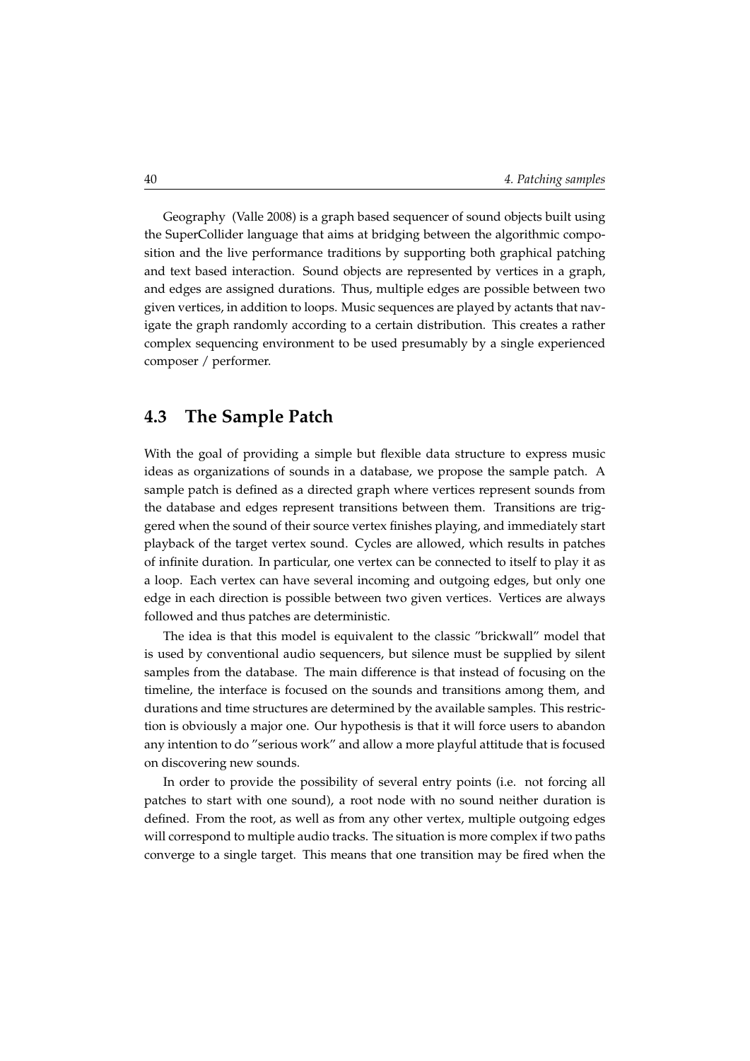Geography (Valle 2008) is a graph based sequencer of sound objects built using the SuperCollider language that aims at bridging between the algorithmic composition and the live performance traditions by supporting both graphical patching and text based interaction. Sound objects are represented by vertices in a graph, and edges are assigned durations. Thus, multiple edges are possible between two given vertices, in addition to loops. Music sequences are played by actants that navigate the graph randomly according to a certain distribution. This creates a rather complex sequencing environment to be used presumably by a single experienced composer / performer.

## 4.3 The Sample Patch

With the goal of providing a simple but flexible data structure to express music ideas as organizations of sounds in a database, we propose the sample patch. A sample patch is defined as a directed graph where vertices represent sounds from the database and edges represent transitions between them. Transitions are triggered when the sound of their source vertex finishes playing, and immediately start playback of the target vertex sound. Cycles are allowed, which results in patches of infinite duration. In particular, one vertex can be connected to itself to play it as a loop. Each vertex can have several incoming and outgoing edges, but only one edge in each direction is possible between two given vertices. Vertices are always followed and thus patches are deterministic.

The idea is that this model is equivalent to the classic "brickwall" model that is used by conventional audio sequencers, but silence must be supplied by silent samples from the database. The main difference is that instead of focusing on the timeline, the interface is focused on the sounds and transitions among them, and durations and time structures are determined by the available samples. This restriction is obviously a major one. Our hypothesis is that it will force users to abandon any intention to do "serious work" and allow a more playful attitude that is focused on discovering new sounds.

In order to provide the possibility of several entry points (i.e. not forcing all patches to start with one sound), a root node with no sound neither duration is defined. From the root, as well as from any other vertex, multiple outgoing edges will correspond to multiple audio tracks. The situation is more complex if two paths converge to a single target. This means that one transition may be fired when the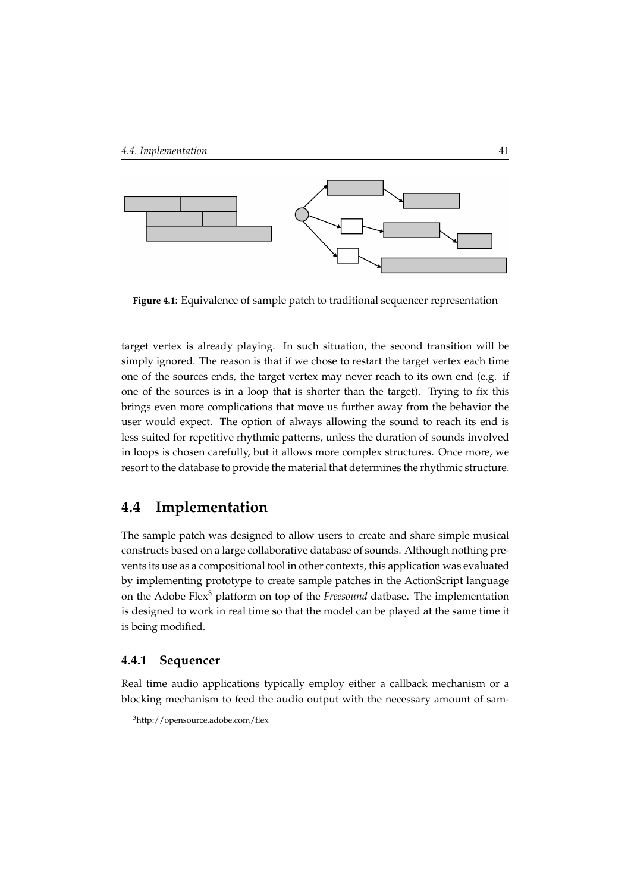**Figure 4.1**: Equivalence of sample patch to traditional sequencer representation

target vertex is already playing. In such situation, the second transition will be simply ignored. The reason is that if we chose to restart the target vertex each time one of the sources ends, the target vertex may never reach to its own end (e.g. if one of the sources is in a loop that is shorter than the target). Trying to fix this brings even more complications that move us further away from the behavior the user would expect. The option of always allowing the sound to reach its end is less suited for repetitive rhythmic patterns, unless the duration of sounds involved in loops is chosen carefully, but it allows more complex structures. Once more, we resort to the database to provide the material that determines the rhythmic structure.

## 4.4 Implementation

The sample patch was designed to allow users to create and share simple musical constructs based on a large collaborative database of sounds. Although nothing prevents its use as a compositional tool in other contexts, this application was evaluated by implementing prototype to create sample patches in the ActionScript language on the Adobe Flex[3] platform on top of the *Freesound* datbase. The implementation is designed to work in real time so that the model can be played at the same time it is being modified.

### 4.4.1 Sequencer

Real time audio applications typically employ either a callback mechanism or a blocking mechanism to feed the audio output with the necessary amount of sam-

[3]http://opensource.adobe.com/flex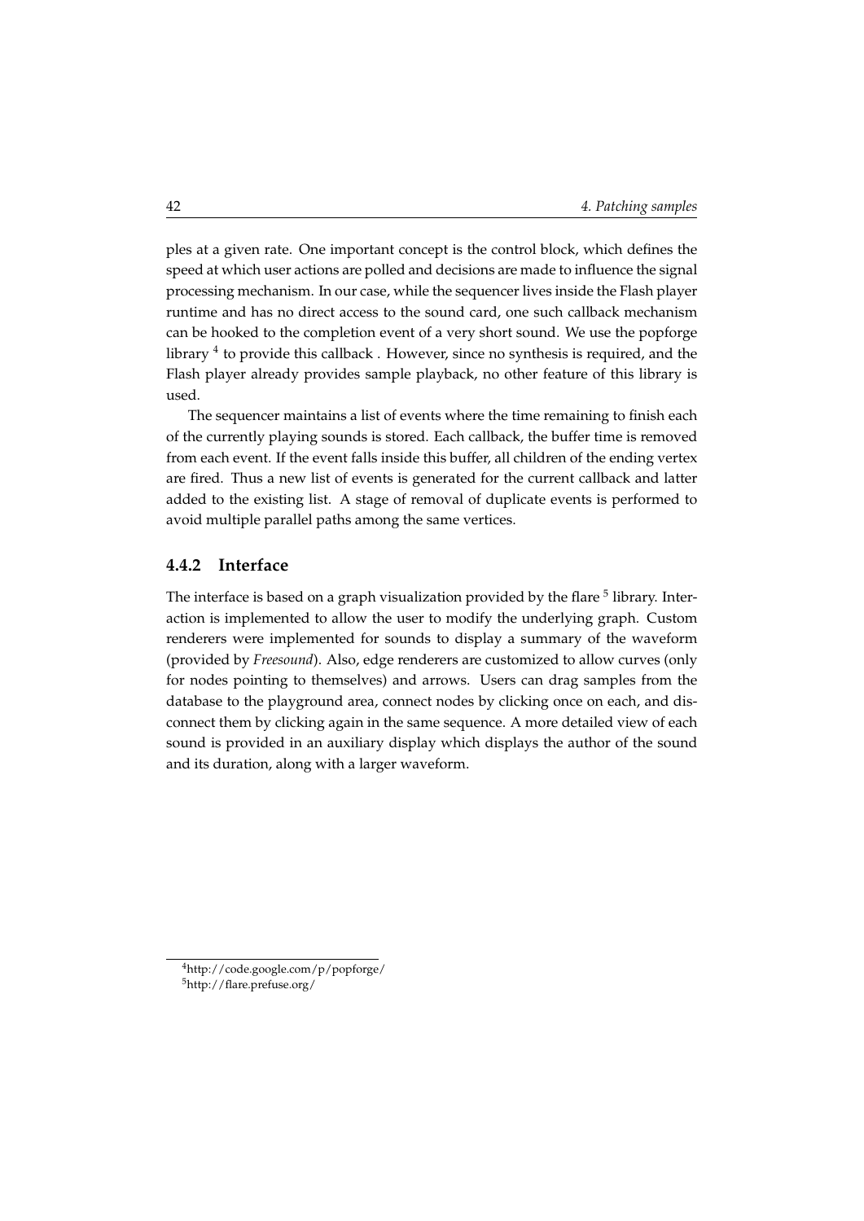ples at a given rate. One important concept is the control block, which defines the speed at which user actions are polled and decisions are made to influence the signal processing mechanism. In our case, while the sequencer lives inside the Flash player runtime and has no direct access to the sound card, one such callback mechanism can be hooked to the completion event of a very short sound. We use the popforge library [4] to provide this callback . However, since no synthesis is required, and the Flash player already provides sample playback, no other feature of this library is used.

The sequencer maintains a list of events where the time remaining to finish each of the currently playing sounds is stored. Each callback, the buffer time is removed from each event. If the event falls inside this buffer, all children of the ending vertex are fired. Thus a new list of events is generated for the current callback and latter added to the existing list. A stage of removal of duplicate events is performed to avoid multiple parallel paths among the same vertices.

### 4.4.2 Interface

The interface is based on a graph visualization provided by the flare [5] library. Interaction is implemented to allow the user to modify the underlying graph. Custom renderers were implemented for sounds to display a summary of the waveform (provided by *Freesound*). Also, edge renderers are customized to allow curves (only for nodes pointing to themselves) and arrows. Users can drag samples from the database to the playground area, connect nodes by clicking once on each, and disconnect them by clicking again in the same sequence. A more detailed view of each sound is provided in an auxiliary display which displays the author of the sound and its duration, along with a larger waveform.

---

[4] http://code.google.com/p/popforge/

[5] http://flare.prefuse.org/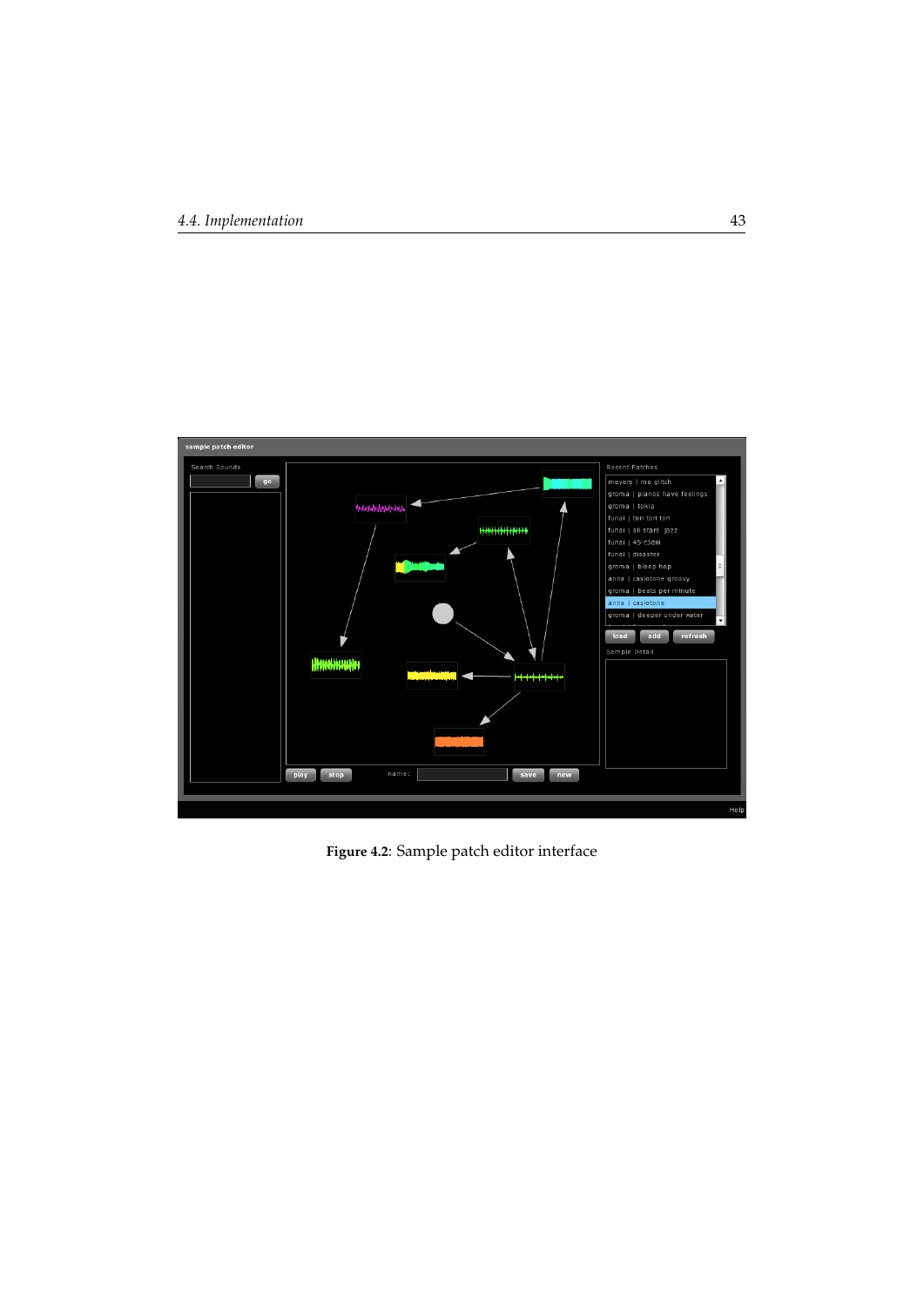**Figure 4.2**: Sample patch editor interface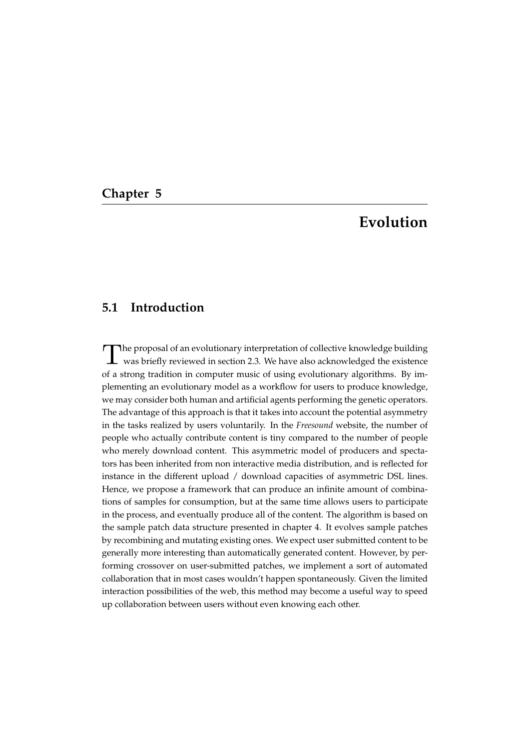# Chapter 5

# Evolution

## 5.1 Introduction

The proposal of an evolutionary interpretation of collective knowledge building was briefly reviewed in section 2.3. We have also acknowledged the existence of a strong tradition in computer music of using evolutionary algorithms. By implementing an evolutionary model as a workflow for users to produce knowledge, we may consider both human and artificial agents performing the genetic operators. The advantage of this approach is that it takes into account the potential asymmetry in the tasks realized by users voluntarily. In the *Freesound* website, the number of people who actually contribute content is tiny compared to the number of people who merely download content. This asymmetric model of producers and spectators has been inherited from non interactive media distribution, and is reflected for instance in the different upload / download capacities of asymmetric DSL lines. Hence, we propose a framework that can produce an infinite amount of combinations of samples for consumption, but at the same time allows users to participate in the process, and eventually produce all of the content. The algorithm is based on the sample patch data structure presented in chapter 4. It evolves sample patches by recombining and mutating existing ones. We expect user submitted content to be generally more interesting than automatically generated content. However, by performing crossover on user-submitted patches, we implement a sort of automated collaboration that in most cases wouldn't happen spontaneously. Given the limited interaction possibilities of the web, this method may become a useful way to speed up collaboration between users without even knowing each other.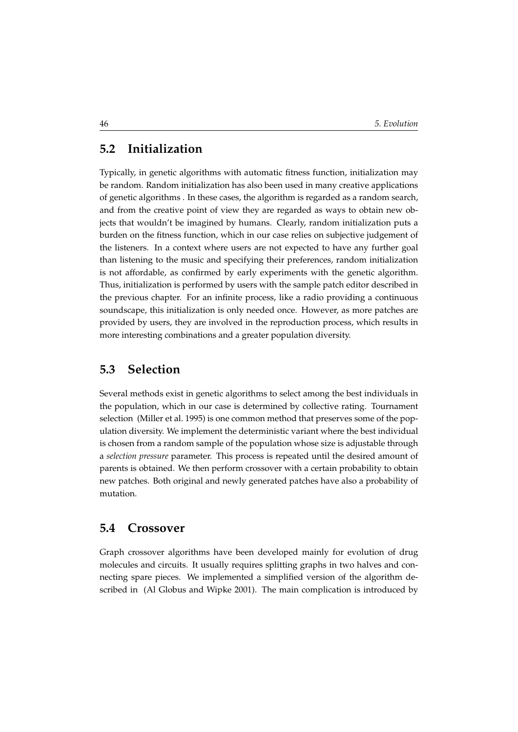## 5.2 Initialization

Typically, in genetic algorithms with automatic fitness function, initialization may be random. Random initialization has also been used in many creative applications of genetic algorithms . In these cases, the algorithm is regarded as a random search, and from the creative point of view they are regarded as ways to obtain new objects that wouldn't be imagined by humans. Clearly, random initialization puts a burden on the fitness function, which in our case relies on subjective judgement of the listeners. In a context where users are not expected to have any further goal than listening to the music and specifying their preferences, random initialization is not affordable, as confirmed by early experiments with the genetic algorithm. Thus, initialization is performed by users with the sample patch editor described in the previous chapter. For an infinite process, like a radio providing a continuous soundscape, this initialization is only needed once. However, as more patches are provided by users, they are involved in the reproduction process, which results in more interesting combinations and a greater population diversity.

## 5.3 Selection

Several methods exist in genetic algorithms to select among the best individuals in the population, which in our case is determined by collective rating. Tournament selection (Miller et al. 1995) is one common method that preserves some of the population diversity. We implement the deterministic variant where the best individual is chosen from a random sample of the population whose size is adjustable through a *selection pressure* parameter. This process is repeated until the desired amount of parents is obtained. We then perform crossover with a certain probability to obtain new patches. Both original and newly generated patches have also a probability of mutation.

## 5.4 Crossover

Graph crossover algorithms have been developed mainly for evolution of drug molecules and circuits. It usually requires splitting graphs in two halves and connecting spare pieces. We implemented a simplified version of the algorithm described in (Al Globus and Wipke 2001). The main complication is introduced by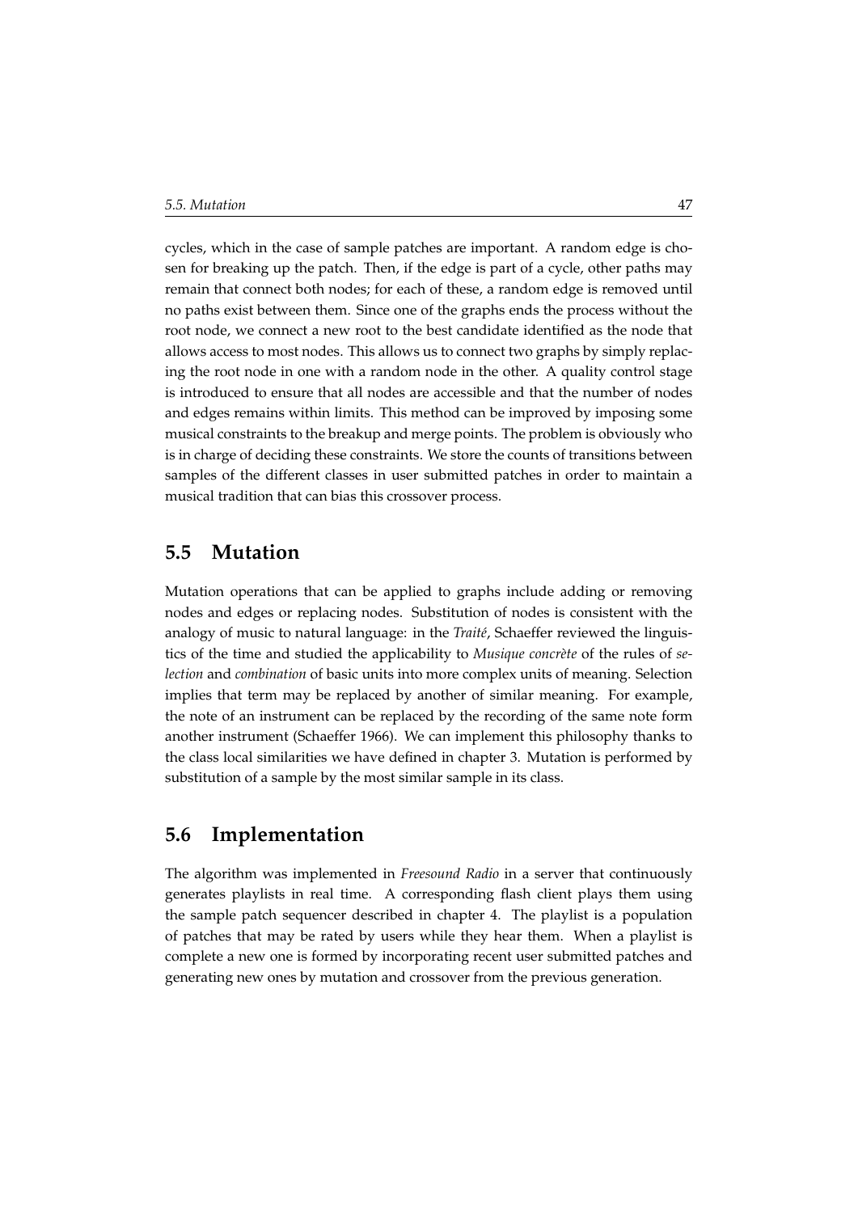cycles, which in the case of sample patches are important. A random edge is chosen for breaking up the patch. Then, if the edge is part of a cycle, other paths may remain that connect both nodes; for each of these, a random edge is removed until no paths exist between them. Since one of the graphs ends the process without the root node, we connect a new root to the best candidate identified as the node that allows access to most nodes. This allows us to connect two graphs by simply replacing the root node in one with a random node in the other. A quality control stage is introduced to ensure that all nodes are accessible and that the number of nodes and edges remains within limits. This method can be improved by imposing some musical constraints to the breakup and merge points. The problem is obviously who is in charge of deciding these constraints. We store the counts of transitions between samples of the different classes in user submitted patches in order to maintain a musical tradition that can bias this crossover process.

## 5.5 Mutation

Mutation operations that can be applied to graphs include adding or removing nodes and edges or replacing nodes. Substitution of nodes is consistent with the analogy of music to natural language: in the *Traité*, Schaeffer reviewed the linguistics of the time and studied the applicability to *Musique concrète* of the rules of *selection* and *combination* of basic units into more complex units of meaning. Selection implies that term may be replaced by another of similar meaning. For example, the note of an instrument can be replaced by the recording of the same note form another instrument (Schaeffer 1966). We can implement this philosophy thanks to the class local similarities we have defined in chapter 3. Mutation is performed by substitution of a sample by the most similar sample in its class.

## 5.6 Implementation

The algorithm was implemented in *Freesound Radio* in a server that continuously generates playlists in real time. A corresponding flash client plays them using the sample patch sequencer described in chapter 4. The playlist is a population of patches that may be rated by users while they hear them. When a playlist is complete a new one is formed by incorporating recent user submitted patches and generating new ones by mutation and crossover from the previous generation.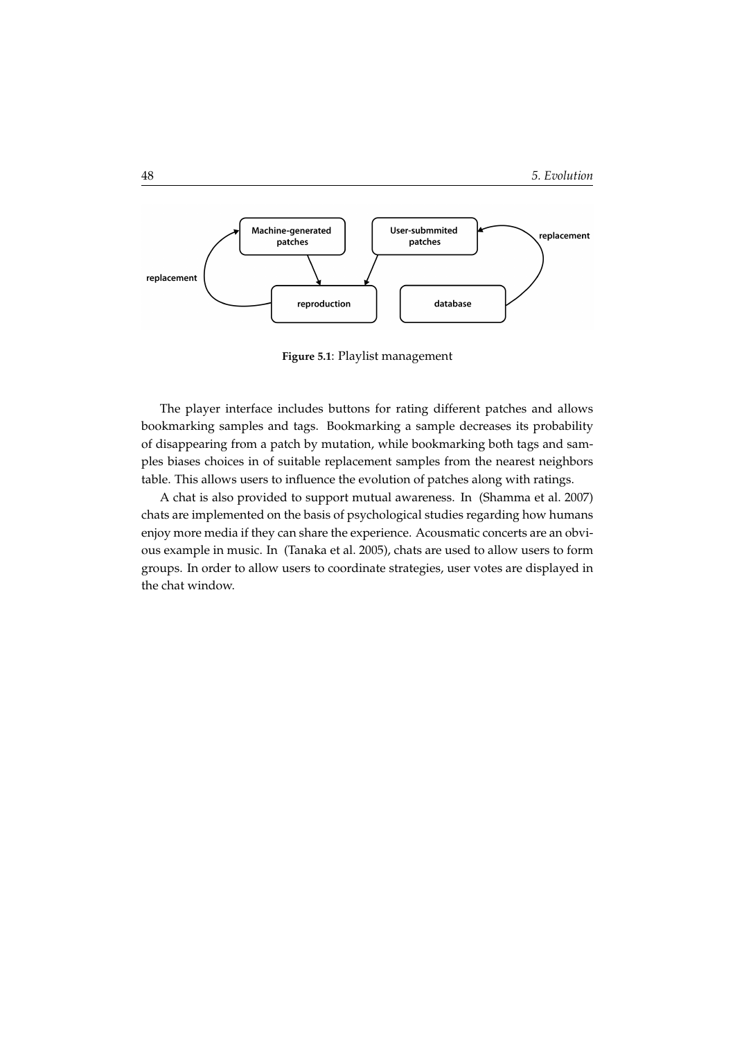Figure 5.1: Playlist management

The player interface includes buttons for rating different patches and allows bookmarking samples and tags. Bookmarking a sample decreases its probability of disappearing from a patch by mutation, while bookmarking both tags and samples biases choices in of suitable replacement samples from the nearest neighbors table. This allows users to influence the evolution of patches along with ratings.

A chat is also provided to support mutual awareness. In (Shamma et al. 2007) chats are implemented on the basis of psychological studies regarding how humans enjoy more media if they can share the experience. Acousmatic concerts are an obvious example in music. In (Tanaka et al. 2005), chats are used to allow users to form groups. In order to allow users to coordinate strategies, user votes are displayed in the chat window.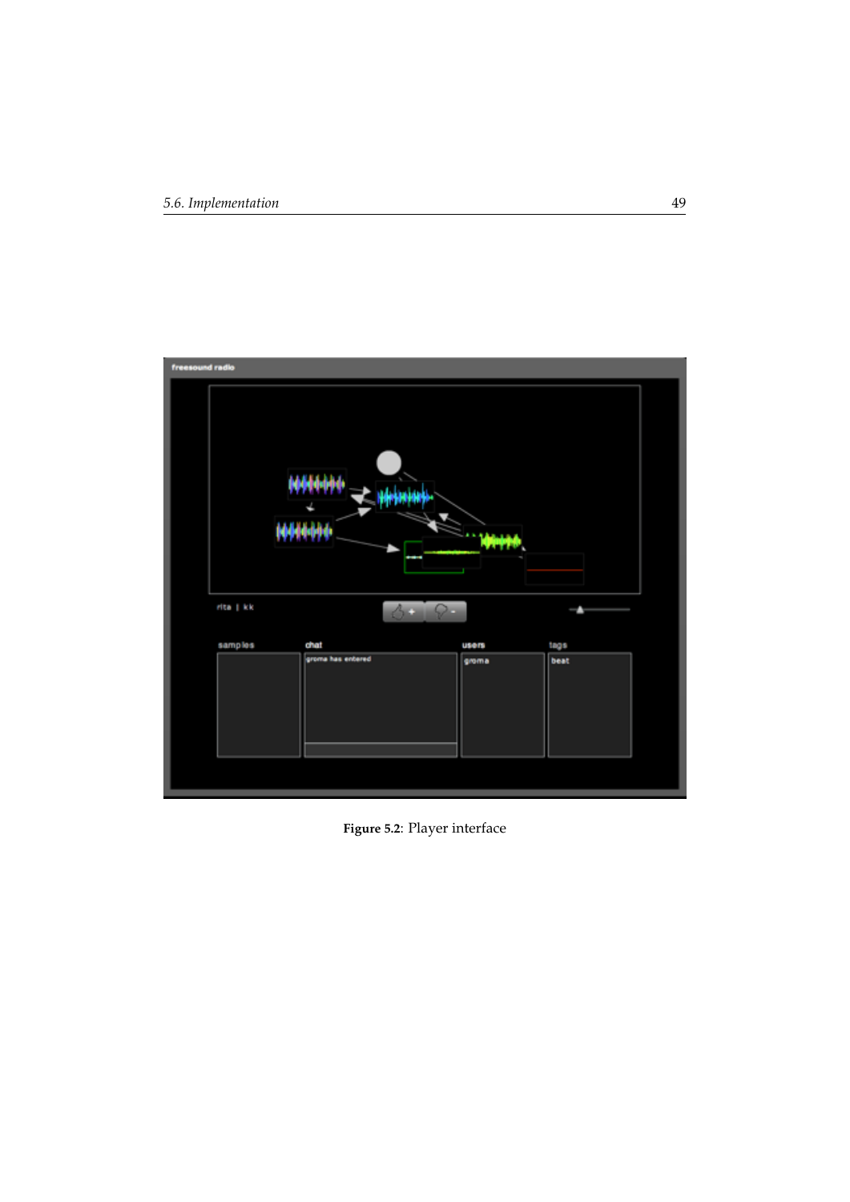**Figure 5.2**: Player interface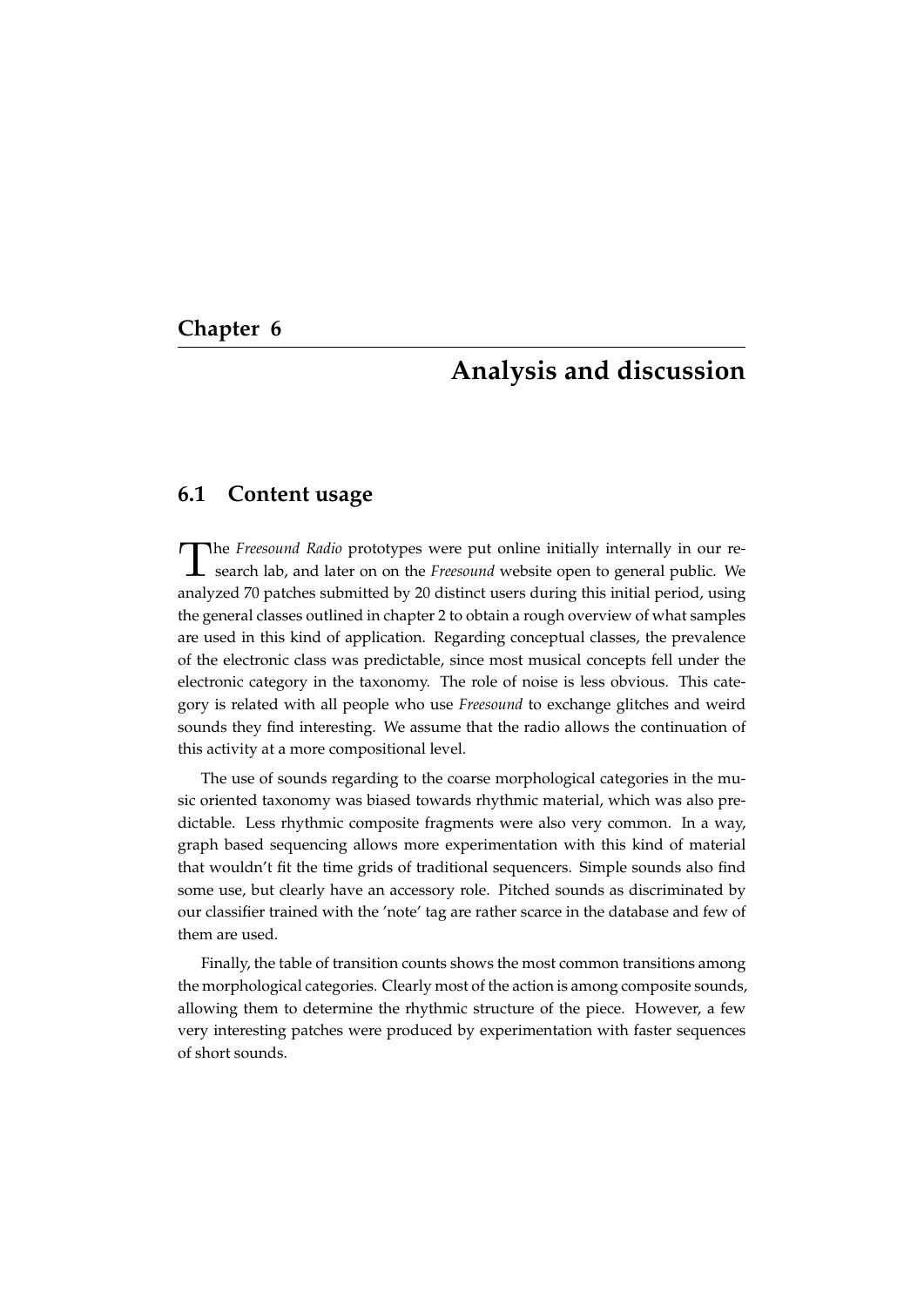# Chapter 6

# Analysis and discussion

## 6.1 Content usage

The *Freesound Radio* prototypes were put online initially internally in our research lab, and later on on the *Freesound* website open to general public. We analyzed 70 patches submitted by 20 distinct users during this initial period, using the general classes outlined in chapter 2 to obtain a rough overview of what samples are used in this kind of application. Regarding conceptual classes, the prevalence of the electronic class was predictable, since most musical concepts fell under the electronic category in the taxonomy. The role of noise is less obvious. This category is related with all people who use *Freesound* to exchange glitches and weird sounds they find interesting. We assume that the radio allows the continuation of this activity at a more compositional level.

The use of sounds regarding to the coarse morphological categories in the music oriented taxonomy was biased towards rhythmic material, which was also predictable. Less rhythmic composite fragments were also very common. In a way, graph based sequencing allows more experimentation with this kind of material that wouldn't fit the time grids of traditional sequencers. Simple sounds also find some use, but clearly have an accessory role. Pitched sounds as discriminated by our classifier trained with the 'note' tag are rather scarce in the database and few of them are used.

Finally, the table of transition counts shows the most common transitions among the morphological categories. Clearly most of the action is among composite sounds, allowing them to determine the rhythmic structure of the piece. However, a few very interesting patches were produced by experimentation with faster sequences of short sounds.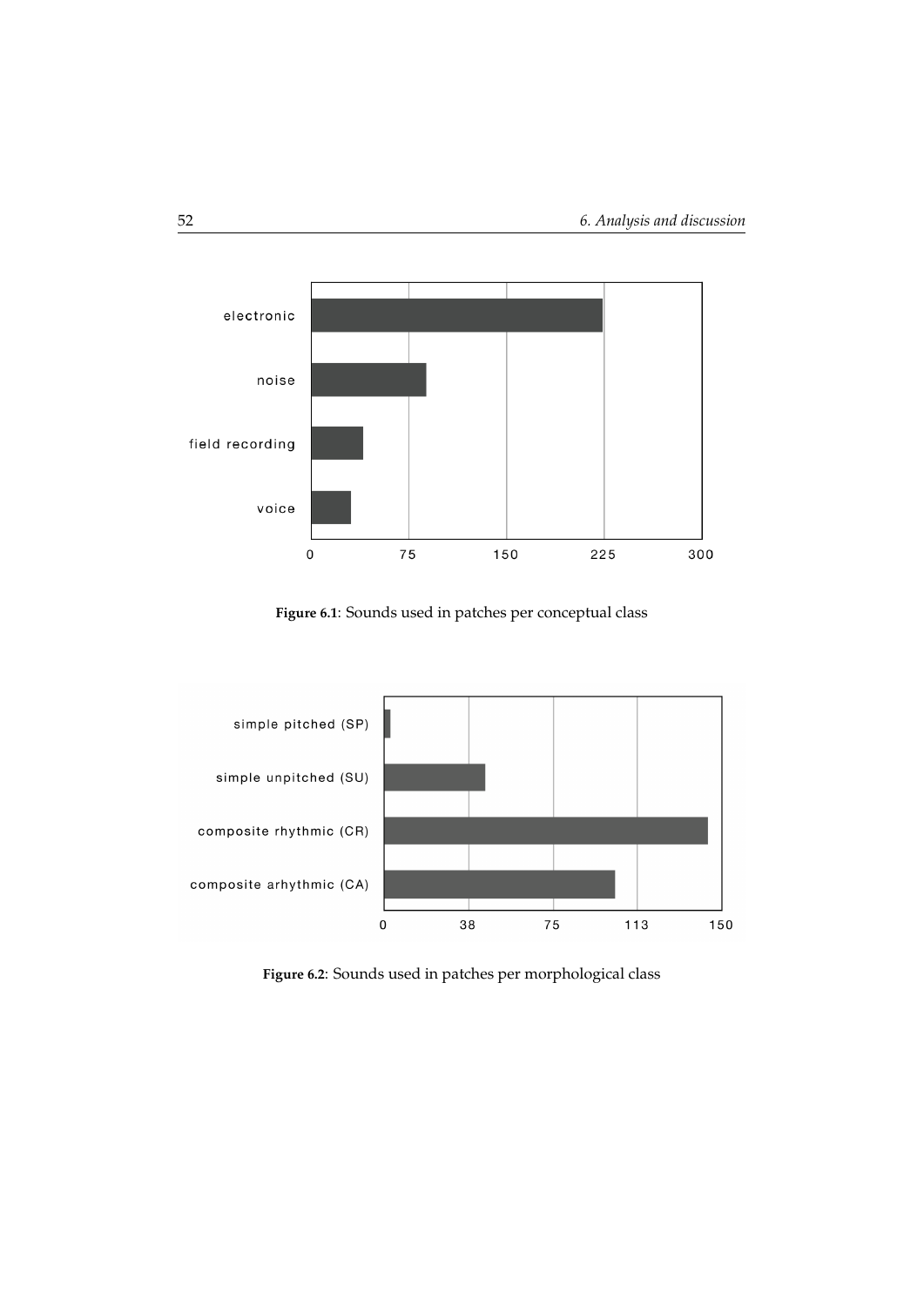**Figure 6.1**: Sounds used in patches per conceptual class

**Figure 6.2**: Sounds used in patches per morphological class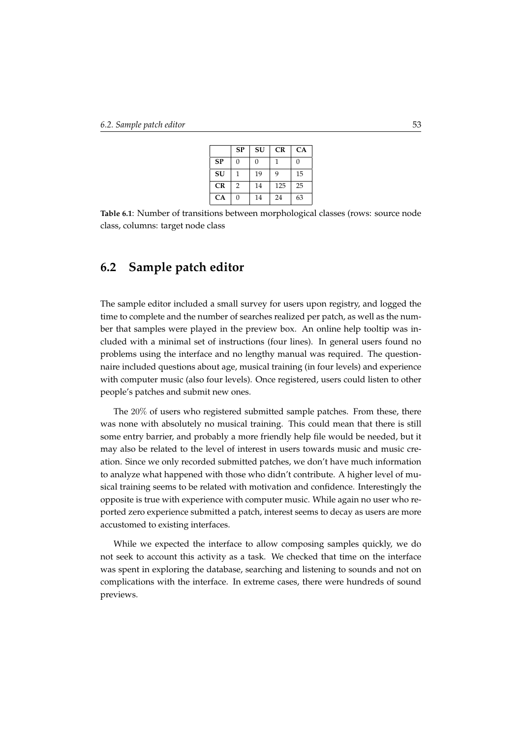| | **SP** | **SU** | **CR** | **CA** |
|---|---|---|---|---|
| **SP** | 0 | 0 | 1 | 0 |
| **SU** | 1 | 19 | 9 | 15 |
| **CR** | 2 | 14 | 125 | 25 |
| **CA** | 0 | 14 | 24 | 63 |

**Table 6.1**: Number of transitions between morphological classes (rows: source node class, columns: target node class

## 6.2 Sample patch editor

The sample editor included a small survey for users upon registry, and logged the time to complete and the number of searches realized per patch, as well as the number that samples were played in the preview box. An online help tooltip was included with a minimal set of instructions (four lines). In general users found no problems using the interface and no lengthy manual was required. The questionnaire included questions about age, musical training (in four levels) and experience with computer music (also four levels). Once registered, users could listen to other people's patches and submit new ones.

The $20\%$ of users who registered submitted sample patches. From these, there was none with absolutely no musical training. This could mean that there is still some entry barrier, and probably a more friendly help file would be needed, but it may also be related to the level of interest in users towards music and music creation. Since we only recorded submitted patches, we don't have much information to analyze what happened with those who didn't contribute. A higher level of musical training seems to be related with motivation and confidence. Interestingly the opposite is true with experience with computer music. While again no user who reported zero experience submitted a patch, interest seems to decay as users are more accustomed to existing interfaces.

While we expected the interface to allow composing samples quickly, we do not seek to account this activity as a task. We checked that time on the interface was spent in exploring the database, searching and listening to sounds and not on complications with the interface. In extreme cases, there were hundreds of sound previews.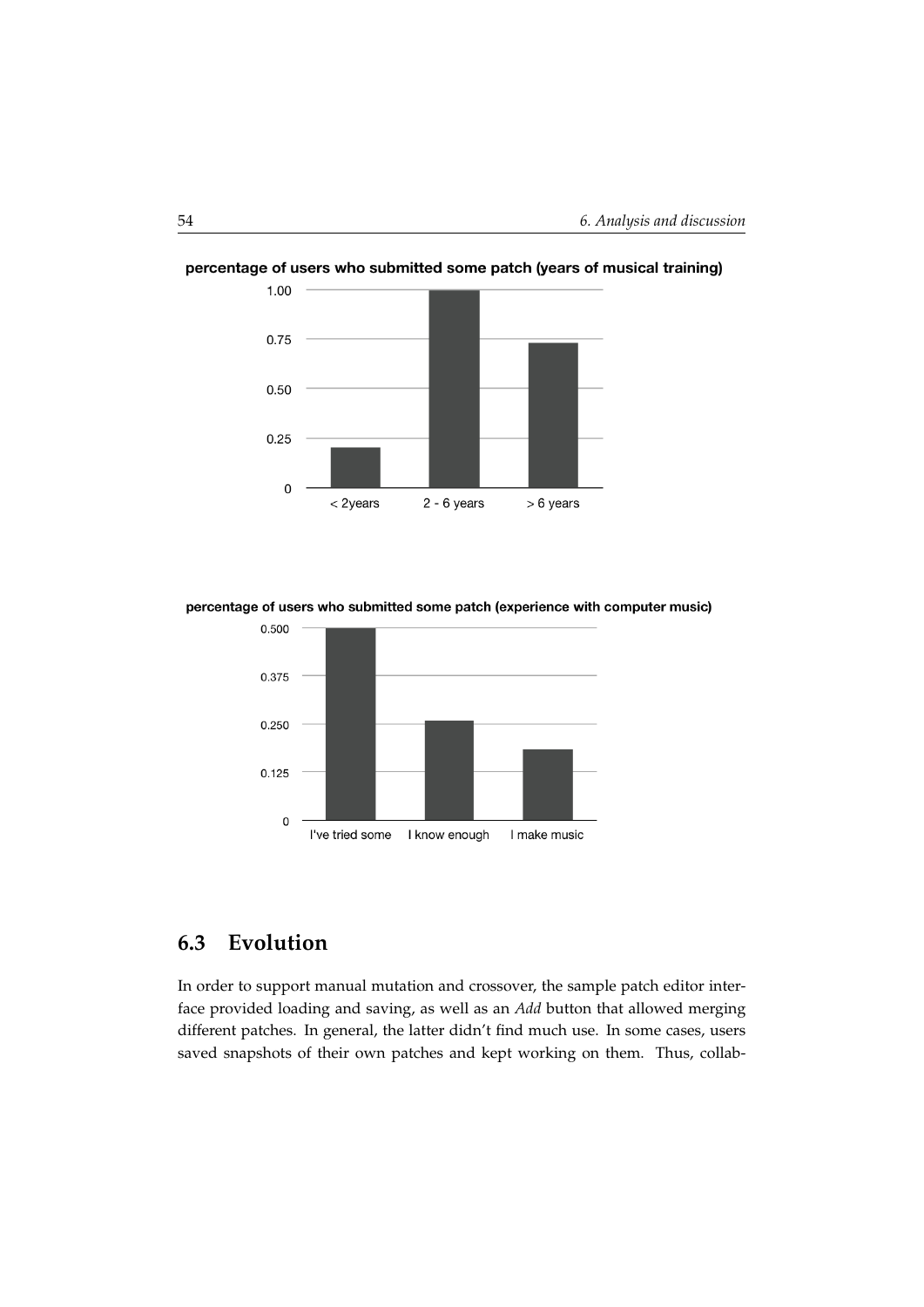**percentage of users who submitted some patch (years of musical training)**

**percentage of users who submitted some patch (experience with computer music)**

## 6.3 Evolution

In order to support manual mutation and crossover, the sample patch editor interface provided loading and saving, as well as an *Add* button that allowed merging different patches. In general, the latter didn't find much use. In some cases, users saved snapshots of their own patches and kept working on them. Thus, collab-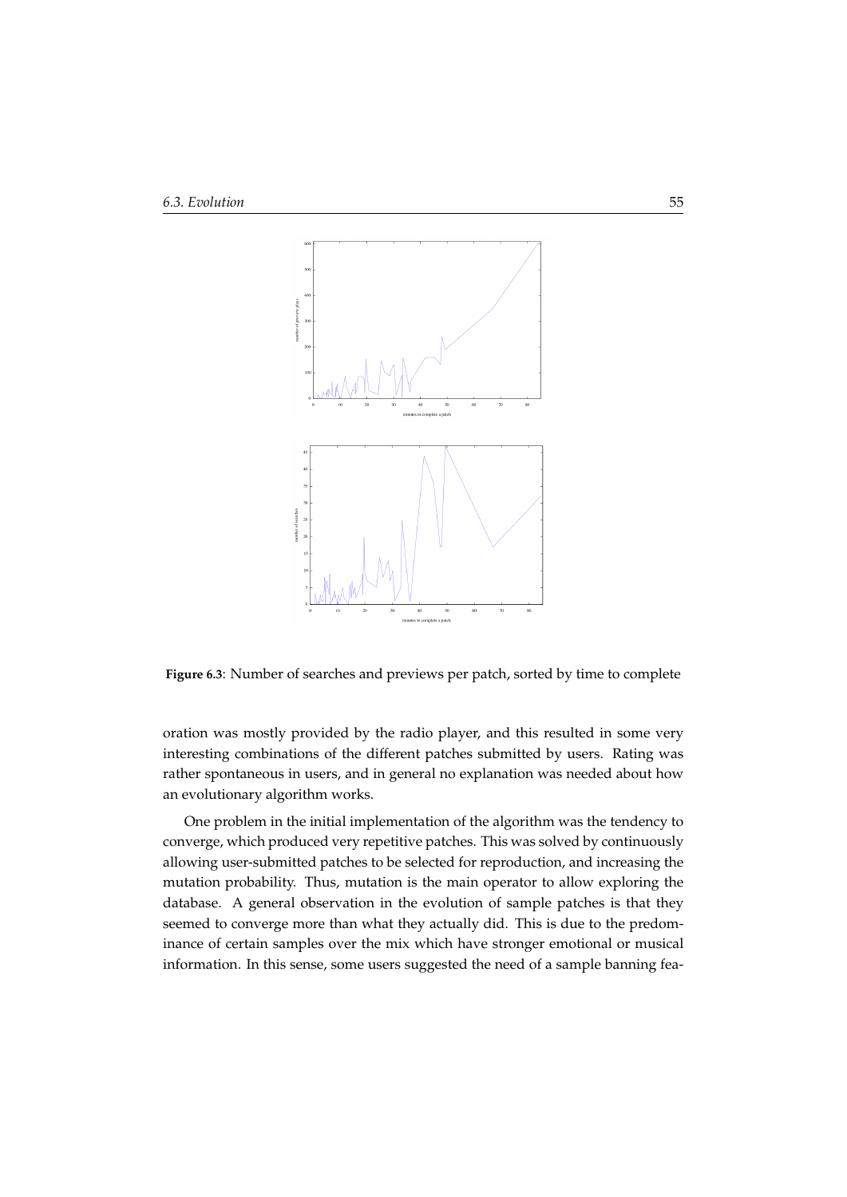**Figure 6.3**: Number of searches and previews per patch, sorted by time to complete

oration was mostly provided by the radio player, and this resulted in some very interesting combinations of the different patches submitted by users. Rating was rather spontaneous in users, and in general no explanation was needed about how an evolutionary algorithm works.

One problem in the initial implementation of the algorithm was the tendency to converge, which produced very repetitive patches. This was solved by continuously allowing user-submitted patches to be selected for reproduction, and increasing the mutation probability. Thus, mutation is the main operator to allow exploring the database. A general observation in the evolution of sample patches is that they seemed to converge more than what they actually did. This is due to the predominance of certain samples over the mix which have stronger emotional or musical information. In this sense, some users suggested the need of a sample banning fea-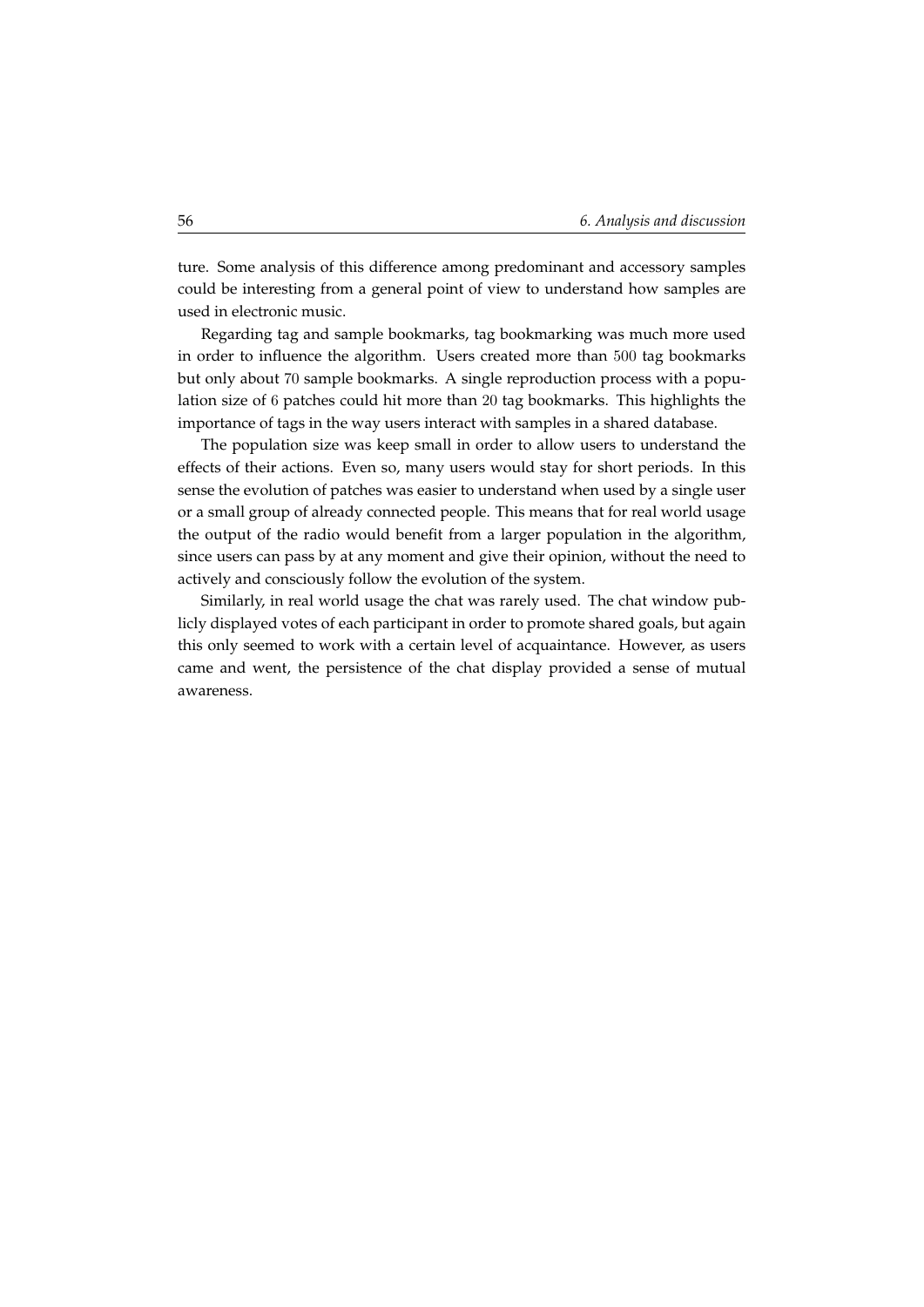ture. Some analysis of this difference among predominant and accessory samples could be interesting from a general point of view to understand how samples are used in electronic music.

Regarding tag and sample bookmarks, tag bookmarking was much more used in order to influence the algorithm. Users created more than 500 tag bookmarks but only about 70 sample bookmarks. A single reproduction process with a population size of 6 patches could hit more than 20 tag bookmarks. This highlights the importance of tags in the way users interact with samples in a shared database.

The population size was keep small in order to allow users to understand the effects of their actions. Even so, many users would stay for short periods. In this sense the evolution of patches was easier to understand when used by a single user or a small group of already connected people. This means that for real world usage the output of the radio would benefit from a larger population in the algorithm, since users can pass by at any moment and give their opinion, without the need to actively and consciously follow the evolution of the system.

Similarly, in real world usage the chat was rarely used. The chat window publicly displayed votes of each participant in order to promote shared goals, but again this only seemed to work with a certain level of acquaintance. However, as users came and went, the persistence of the chat display provided a sense of mutual awareness.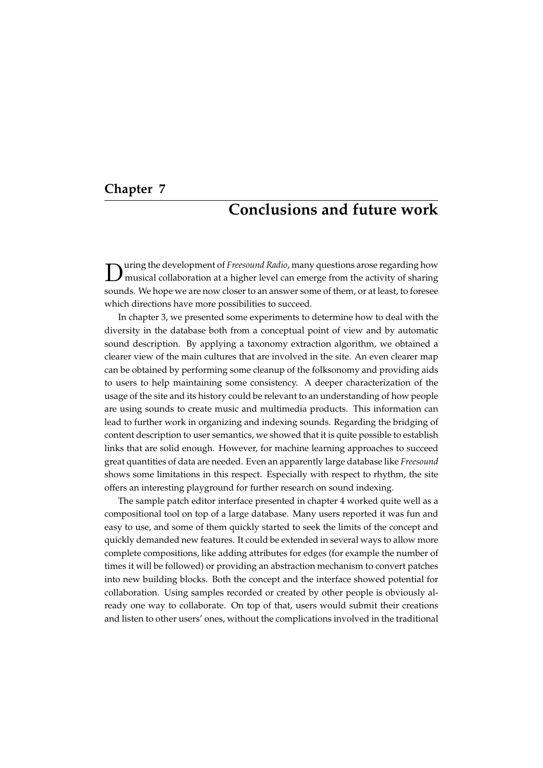# Chapter 7

# Conclusions and future work

During the development of *Freesound Radio*, many questions arose regarding how musical collaboration at a higher level can emerge from the activity of sharing sounds. We hope we are now closer to an answer some of them, or at least, to foresee which directions have more possibilities to succeed.

In chapter 3, we presented some experiments to determine how to deal with the diversity in the database both from a conceptual point of view and by automatic sound description. By applying a taxonomy extraction algorithm, we obtained a clearer view of the main cultures that are involved in the site. An even clearer map can be obtained by performing some cleanup of the folksonomy and providing aids to users to help maintaining some consistency. A deeper characterization of the usage of the site and its history could be relevant to an understanding of how people are using sounds to create music and multimedia products. This information can lead to further work in organizing and indexing sounds. Regarding the bridging of content description to user semantics, we showed that it is quite possible to establish links that are solid enough. However, for machine learning approaches to succeed great quantities of data are needed. Even an apparently large database like *Freesound* shows some limitations in this respect. Especially with respect to rhythm, the site offers an interesting playground for further research on sound indexing.

The sample patch editor interface presented in chapter 4 worked quite well as a compositional tool on top of a large database. Many users reported it was fun and easy to use, and some of them quickly started to seek the limits of the concept and quickly demanded new features. It could be extended in several ways to allow more complete compositions, like adding attributes for edges (for example the number of times it will be followed) or providing an abstraction mechanism to convert patches into new building blocks. Both the concept and the interface showed potential for collaboration. Using samples recorded or created by other people is obviously already one way to collaborate. On top of that, users would submit their creations and listen to other users' ones, without the complications involved in the traditional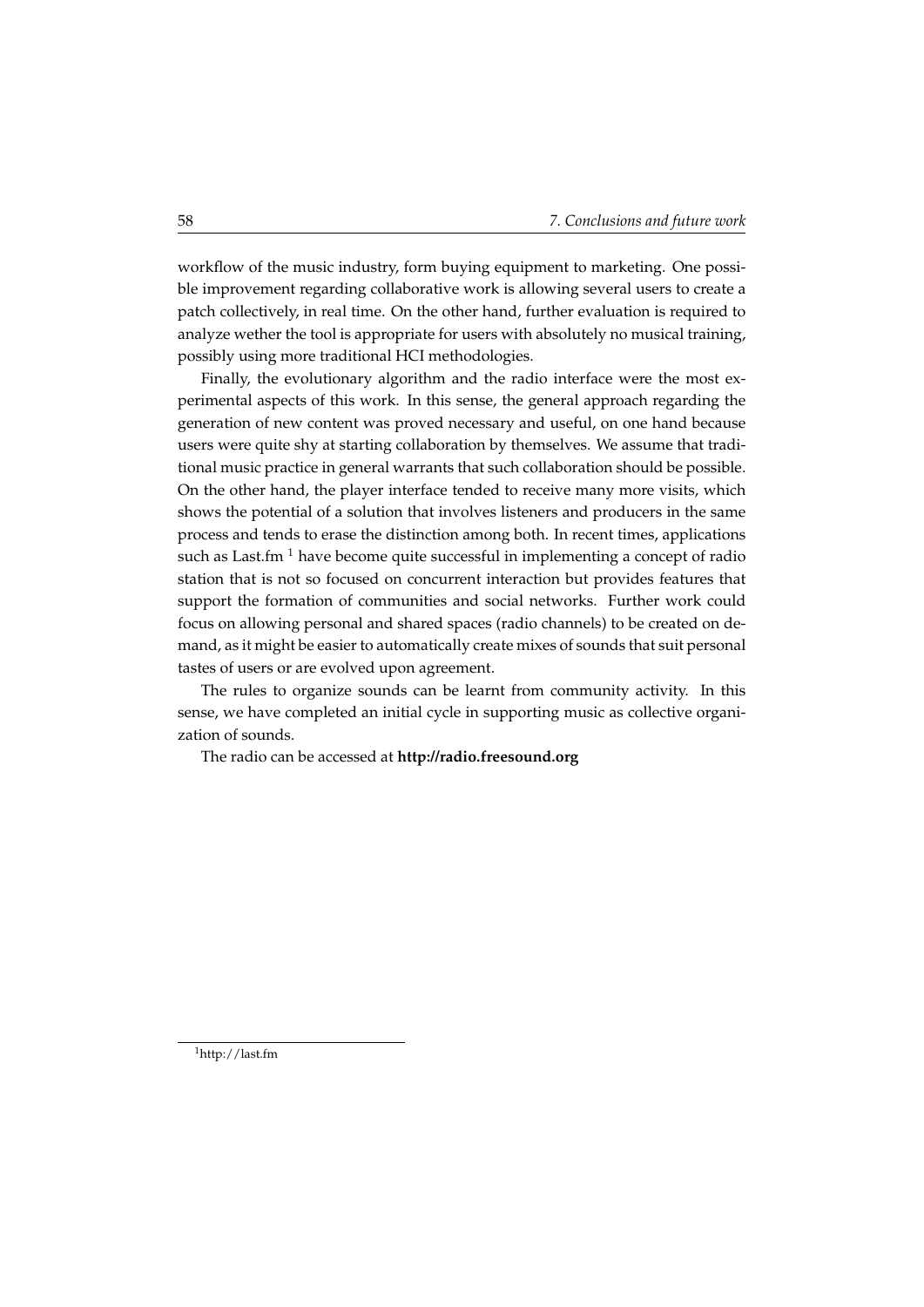workflow of the music industry, form buying equipment to marketing. One possible improvement regarding collaborative work is allowing several users to create a patch collectively, in real time. On the other hand, further evaluation is required to analyze wether the tool is appropriate for users with absolutely no musical training, possibly using more traditional HCI methodologies.

Finally, the evolutionary algorithm and the radio interface were the most experimental aspects of this work. In this sense, the general approach regarding the generation of new content was proved necessary and useful, on one hand because users were quite shy at starting collaboration by themselves. We assume that traditional music practice in general warrants that such collaboration should be possible. On the other hand, the player interface tended to receive many more visits, which shows the potential of a solution that involves listeners and producers in the same process and tends to erase the distinction among both. In recent times, applications such as Last.fm [1] have become quite successful in implementing a concept of radio station that is not so focused on concurrent interaction but provides features that support the formation of communities and social networks. Further work could focus on allowing personal and shared spaces (radio channels) to be created on demand, as it might be easier to automatically create mixes of sounds that suit personal tastes of users or are evolved upon agreement.

The rules to organize sounds can be learnt from community activity. In this sense, we have completed an initial cycle in supporting music as collective organization of sounds.

The radio can be accessed at **http://radio.freesound.org**

---

[1] http://last.fm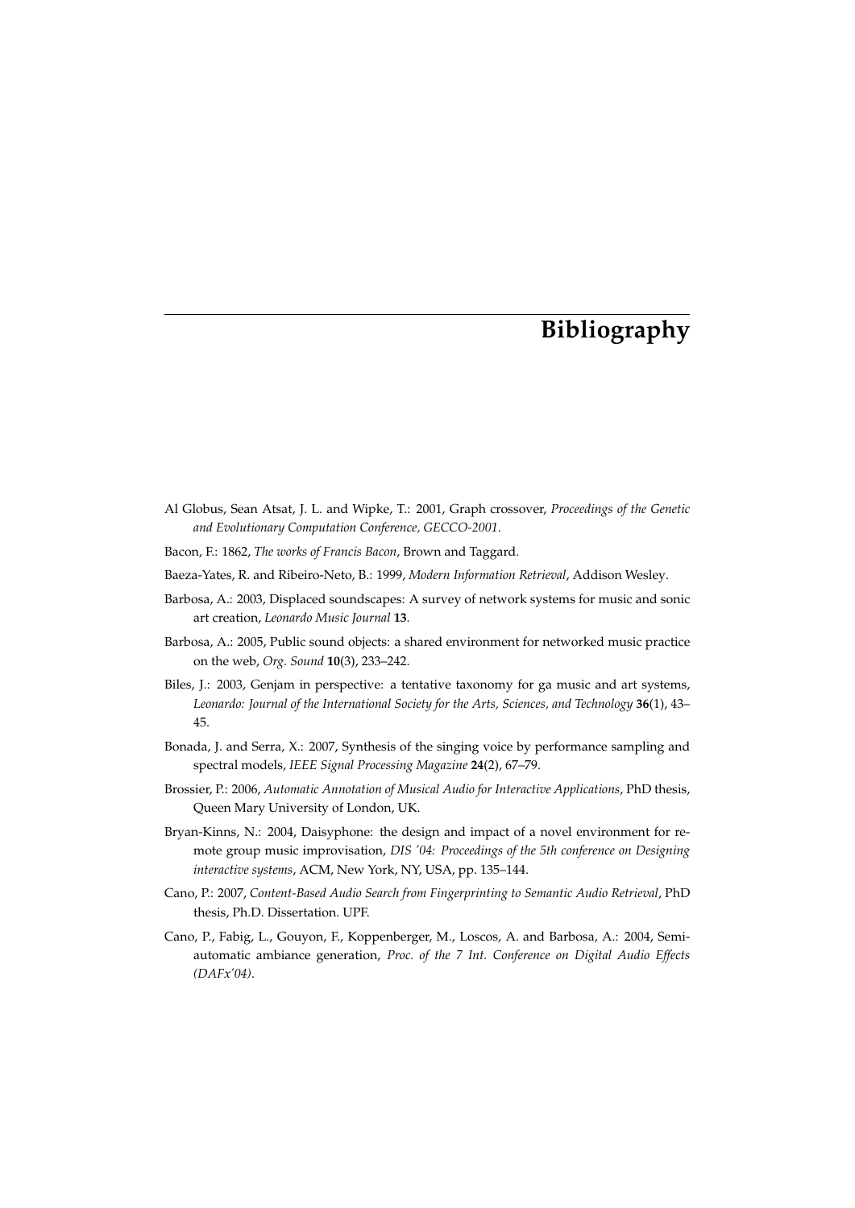# Bibliography

Al Globus, Sean Atsat, J. L. and Wipke, T.: 2001, Graph crossover, *Proceedings of the Genetic and Evolutionary Computation Conference, GECCO-2001*.

Bacon, F.: 1862, *The works of Francis Bacon*, Brown and Taggard.

Baeza-Yates, R. and Ribeiro-Neto, B.: 1999, *Modern Information Retrieval*, Addison Wesley.

Barbosa, A.: 2003, Displaced soundscapes: A survey of network systems for music and sonic art creation, *Leonardo Music Journal* **13**.

Barbosa, A.: 2005, Public sound objects: a shared environment for networked music practice on the web, *Org. Sound* **10**(3), 233–242.

Biles, J.: 2003, Genjam in perspective: a tentative taxonomy for ga music and art systems, *Leonardo: Journal of the International Society for the Arts, Sciences, and Technology* **36**(1), 43–45.

Bonada, J. and Serra, X.: 2007, Synthesis of the singing voice by performance sampling and spectral models, *IEEE Signal Processing Magazine* **24**(2), 67–79.

Brossier, P.: 2006, *Automatic Annotation of Musical Audio for Interactive Applications*, PhD thesis, Queen Mary University of London, UK.

Bryan-Kinns, N.: 2004, Daisyphone: the design and impact of a novel environment for remote group music improvisation, *DIS '04: Proceedings of the 5th conference on Designing interactive systems*, ACM, New York, NY, USA, pp. 135–144.

Cano, P.: 2007, *Content-Based Audio Search from Fingerprinting to Semantic Audio Retrieval*, PhD thesis, Ph.D. Dissertation. UPF.

Cano, P., Fabig, L., Gouyon, F., Koppenberger, M., Loscos, A. and Barbosa, A.: 2004, Semi-automatic ambiance generation, *Proc. of the 7 Int. Conference on Digital Audio Effects (DAFx'04)*.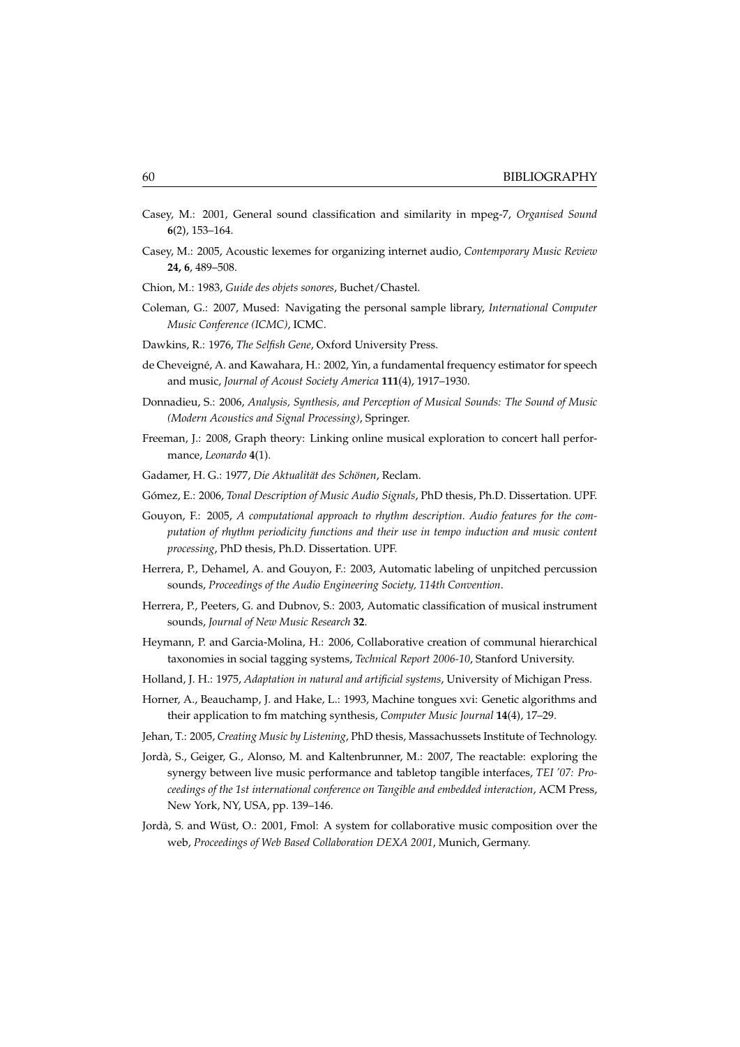Casey, M.: 2001, General sound classification and similarity in mpeg-7, *Organised Sound* **6**(2), 153–164.

Casey, M.: 2005, Acoustic lexemes for organizing internet audio, *Contemporary Music Review* **24, 6**, 489–508.

Chion, M.: 1983, *Guide des objets sonores*, Buchet/Chastel.

Coleman, G.: 2007, Mused: Navigating the personal sample library, *International Computer Music Conference (ICMC)*, ICMC.

Dawkins, R.: 1976, *The Selfish Gene*, Oxford University Press.

de Cheveigné, A. and Kawahara, H.: 2002, Yin, a fundamental frequency estimator for speech and music, *Journal of Acoust Society America* **111**(4), 1917–1930.

Donnadieu, S.: 2006, *Analysis, Synthesis, and Perception of Musical Sounds: The Sound of Music (Modern Acoustics and Signal Processing)*, Springer.

Freeman, J.: 2008, Graph theory: Linking online musical exploration to concert hall performance, *Leonardo* **4**(1).

Gadamer, H. G.: 1977, *Die Aktualität des Schönen*, Reclam.

Gómez, E.: 2006, *Tonal Description of Music Audio Signals*, PhD thesis, Ph.D. Dissertation. UPF.

Gouyon, F.: 2005, *A computational approach to rhythm description. Audio features for the computation of rhythm periodicity functions and their use in tempo induction and music content processing*, PhD thesis, Ph.D. Dissertation. UPF.

Herrera, P., Dehamel, A. and Gouyon, F.: 2003, Automatic labeling of unpitched percussion sounds, *Proceedings of the Audio Engineering Society, 114th Convention*.

Herrera, P., Peeters, G. and Dubnov, S.: 2003, Automatic classification of musical instrument sounds, *Journal of New Music Research* **32**.

Heymann, P. and Garcia-Molina, H.: 2006, Collaborative creation of communal hierarchical taxonomies in social tagging systems, *Technical Report 2006-10*, Stanford University.

Holland, J. H.: 1975, *Adaptation in natural and artificial systems*, University of Michigan Press.

Horner, A., Beauchamp, J. and Hake, L.: 1993, Machine tongues xvi: Genetic algorithms and their application to fm matching synthesis, *Computer Music Journal* **14**(4), 17–29.

Jehan, T.: 2005, *Creating Music by Listening*, PhD thesis, Massachussets Institute of Technology.

Jordà, S., Geiger, G., Alonso, M. and Kaltenbrunner, M.: 2007, The reactable: exploring the synergy between live music performance and tabletop tangible interfaces, *TEI '07: Proceedings of the 1st international conference on Tangible and embedded interaction*, ACM Press, New York, NY, USA, pp. 139–146.

Jordà, S. and Wüst, O.: 2001, Fmol: A system for collaborative music composition over the web, *Proceedings of Web Based Collaboration DEXA 2001*, Munich, Germany.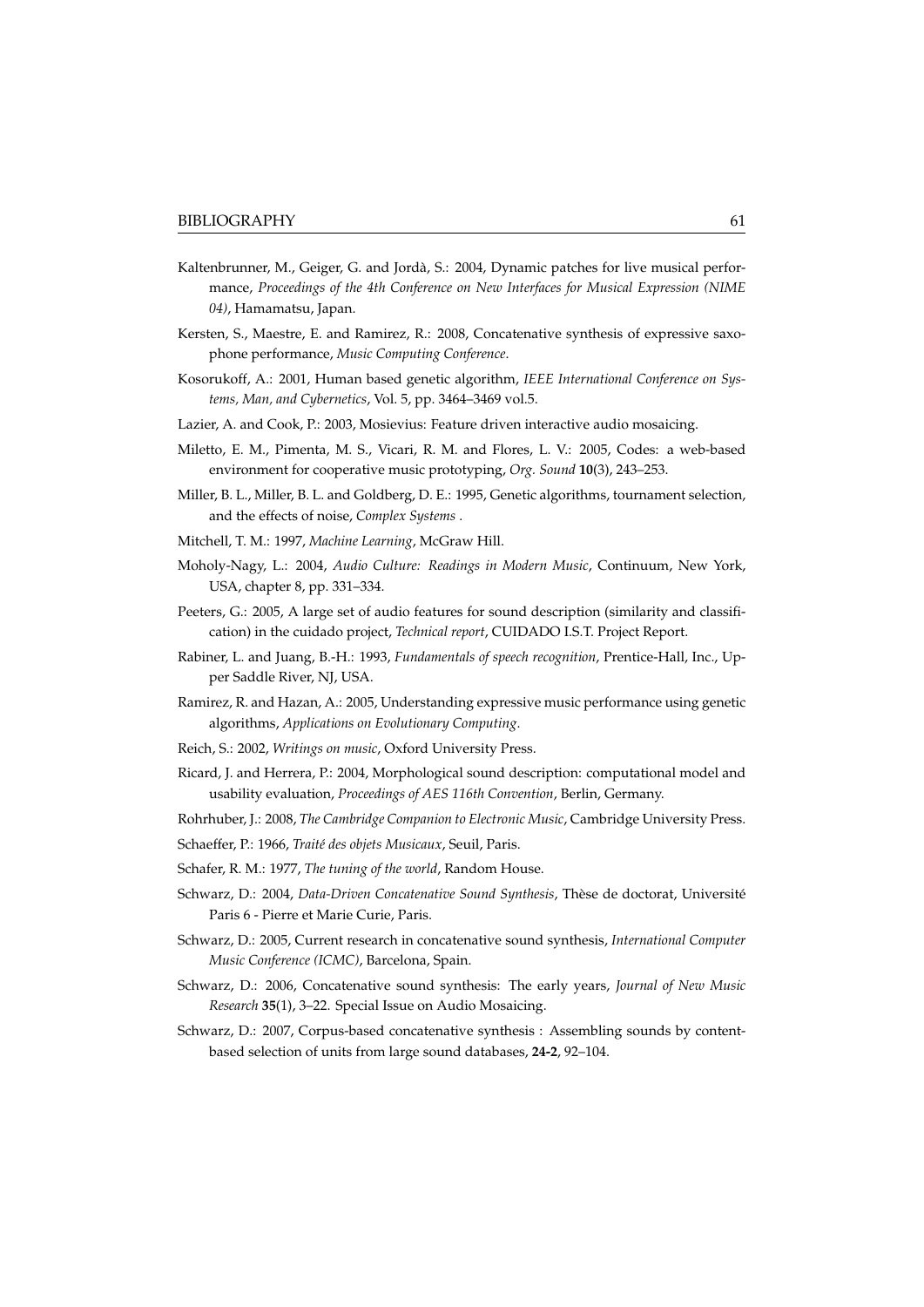Kaltenbrunner, M., Geiger, G. and Jordà, S.: 2004, Dynamic patches for live musical performance, *Proceedings of the 4th Conference on New Interfaces for Musical Expression (NIME 04)*, Hamamatsu, Japan.

Kersten, S., Maestre, E. and Ramirez, R.: 2008, Concatenative synthesis of expressive saxophone performance, *Music Computing Conference*.

Kosorukoff, A.: 2001, Human based genetic algorithm, *IEEE International Conference on Systems, Man, and Cybernetics*, Vol. 5, pp. 3464–3469 vol.5.

Lazier, A. and Cook, P.: 2003, Mosievius: Feature driven interactive audio mosaicing.

Miletto, E. M., Pimenta, M. S., Vicari, R. M. and Flores, L. V.: 2005, Codes: a web-based environment for cooperative music prototyping, *Org. Sound* **10**(3), 243–253.

Miller, B. L., Miller, B. L. and Goldberg, D. E.: 1995, Genetic algorithms, tournament selection, and the effects of noise, *Complex Systems* .

Mitchell, T. M.: 1997, *Machine Learning*, McGraw Hill.

Moholy-Nagy, L.: 2004, *Audio Culture: Readings in Modern Music*, Continuum, New York, USA, chapter 8, pp. 331–334.

Peeters, G.: 2005, A large set of audio features for sound description (similarity and classification) in the cuidado project, *Technical report*, CUIDADO I.S.T. Project Report.

Rabiner, L. and Juang, B.-H.: 1993, *Fundamentals of speech recognition*, Prentice-Hall, Inc., Upper Saddle River, NJ, USA.

Ramirez, R. and Hazan, A.: 2005, Understanding expressive music performance using genetic algorithms, *Applications on Evolutionary Computing*.

Reich, S.: 2002, *Writings on music*, Oxford University Press.

Ricard, J. and Herrera, P.: 2004, Morphological sound description: computational model and usability evaluation, *Proceedings of AES 116th Convention*, Berlin, Germany.

Rohrhuber, J.: 2008, *The Cambridge Companion to Electronic Music*, Cambridge University Press.

Schaeffer, P.: 1966, *Traité des objets Musicaux*, Seuil, Paris.

Schafer, R. M.: 1977, *The tuning of the world*, Random House.

Schwarz, D.: 2004, *Data-Driven Concatenative Sound Synthesis*, Thèse de doctorat, Université Paris 6 - Pierre et Marie Curie, Paris.

Schwarz, D.: 2005, Current research in concatenative sound synthesis, *International Computer Music Conference (ICMC)*, Barcelona, Spain.

Schwarz, D.: 2006, Concatenative sound synthesis: The early years, *Journal of New Music Research* **35**(1), 3–22. Special Issue on Audio Mosaicing.

Schwarz, D.: 2007, Corpus-based concatenative synthesis : Assembling sounds by content-based selection of units from large sound databases, **24-2**, 92–104.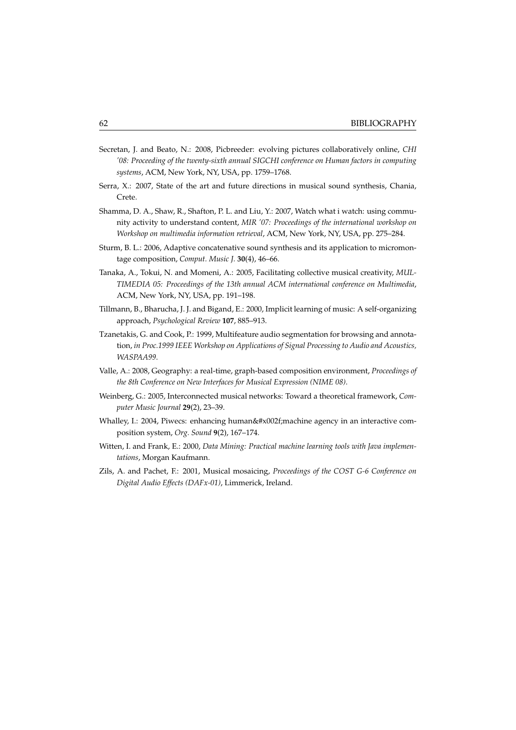Secretan, J. and Beato, N.: 2008, Picbreeder: evolving pictures collaboratively online, *CHI '08: Proceeding of the twenty-sixth annual SIGCHI conference on Human factors in computing systems*, ACM, New York, NY, USA, pp. 1759–1768.

Serra, X.: 2007, State of the art and future directions in musical sound synthesis, Chania, Crete.

Shamma, D. A., Shaw, R., Shafton, P. L. and Liu, Y.: 2007, Watch what i watch: using community activity to understand content, *MIR '07: Proceedings of the international workshop on Workshop on multimedia information retrieval*, ACM, New York, NY, USA, pp. 275–284.

Sturm, B. L.: 2006, Adaptive concatenative sound synthesis and its application to micromontage composition, *Comput. Music J.* **30**(4), 46–66.

Tanaka, A., Tokui, N. and Momeni, A.: 2005, Facilitating collective musical creativity, *MULTIMEDIA 05: Proceedings of the 13th annual ACM international conference on Multimedia*, ACM, New York, NY, USA, pp. 191–198.

Tillmann, B., Bharucha, J. J. and Bigand, E.: 2000, Implicit learning of music: A self-organizing approach, *Psychological Review* **107**, 885–913.

Tzanetakis, G. and Cook, P.: 1999, Multifeature audio segmentation for browsing and annotation, *in Proc.1999 IEEE Workshop on Applications of Signal Processing to Audio and Acoustics, WASPAA99*.

Valle, A.: 2008, Geography: a real-time, graph-based composition environment, *Proceedings of the 8th Conference on New Interfaces for Musical Expression (NIME 08)*.

Weinberg, G.: 2005, Interconnected musical networks: Toward a theoretical framework, *Computer Music Journal* **29**(2), 23–39.

Whalley, I.: 2004, Piwecs: enhancing human&#x002f;machine agency in an interactive composition system, *Org. Sound* **9**(2), 167–174.

Witten, I. and Frank, E.: 2000, *Data Mining: Practical machine learning tools with Java implementations*, Morgan Kaufmann.

Zils, A. and Pachet, F.: 2001, Musical mosaicing, *Proceedings of the COST G-6 Conference on Digital Audio Effects (DAFx-01)*, Limmerick, Ireland.